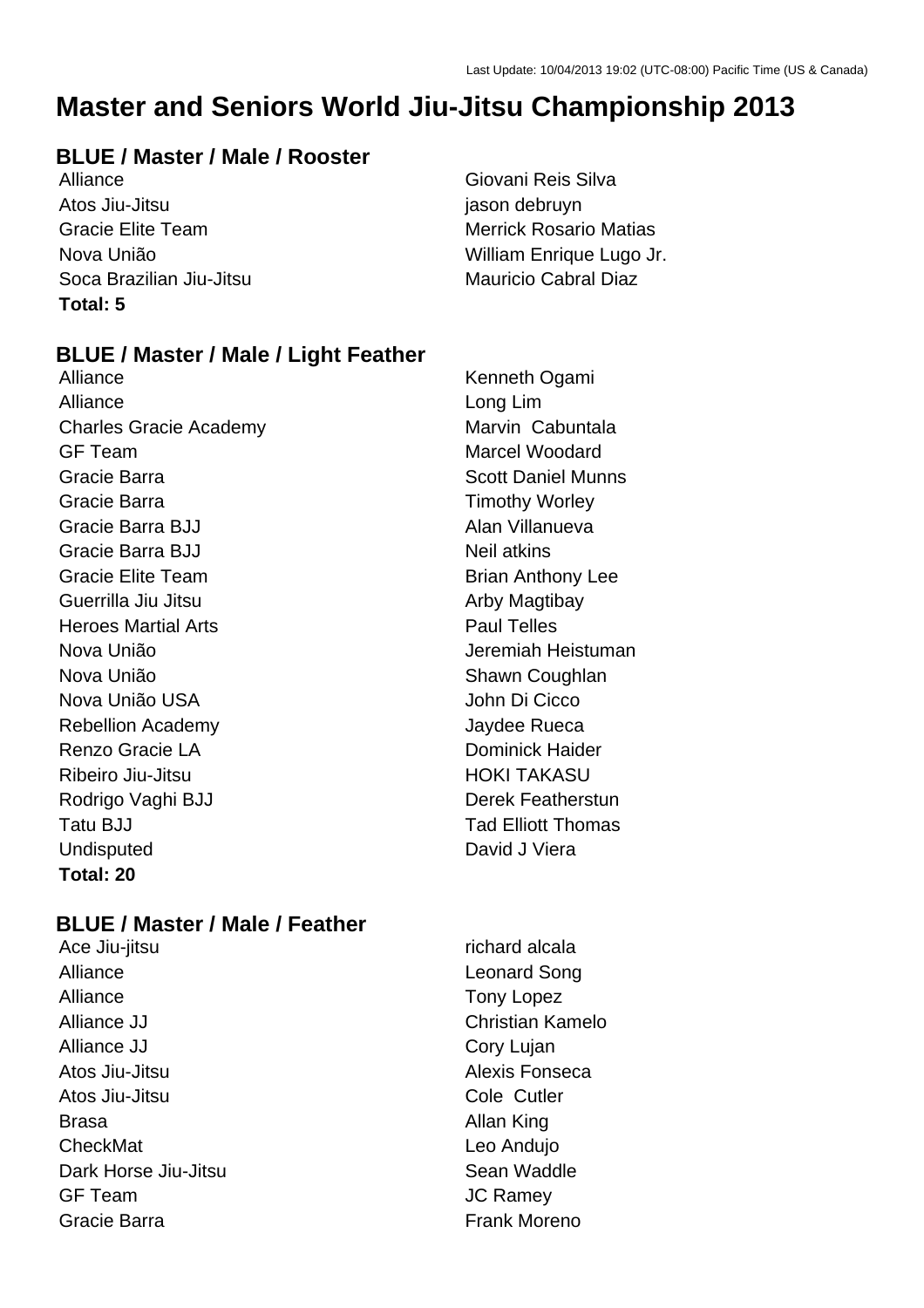Last Update: 10/04/2013 19:02 (UTC-08:00) Pacific Time (US & Canada)

# Master and Seniors World Jiu-Jitsu Championship 2013

## BLUE / Master / Male / Rooster

| Team | Name |
|---|---|
| Alliance | Giovani Reis Silva |
| Atos Jiu-Jitsu | jason debruyn |
| Gracie Elite Team | Merrick Rosario Matias |
| Nova União | William Enrique Lugo Jr. |
| Soca Brazilian Jiu-Jitsu | Mauricio Cabral Diaz |

**Total: 5**

## BLUE / Master / Male / Light Feather

| Team | Name |
|---|---|
| Alliance | Kenneth Ogami |
| Alliance | Long Lim |
| Charles Gracie Academy | Marvin  Cabuntala |
| GF Team | Marcel Woodard |
| Gracie Barra | Scott Daniel Munns |
| Gracie Barra | Timothy Worley |
| Gracie Barra BJJ | Alan Villanueva |
| Gracie Barra BJJ | Neil atkins |
| Gracie Elite Team | Brian Anthony Lee |
| Guerrilla Jiu Jitsu | Arby Magtibay |
| Heroes Martial Arts | Paul Telles |
| Nova União | Jeremiah Heistuman |
| Nova União | Shawn Coughlan |
| Nova União USA | John Di Cicco |
| Rebellion Academy | Jaydee Rueca |
| Renzo Gracie LA | Dominick Haider |
| Ribeiro Jiu-Jitsu | HOKI TAKASU |
| Rodrigo Vaghi BJJ | Derek Featherstun |
| Tatu BJJ | Tad Elliott Thomas |
| Undisputed | David J Viera |

**Total: 20**

## BLUE / Master / Male / Feather

| Team | Name |
|---|---|
| Ace Jiu-jitsu | richard alcala |
| Alliance | Leonard Song |
| Alliance | Tony Lopez |
| Alliance JJ | Christian Kamelo |
| Alliance JJ | Cory Lujan |
| Atos Jiu-Jitsu | Alexis Fonseca |
| Atos Jiu-Jitsu | Cole  Cutler |
| Brasa | Allan King |
| CheckMat | Leo Andujo |
| Dark Horse Jiu-Jitsu | Sean Waddle |
| GF Team | JC Ramey |
| Gracie Barra | Frank Moreno |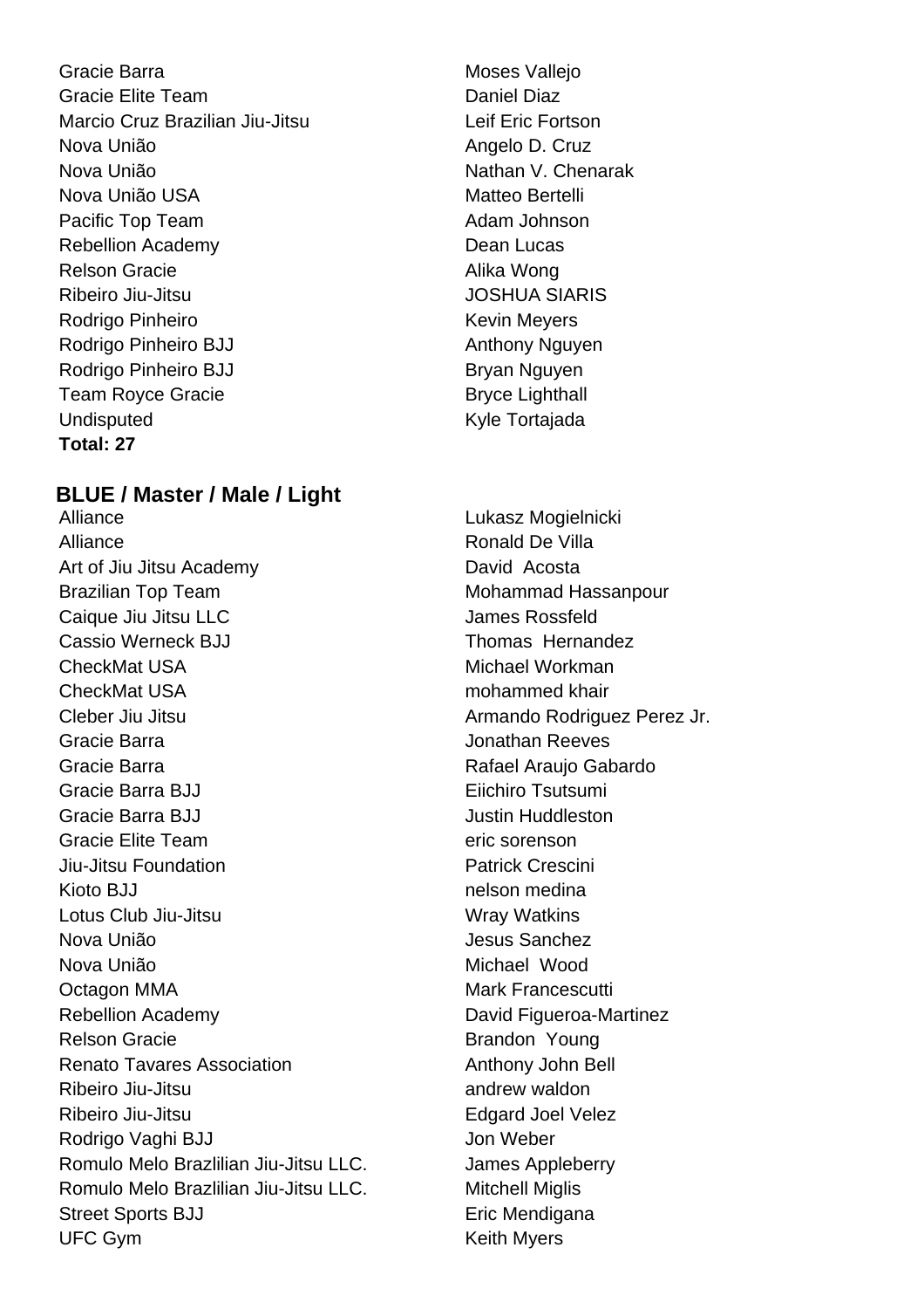| | |
|---|---|
| Gracie Barra | Moses Vallejo |
| Gracie Elite Team | Daniel Diaz |
| Marcio Cruz Brazilian Jiu-Jitsu | Leif Eric Fortson |
| Nova União | Angelo D. Cruz |
| Nova União | Nathan V. Chenarak |
| Nova União USA | Matteo Bertelli |
| Pacific Top Team | Adam Johnson |
| Rebellion Academy | Dean Lucas |
| Relson Gracie | Alika Wong |
| Ribeiro Jiu-Jitsu | JOSHUA SIARIS |
| Rodrigo Pinheiro | Kevin Meyers |
| Rodrigo Pinheiro BJJ | Anthony Nguyen |
| Rodrigo Pinheiro BJJ | Bryan Nguyen |
| Team Royce Gracie | Bryce Lighthall |
| Undisputed | Kyle Tortajada |

**Total: 27**

## BLUE / Master / Male / Light

| | |
|---|---|
| Alliance | Lukasz Mogielnicki |
| Alliance | Ronald De Villa |
| Art of Jiu Jitsu Academy | David Acosta |
| Brazilian Top Team | Mohammad Hassanpour |
| Caique Jiu Jitsu LLC | James Rossfeld |
| Cassio Werneck BJJ | Thomas Hernandez |
| CheckMat USA | Michael Workman |
| CheckMat USA | mohammed khair |
| Cleber Jiu Jitsu | Armando Rodriguez Perez Jr. |
| Gracie Barra | Jonathan Reeves |
| Gracie Barra | Rafael Araujo Gabardo |
| Gracie Barra BJJ | Eiichiro Tsutsumi |
| Gracie Barra BJJ | Justin Huddleston |
| Gracie Elite Team | eric sorenson |
| Jiu-Jitsu Foundation | Patrick Crescini |
| Kioto BJJ | nelson medina |
| Lotus Club Jiu-Jitsu | Wray Watkins |
| Nova União | Jesus Sanchez |
| Nova União | Michael Wood |
| Octagon MMA | Mark Francescutti |
| Rebellion Academy | David Figueroa-Martinez |
| Relson Gracie | Brandon Young |
| Renato Tavares Association | Anthony John Bell |
| Ribeiro Jiu-Jitsu | andrew waldon |
| Ribeiro Jiu-Jitsu | Edgard Joel Velez |
| Rodrigo Vaghi BJJ | Jon Weber |
| Romulo Melo Brazlilian Jiu-Jitsu LLC. | James Appleberry |
| Romulo Melo Brazlilian Jiu-Jitsu LLC. | Mitchell Miglis |
| Street Sports BJJ | Eric Mendigana |
| UFC Gym | Keith Myers |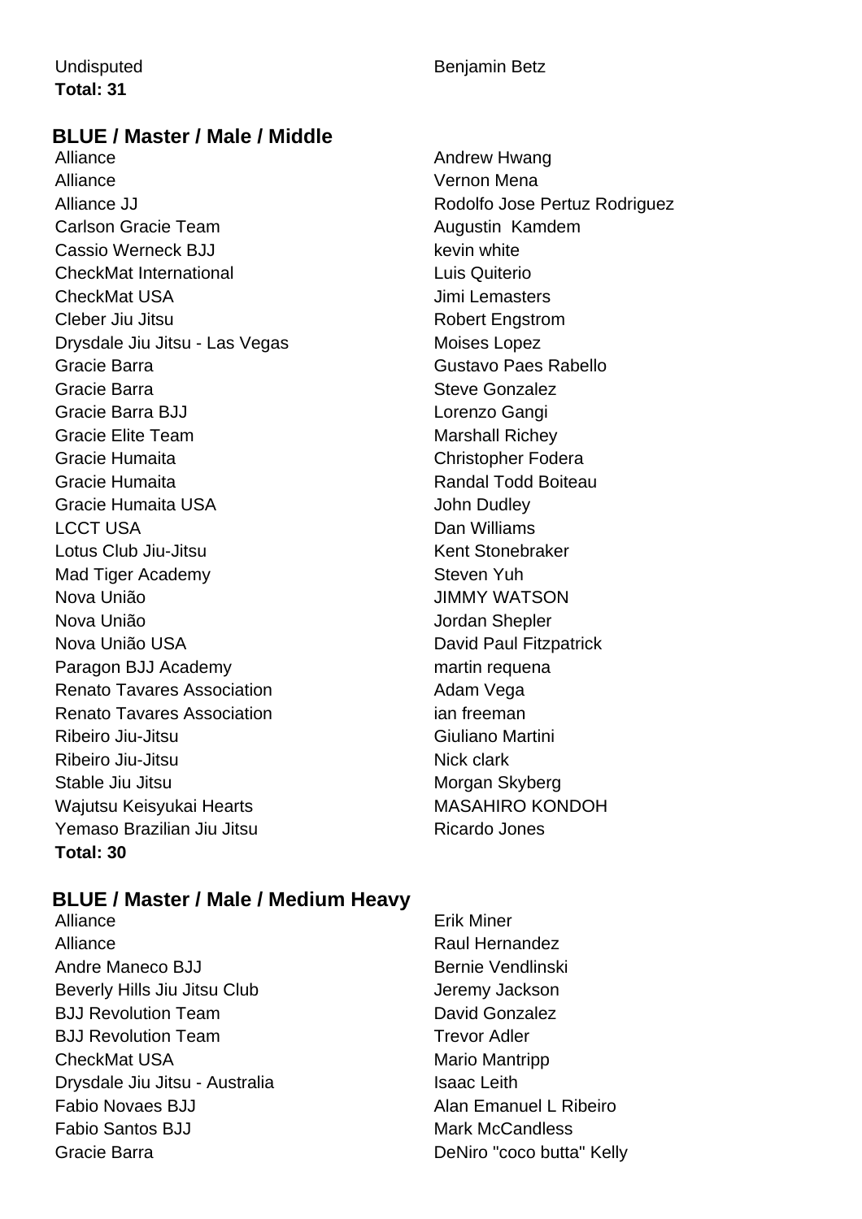| | |
|---|---|
| Undisputed | Benjamin Betz |

**Total: 31**

## BLUE / Master / Male / Middle

| | |
|---|---|
| Alliance | Andrew Hwang |
| Alliance | Vernon Mena |
| Alliance JJ | Rodolfo Jose Pertuz Rodriguez |
| Carlson Gracie Team | Augustin  Kamdem |
| Cassio Werneck BJJ | kevin white |
| CheckMat International | Luis Quiterio |
| CheckMat USA | Jimi Lemasters |
| Cleber Jiu Jitsu | Robert Engstrom |
| Drysdale Jiu Jitsu - Las Vegas | Moises Lopez |
| Gracie Barra | Gustavo Paes Rabello |
| Gracie Barra | Steve Gonzalez |
| Gracie Barra BJJ | Lorenzo Gangi |
| Gracie Elite Team | Marshall Richey |
| Gracie Humaita | Christopher Fodera |
| Gracie Humaita | Randal Todd Boiteau |
| Gracie Humaita USA | John Dudley |
| LCCT USA | Dan Williams |
| Lotus Club Jiu-Jitsu | Kent Stonebraker |
| Mad Tiger Academy | Steven Yuh |
| Nova União | JIMMY WATSON |
| Nova União | Jordan Shepler |
| Nova União USA | David Paul Fitzpatrick |
| Paragon BJJ Academy | martin requena |
| Renato Tavares Association | Adam Vega |
| Renato Tavares Association | ian freeman |
| Ribeiro Jiu-Jitsu | Giuliano Martini |
| Ribeiro Jiu-Jitsu | Nick clark |
| Stable Jiu Jitsu | Morgan Skyberg |
| Wajutsu Keisyukai Hearts | MASAHIRO KONDOH |
| Yemaso Brazilian Jiu Jitsu | Ricardo Jones |

**Total: 30**

## BLUE / Master / Male / Medium Heavy

| | |
|---|---|
| Alliance | Erik Miner |
| Alliance | Raul Hernandez |
| Andre Maneco BJJ | Bernie Vendlinski |
| Beverly Hills Jiu Jitsu Club | Jeremy Jackson |
| BJJ Revolution Team | David Gonzalez |
| BJJ Revolution Team | Trevor Adler |
| CheckMat USA | Mario Mantripp |
| Drysdale Jiu Jitsu - Australia | Isaac Leith |
| Fabio Novaes BJJ | Alan Emanuel L Ribeiro |
| Fabio Santos BJJ | Mark McCandless |
| Gracie Barra | DeNiro "coco butta" Kelly |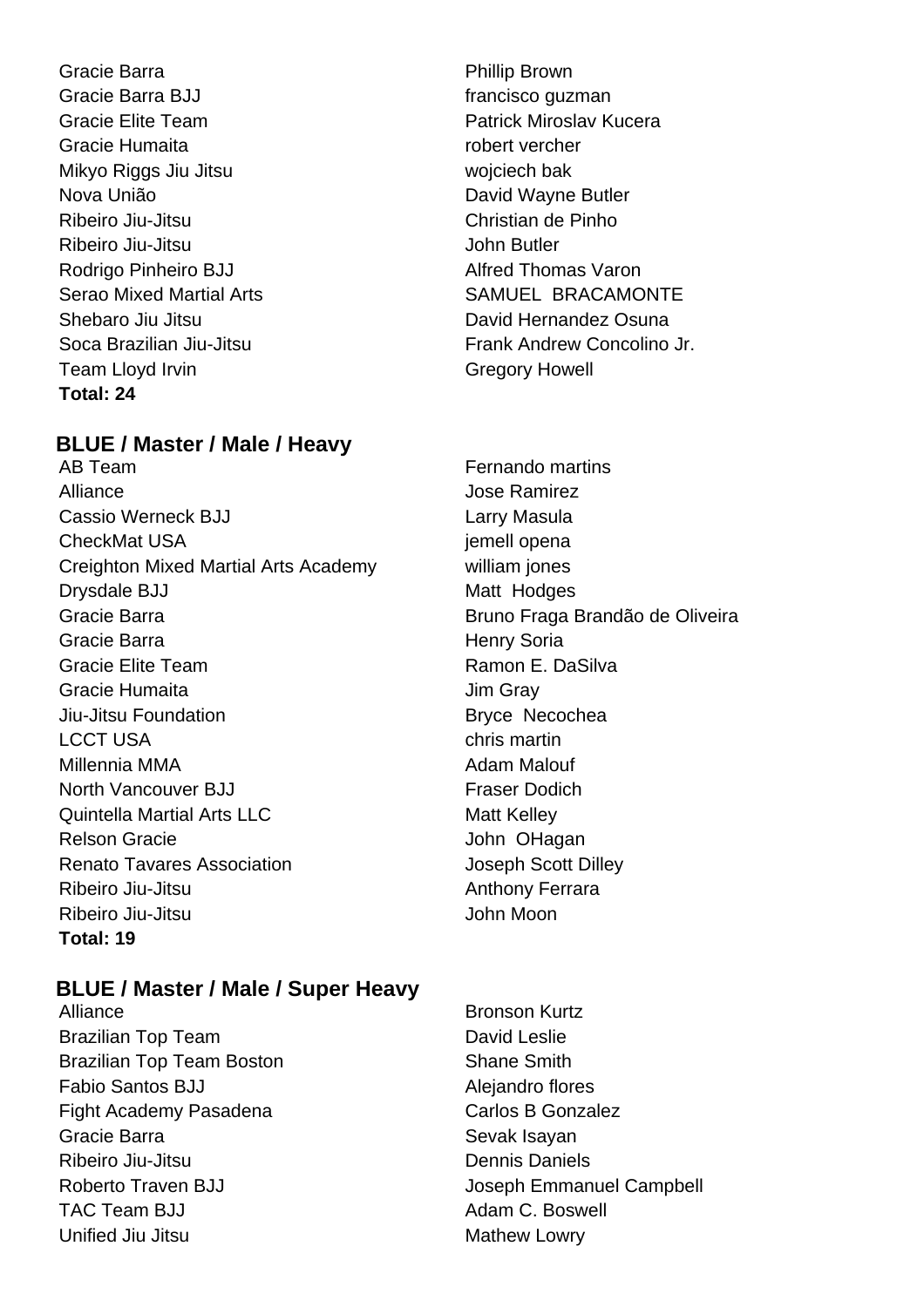| | |
|---|---|
| Gracie Barra | Phillip Brown |
| Gracie Barra BJJ | francisco guzman |
| Gracie Elite Team | Patrick Miroslav Kucera |
| Gracie Humaita | robert vercher |
| Mikyo Riggs Jiu Jitsu | wojciech bak |
| Nova União | David Wayne Butler |
| Ribeiro Jiu-Jitsu | Christian de Pinho |
| Ribeiro Jiu-Jitsu | John Butler |
| Rodrigo Pinheiro BJJ | Alfred Thomas Varon |
| Serao Mixed Martial Arts | SAMUEL BRACAMONTE |
| Shebaro Jiu Jitsu | David Hernandez Osuna |
| Soca Brazilian Jiu-Jitsu | Frank Andrew Concolino Jr. |
| Team Lloyd Irvin | Gregory Howell |

**Total: 24**

## BLUE / Master / Male / Heavy

| | |
|---|---|
| AB Team | Fernando martins |
| Alliance | Jose Ramirez |
| Cassio Werneck BJJ | Larry Masula |
| CheckMat USA | jemell opena |
| Creighton Mixed Martial Arts Academy | william jones |
| Drysdale BJJ | Matt Hodges |
| Gracie Barra | Bruno Fraga Brandão de Oliveira |
| Gracie Barra | Henry Soria |
| Gracie Elite Team | Ramon E. DaSilva |
| Gracie Humaita | Jim Gray |
| Jiu-Jitsu Foundation | Bryce Necochea |
| LCCT USA | chris martin |
| Millennia MMA | Adam Malouf |
| North Vancouver BJJ | Fraser Dodich |
| Quintella Martial Arts LLC | Matt Kelley |
| Relson Gracie | John OHagan |
| Renato Tavares Association | Joseph Scott Dilley |
| Ribeiro Jiu-Jitsu | Anthony Ferrara |
| Ribeiro Jiu-Jitsu | John Moon |

**Total: 19**

## BLUE / Master / Male / Super Heavy

| | |
|---|---|
| Alliance | Bronson Kurtz |
| Brazilian Top Team | David Leslie |
| Brazilian Top Team Boston | Shane Smith |
| Fabio Santos BJJ | Alejandro flores |
| Fight Academy Pasadena | Carlos B Gonzalez |
| Gracie Barra | Sevak Isayan |
| Ribeiro Jiu-Jitsu | Dennis Daniels |
| Roberto Traven BJJ | Joseph Emmanuel Campbell |
| TAC Team BJJ | Adam C. Boswell |
| Unified Jiu Jitsu | Mathew Lowry |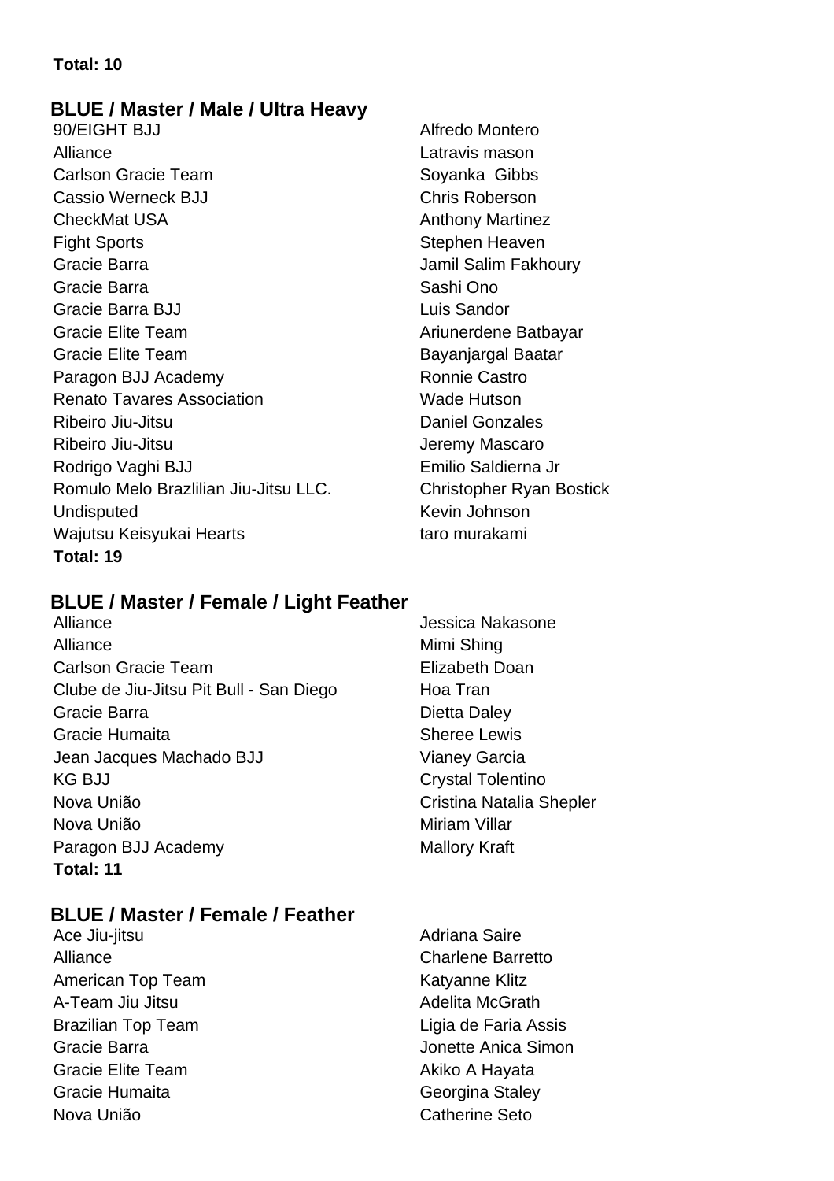**Total: 10**

## BLUE / Master / Male / Ultra Heavy

| | |
|---|---|
| 90/EIGHT BJJ | Alfredo Montero |
| Alliance | Latravis mason |
| Carlson Gracie Team | Soyanka Gibbs |
| Cassio Werneck BJJ | Chris Roberson |
| CheckMat USA | Anthony Martinez |
| Fight Sports | Stephen Heaven |
| Gracie Barra | Jamil Salim Fakhoury |
| Gracie Barra | Sashi Ono |
| Gracie Barra BJJ | Luis Sandor |
| Gracie Elite Team | Ariunerdene Batbayar |
| Gracie Elite Team | Bayanjargal Baatar |
| Paragon BJJ Academy | Ronnie Castro |
| Renato Tavares Association | Wade Hutson |
| Ribeiro Jiu-Jitsu | Daniel Gonzales |
| Ribeiro Jiu-Jitsu | Jeremy Mascaro |
| Rodrigo Vaghi BJJ | Emilio Saldierna Jr |
| Romulo Melo Brazlilian Jiu-Jitsu LLC. | Christopher Ryan Bostick |
| Undisputed | Kevin Johnson |
| Wajutsu Keisyukai Hearts | taro murakami |

**Total: 19**

## BLUE / Master / Female / Light Feather

| | |
|---|---|
| Alliance | Jessica Nakasone |
| Alliance | Mimi Shing |
| Carlson Gracie Team | Elizabeth Doan |
| Clube de Jiu-Jitsu Pit Bull - San Diego | Hoa Tran |
| Gracie Barra | Dietta Daley |
| Gracie Humaita | Sheree Lewis |
| Jean Jacques Machado BJJ | Vianey Garcia |
| KG BJJ | Crystal Tolentino |
| Nova União | Cristina Natalia Shepler |
| Nova União | Miriam Villar |
| Paragon BJJ Academy | Mallory Kraft |

**Total: 11**

## BLUE / Master / Female / Feather

| | |
|---|---|
| Ace Jiu-jitsu | Adriana Saire |
| Alliance | Charlene Barretto |
| American Top Team | Katyanne Klitz |
| A-Team Jiu Jitsu | Adelita McGrath |
| Brazilian Top Team | Ligia de Faria Assis |
| Gracie Barra | Jonette Anica Simon |
| Gracie Elite Team | Akiko A Hayata |
| Gracie Humaita | Georgina Staley |
| Nova União | Catherine Seto |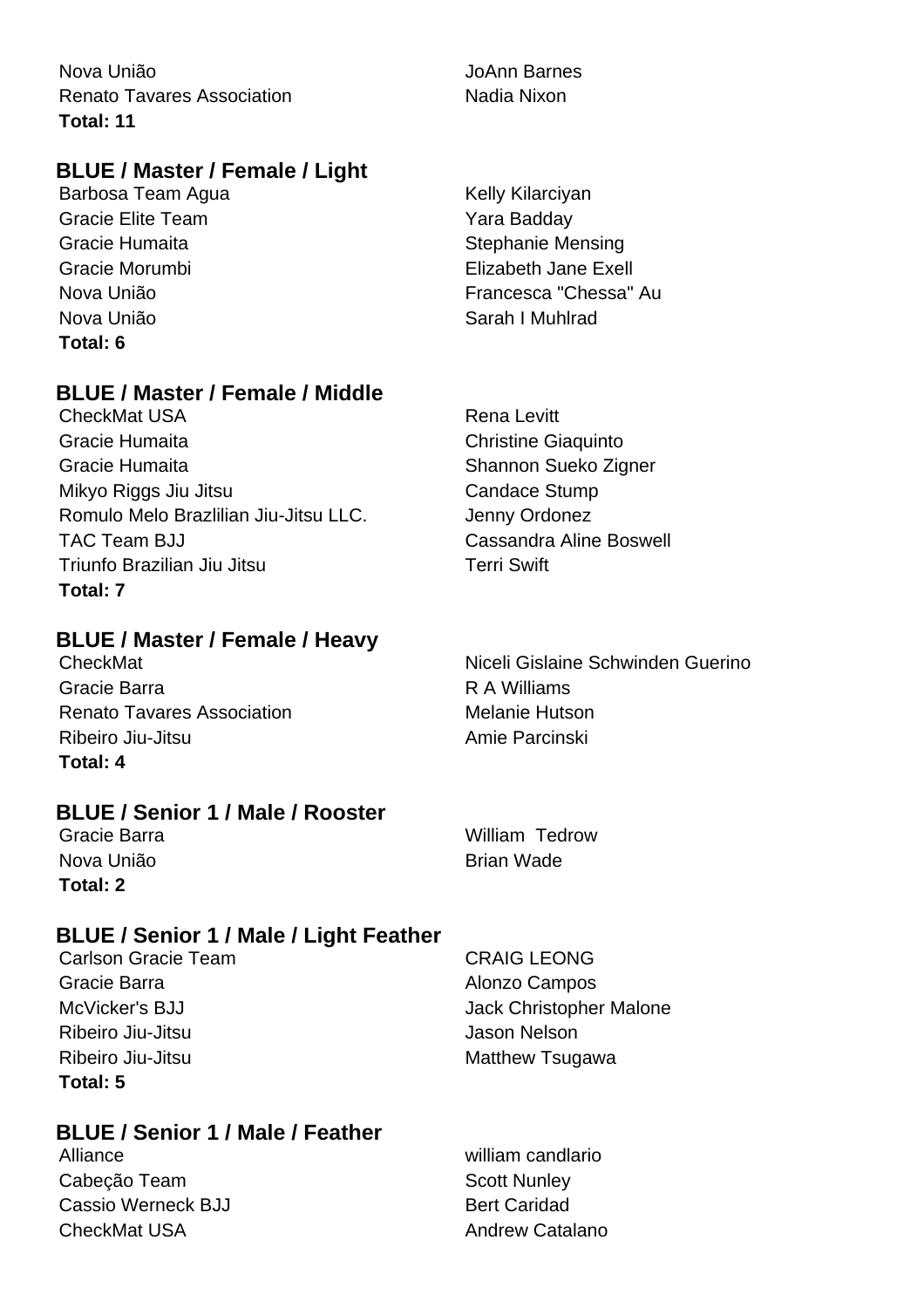| Team | Name |
|---|---|
| Nova União | JoAnn Barnes |
| Renato Tavares Association | Nadia Nixon |

**Total: 11**

### BLUE / Master / Female / Light

| Team | Name |
|---|---|
| Barbosa Team Agua | Kelly Kilarciyan |
| Gracie Elite Team | Yara Badday |
| Gracie Humaita | Stephanie Mensing |
| Gracie Morumbi | Elizabeth Jane Exell |
| Nova União | Francesca "Chessa" Au |
| Nova União | Sarah I Muhlrad |

**Total: 6**

### BLUE / Master / Female / Middle

| Team | Name |
|---|---|
| CheckMat USA | Rena Levitt |
| Gracie Humaita | Christine Giaquinto |
| Gracie Humaita | Shannon Sueko Zigner |
| Mikyo Riggs Jiu Jitsu | Candace Stump |
| Romulo Melo Brazlilian Jiu-Jitsu LLC. | Jenny Ordonez |
| TAC Team BJJ | Cassandra Aline Boswell |
| Triunfo Brazilian Jiu Jitsu | Terri Swift |

**Total: 7**

### BLUE / Master / Female / Heavy

| Team | Name |
|---|---|
| CheckMat | Niceli Gislaine Schwinden Guerino |
| Gracie Barra | R A Williams |
| Renato Tavares Association | Melanie Hutson |
| Ribeiro Jiu-Jitsu | Amie Parcinski |

**Total: 4**

### BLUE / Senior 1 / Male / Rooster

| Team | Name |
|---|---|
| Gracie Barra | William Tedrow |
| Nova União | Brian Wade |

**Total: 2**

### BLUE / Senior 1 / Male / Light Feather

| Team | Name |
|---|---|
| Carlson Gracie Team | CRAIG LEONG |
| Gracie Barra | Alonzo Campos |
| McVicker's BJJ | Jack Christopher Malone |
| Ribeiro Jiu-Jitsu | Jason Nelson |
| Ribeiro Jiu-Jitsu | Matthew Tsugawa |

**Total: 5**

### BLUE / Senior 1 / Male / Feather

| Team | Name |
|---|---|
| Alliance | william candlario |
| Cabeção Team | Scott Nunley |
| Cassio Werneck BJJ | Bert Caridad |
| CheckMat USA | Andrew Catalano |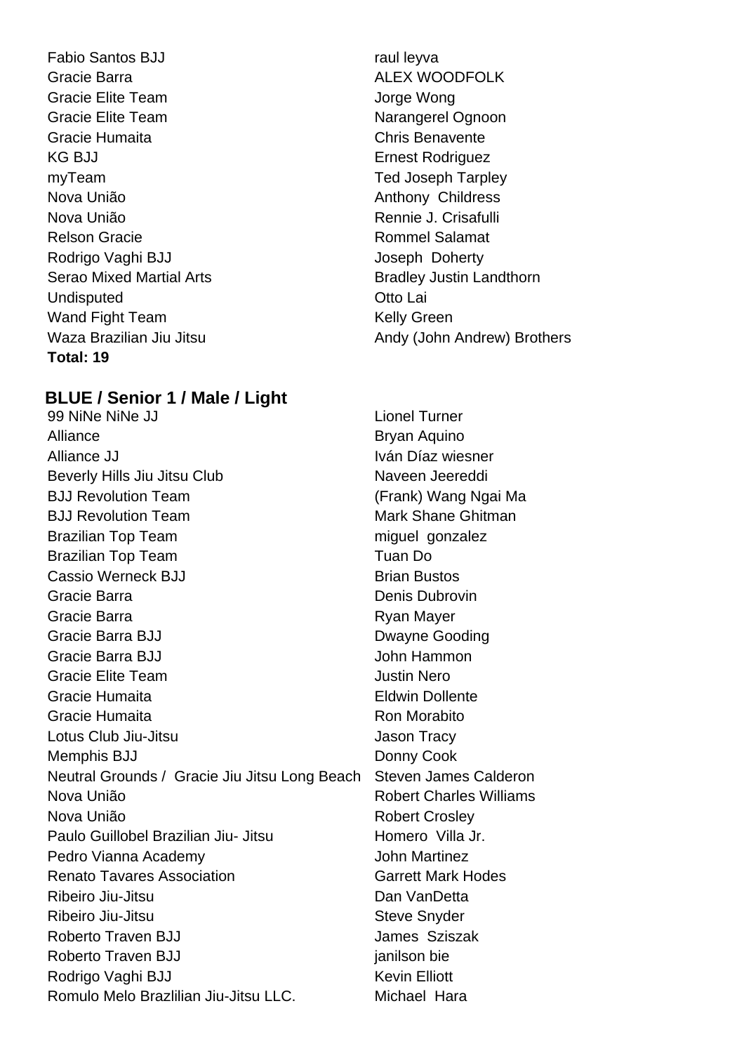| | |
|---|---|
| Fabio Santos BJJ | raul leyva |
| Gracie Barra | ALEX WOODFOLK |
| Gracie Elite Team | Jorge Wong |
| Gracie Elite Team | Narangerel Ognoon |
| Gracie Humaita | Chris Benavente |
| KG BJJ | Ernest Rodriguez |
| myTeam | Ted Joseph Tarpley |
| Nova União | Anthony Childress |
| Nova União | Rennie J. Crisafulli |
| Relson Gracie | Rommel Salamat |
| Rodrigo Vaghi BJJ | Joseph Doherty |
| Serao Mixed Martial Arts | Bradley Justin Landthorn |
| Undisputed | Otto Lai |
| Wand Fight Team | Kelly Green |
| Waza Brazilian Jiu Jitsu | Andy (John Andrew) Brothers |

**Total: 19**

### BLUE / Senior 1 / Male / Light

| | |
|---|---|
| 99 NiNe NiNe JJ | Lionel Turner |
| Alliance | Bryan Aquino |
| Alliance JJ | Iván Díaz wiesner |
| Beverly Hills Jiu Jitsu Club | Naveen Jeereddi |
| BJJ Revolution Team | (Frank) Wang Ngai Ma |
| BJJ Revolution Team | Mark Shane Ghitman |
| Brazilian Top Team | miguel gonzalez |
| Brazilian Top Team | Tuan Do |
| Cassio Werneck BJJ | Brian Bustos |
| Gracie Barra | Denis Dubrovin |
| Gracie Barra | Ryan Mayer |
| Gracie Barra BJJ | Dwayne Gooding |
| Gracie Barra BJJ | John Hammon |
| Gracie Elite Team | Justin Nero |
| Gracie Humaita | Eldwin Dollente |
| Gracie Humaita | Ron Morabito |
| Lotus Club Jiu-Jitsu | Jason Tracy |
| Memphis BJJ | Donny Cook |
| Neutral Grounds / Gracie Jiu Jitsu Long Beach | Steven James Calderon |
| Nova União | Robert Charles Williams |
| Nova União | Robert Crosley |
| Paulo Guillobel Brazilian Jiu- Jitsu | Homero Villa Jr. |
| Pedro Vianna Academy | John Martinez |
| Renato Tavares Association | Garrett Mark Hodes |
| Ribeiro Jiu-Jitsu | Dan VanDetta |
| Ribeiro Jiu-Jitsu | Steve Snyder |
| Roberto Traven BJJ | James Sziszak |
| Roberto Traven BJJ | janilson bie |
| Rodrigo Vaghi BJJ | Kevin Elliott |
| Romulo Melo Brazlilian Jiu-Jitsu LLC. | Michael Hara |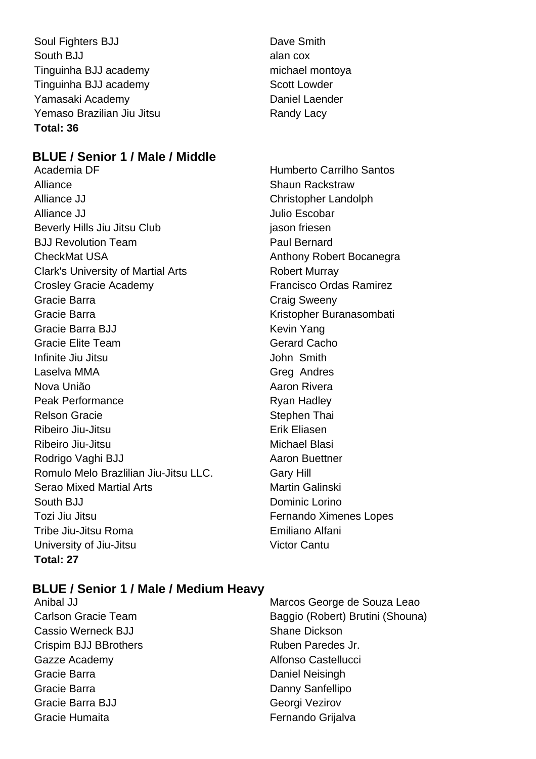| | |
|---|---|
| Soul Fighters BJJ | Dave Smith |
| South BJJ | alan cox |
| Tinguinha BJJ academy | michael montoya |
| Tinguinha BJJ academy | Scott Lowder |
| Yamasaki Academy | Daniel Laender |
| Yemaso Brazilian Jiu Jitsu | Randy Lacy |

**Total: 36**

## BLUE / Senior 1 / Male / Middle

| | |
|---|---|
| Academia DF | Humberto Carrilho Santos |
| Alliance | Shaun Rackstraw |
| Alliance JJ | Christopher Landolph |
| Alliance JJ | Julio Escobar |
| Beverly Hills Jiu Jitsu Club | jason friesen |
| BJJ Revolution Team | Paul Bernard |
| CheckMat USA | Anthony Robert Bocanegra |
| Clark's University of Martial Arts | Robert Murray |
| Crosley Gracie Academy | Francisco Ordas Ramirez |
| Gracie Barra | Craig Sweeny |
| Gracie Barra | Kristopher Buranasombati |
| Gracie Barra BJJ | Kevin Yang |
| Gracie Elite Team | Gerard Cacho |
| Infinite Jiu Jitsu | John Smith |
| Laselva MMA | Greg Andres |
| Nova União | Aaron Rivera |
| Peak Performance | Ryan Hadley |
| Relson Gracie | Stephen Thai |
| Ribeiro Jiu-Jitsu | Erik Eliasen |
| Ribeiro Jiu-Jitsu | Michael Blasi |
| Rodrigo Vaghi BJJ | Aaron Buettner |
| Romulo Melo Brazlilian Jiu-Jitsu LLC. | Gary Hill |
| Serao Mixed Martial Arts | Martin Galinski |
| South BJJ | Dominic Lorino |
| Tozi Jiu Jitsu | Fernando Ximenes Lopes |
| Tribe Jiu-Jitsu Roma | Emiliano Alfani |
| University of Jiu-Jitsu | Victor Cantu |

**Total: 27**

## BLUE / Senior 1 / Male / Medium Heavy

| | |
|---|---|
| Anibal JJ | Marcos George de Souza Leao |
| Carlson Gracie Team | Baggio (Robert) Brutini (Shouna) |
| Cassio Werneck BJJ | Shane Dickson |
| Crispim BJJ BBrothers | Ruben Paredes Jr. |
| Gazze Academy | Alfonso Castellucci |
| Gracie Barra | Daniel Neisingh |
| Gracie Barra | Danny Sanfellipo |
| Gracie Barra BJJ | Georgi Vezirov |
| Gracie Humaita | Fernando Grijalva |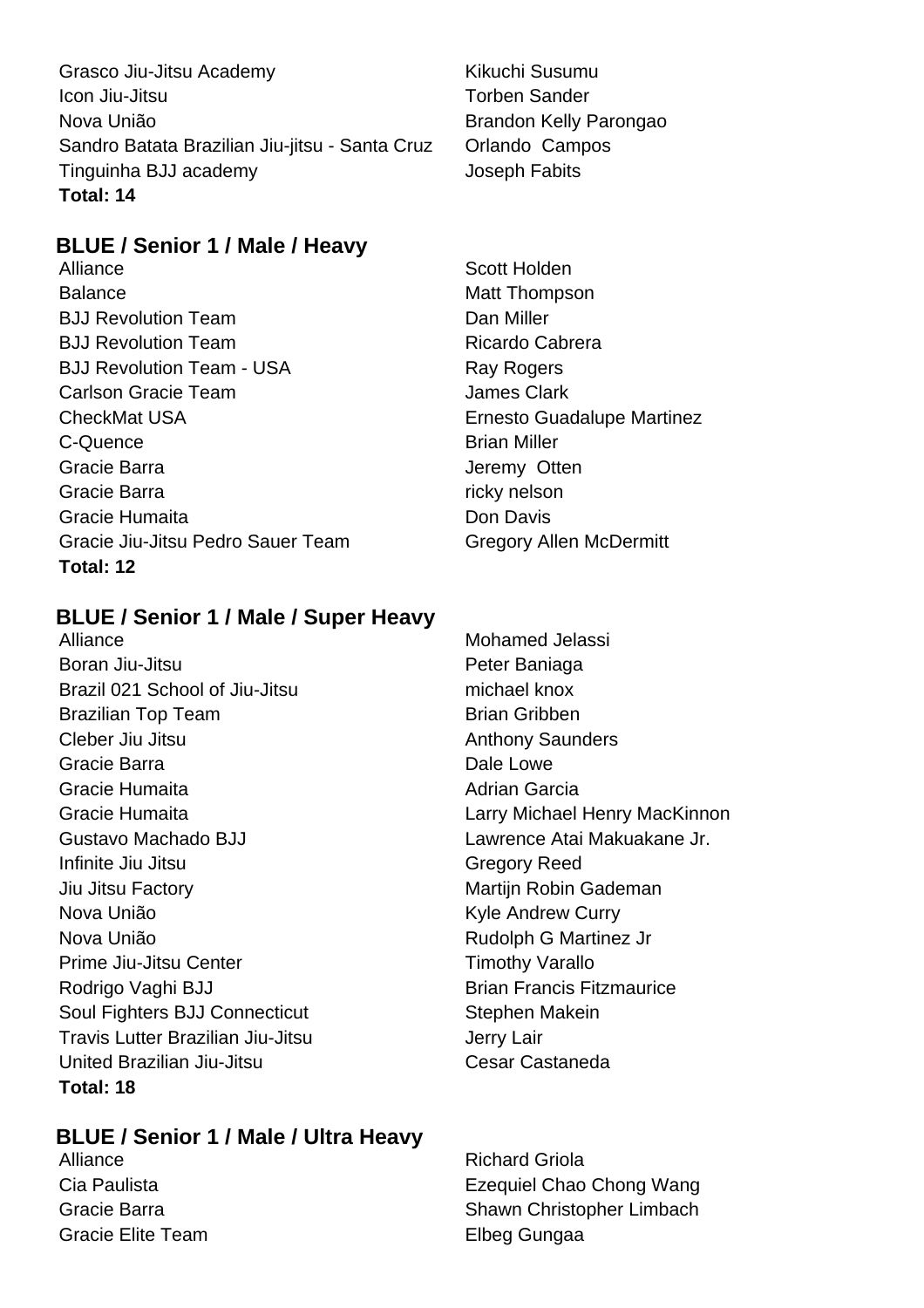| | |
|---|---|
| Grasco Jiu-Jitsu Academy | Kikuchi Susumu |
| Icon Jiu-Jitsu | Torben Sander |
| Nova União | Brandon Kelly Parongao |
| Sandro Batata Brazilian Jiu-jitsu - Santa Cruz | Orlando Campos |
| Tinguinha BJJ academy | Joseph Fabits |

**Total: 14**

### BLUE / Senior 1 / Male / Heavy

| | |
|---|---|
| Alliance | Scott Holden |
| Balance | Matt Thompson |
| BJJ Revolution Team | Dan Miller |
| BJJ Revolution Team | Ricardo Cabrera |
| BJJ Revolution Team - USA | Ray Rogers |
| Carlson Gracie Team | James Clark |
| CheckMat USA | Ernesto Guadalupe Martinez |
| C-Quence | Brian Miller |
| Gracie Barra | Jeremy Otten |
| Gracie Barra | ricky nelson |
| Gracie Humaita | Don Davis |
| Gracie Jiu-Jitsu Pedro Sauer Team | Gregory Allen McDermitt |

**Total: 12**

### BLUE / Senior 1 / Male / Super Heavy

| | |
|---|---|
| Alliance | Mohamed Jelassi |
| Boran Jiu-Jitsu | Peter Baniaga |
| Brazil 021 School of Jiu-Jitsu | michael knox |
| Brazilian Top Team | Brian Gribben |
| Cleber Jiu Jitsu | Anthony Saunders |
| Gracie Barra | Dale Lowe |
| Gracie Humaita | Adrian Garcia |
| Gracie Humaita | Larry Michael Henry MacKinnon |
| Gustavo Machado BJJ | Lawrence Atai Makuakane Jr. |
| Infinite Jiu Jitsu | Gregory Reed |
| Jiu Jitsu Factory | Martijn Robin Gademan |
| Nova União | Kyle Andrew Curry |
| Nova União | Rudolph G Martinez Jr |
| Prime Jiu-Jitsu Center | Timothy Varallo |
| Rodrigo Vaghi BJJ | Brian Francis Fitzmaurice |
| Soul Fighters BJJ Connecticut | Stephen Makein |
| Travis Lutter Brazilian Jiu-Jitsu | Jerry Lair |
| United Brazilian Jiu-Jitsu | Cesar Castaneda |

**Total: 18**

### BLUE / Senior 1 / Male / Ultra Heavy

| | |
|---|---|
| Alliance | Richard Griola |
| Cia Paulista | Ezequiel Chao Chong Wang |
| Gracie Barra | Shawn Christopher Limbach |
| Gracie Elite Team | Elbeg Gungaa |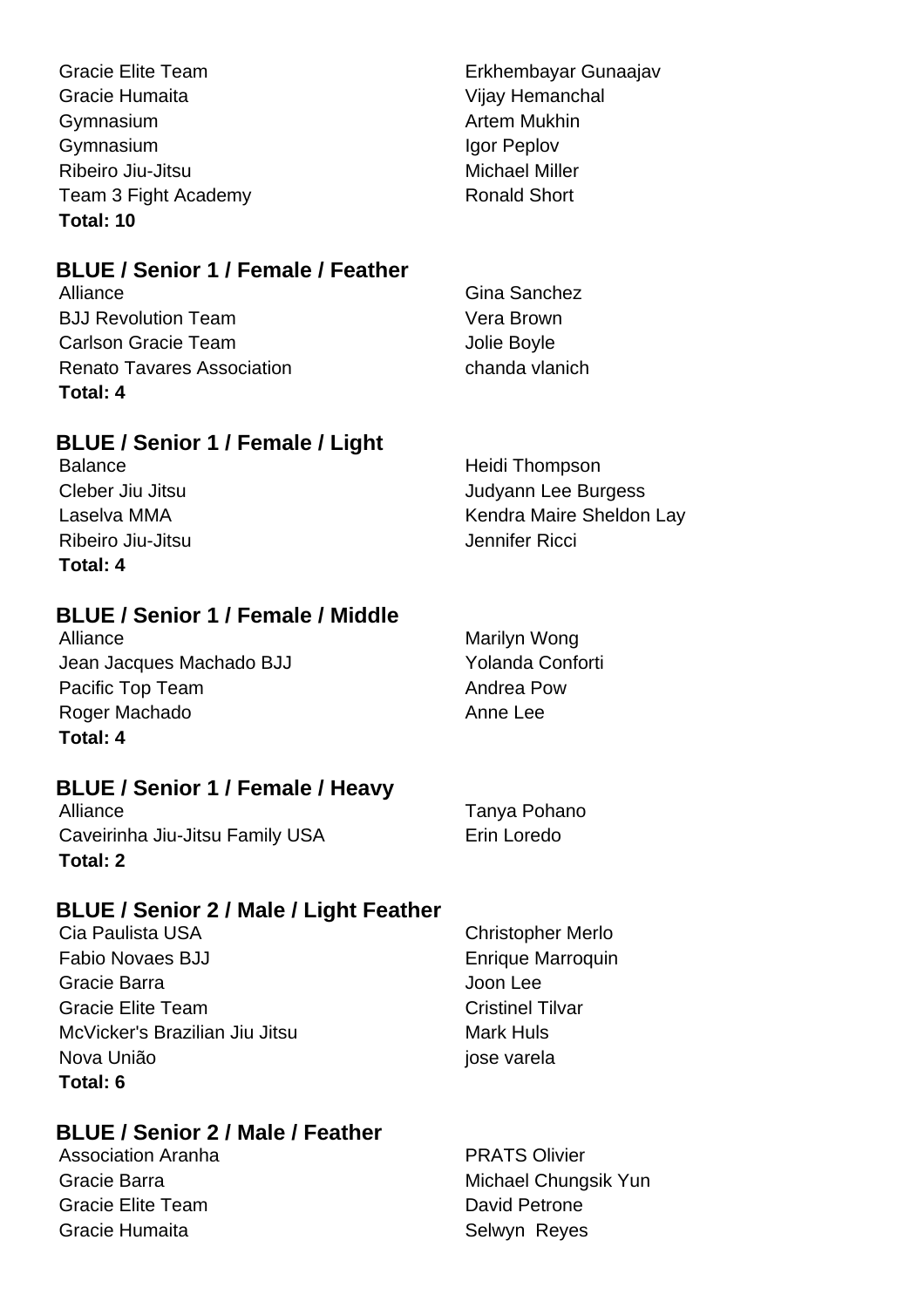| | |
|---|---|
| Gracie Elite Team | Erkhembayar Gunaajav |
| Gracie Humaita | Vijay Hemanchal |
| Gymnasium | Artem Mukhin |
| Gymnasium | Igor Peplov |
| Ribeiro Jiu-Jitsu | Michael Miller |
| Team 3 Fight Academy | Ronald Short |

**Total: 10**

## BLUE / Senior 1 / Female / Feather

| | |
|---|---|
| Alliance | Gina Sanchez |
| BJJ Revolution Team | Vera Brown |
| Carlson Gracie Team | Jolie Boyle |
| Renato Tavares Association | chanda vlanich |

**Total: 4**

## BLUE / Senior 1 / Female / Light

| | |
|---|---|
| Balance | Heidi Thompson |
| Cleber Jiu Jitsu | Judyann Lee Burgess |
| Laselva MMA | Kendra Maire Sheldon Lay |
| Ribeiro Jiu-Jitsu | Jennifer Ricci |

**Total: 4**

## BLUE / Senior 1 / Female / Middle

| | |
|---|---|
| Alliance | Marilyn Wong |
| Jean Jacques Machado BJJ | Yolanda Conforti |
| Pacific Top Team | Andrea Pow |
| Roger Machado | Anne Lee |

**Total: 4**

## BLUE / Senior 1 / Female / Heavy

| | |
|---|---|
| Alliance | Tanya Pohano |
| Caveirinha Jiu-Jitsu Family USA | Erin Loredo |

**Total: 2**

## BLUE / Senior 2 / Male / Light Feather

| | |
|---|---|
| Cia Paulista USA | Christopher Merlo |
| Fabio Novaes BJJ | Enrique Marroquin |
| Gracie Barra | Joon Lee |
| Gracie Elite Team | Cristinel Tilvar |
| McVicker's Brazilian Jiu Jitsu | Mark Huls |
| Nova União | jose varela |

**Total: 6**

## BLUE / Senior 2 / Male / Feather

| | |
|---|---|
| Association Aranha | PRATS Olivier |
| Gracie Barra | Michael Chungsik Yun |
| Gracie Elite Team | David Petrone |
| Gracie Humaita | Selwyn Reyes |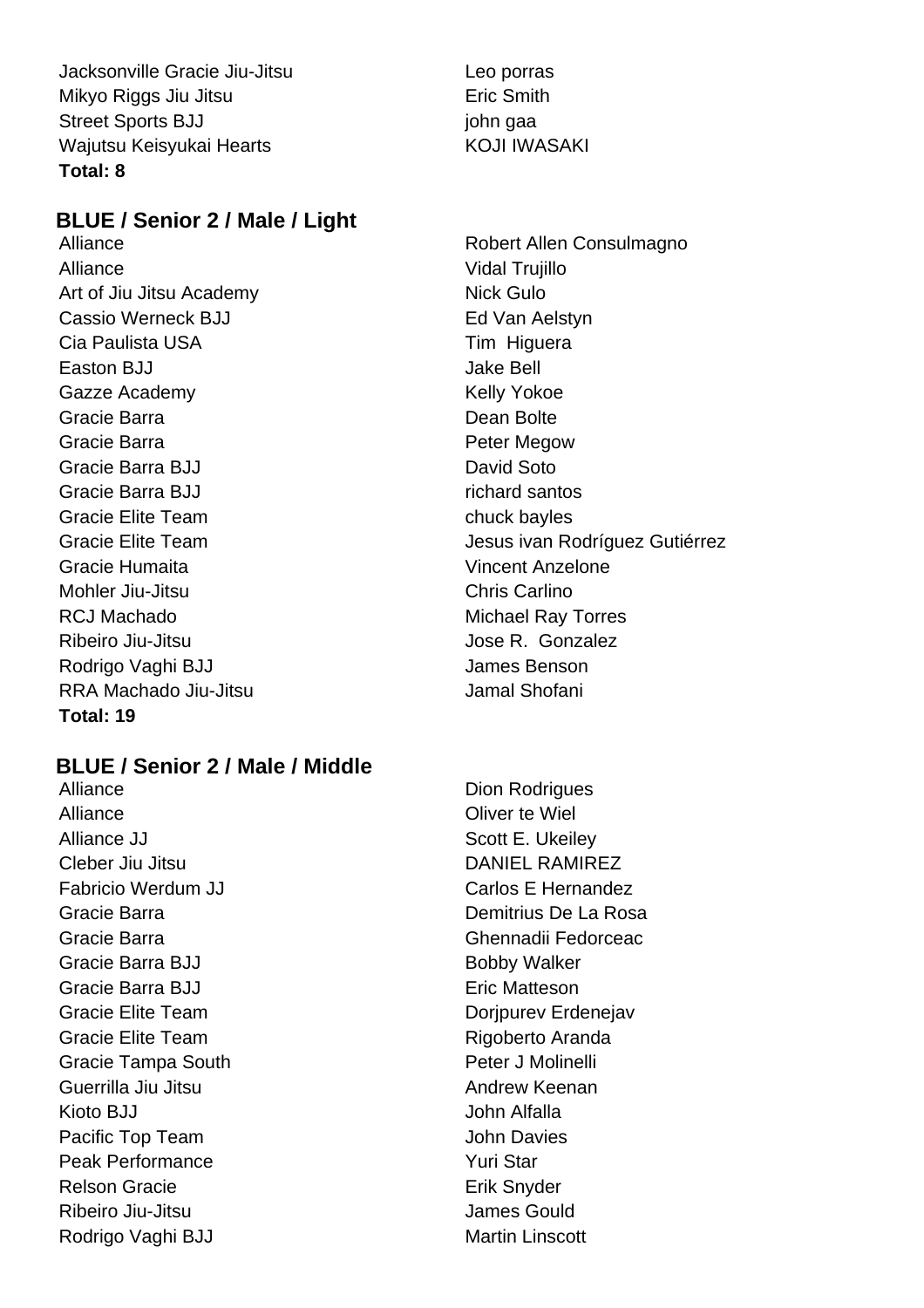| | |
|---|---|
| Jacksonville Gracie Jiu-Jitsu | Leo porras |
| Mikyo Riggs Jiu Jitsu | Eric Smith |
| Street Sports BJJ | john gaa |
| Wajutsu Keisyukai Hearts | KOJI IWASAKI |

**Total: 8**

### BLUE / Senior 2 / Male / Light

| | |
|---|---|
| Alliance | Robert Allen Consulmagno |
| Alliance | Vidal Trujillo |
| Art of Jiu Jitsu Academy | Nick Gulo |
| Cassio Werneck BJJ | Ed Van Aelstyn |
| Cia Paulista USA | Tim  Higuera |
| Easton BJJ | Jake Bell |
| Gazze Academy | Kelly Yokoe |
| Gracie Barra | Dean Bolte |
| Gracie Barra | Peter Megow |
| Gracie Barra BJJ | David Soto |
| Gracie Barra BJJ | richard santos |
| Gracie Elite Team | chuck bayles |
| Gracie Elite Team | Jesus ivan Rodríguez Gutiérrez |
| Gracie Humaita | Vincent Anzelone |
| Mohler Jiu-Jitsu | Chris Carlino |
| RCJ Machado | Michael Ray Torres |
| Ribeiro Jiu-Jitsu | Jose R.  Gonzalez |
| Rodrigo Vaghi BJJ | James Benson |
| RRA Machado Jiu-Jitsu | Jamal Shofani |

**Total: 19**

### BLUE / Senior 2 / Male / Middle

| | |
|---|---|
| Alliance | Dion Rodrigues |
| Alliance | Oliver te Wiel |
| Alliance JJ | Scott E. Ukeiley |
| Cleber Jiu Jitsu | DANIEL RAMIREZ |
| Fabricio Werdum JJ | Carlos E Hernandez |
| Gracie Barra | Demitrius De La Rosa |
| Gracie Barra | Ghennadii Fedorceac |
| Gracie Barra BJJ | Bobby Walker |
| Gracie Barra BJJ | Eric Matteson |
| Gracie Elite Team | Dorjpurev Erdenejav |
| Gracie Elite Team | Rigoberto Aranda |
| Gracie Tampa South | Peter J Molinelli |
| Guerrilla Jiu Jitsu | Andrew Keenan |
| Kioto BJJ | John Alfalla |
| Pacific Top Team | John Davies |
| Peak Performance | Yuri Star |
| Relson Gracie | Erik Snyder |
| Ribeiro Jiu-Jitsu | James Gould |
| Rodrigo Vaghi BJJ | Martin Linscott |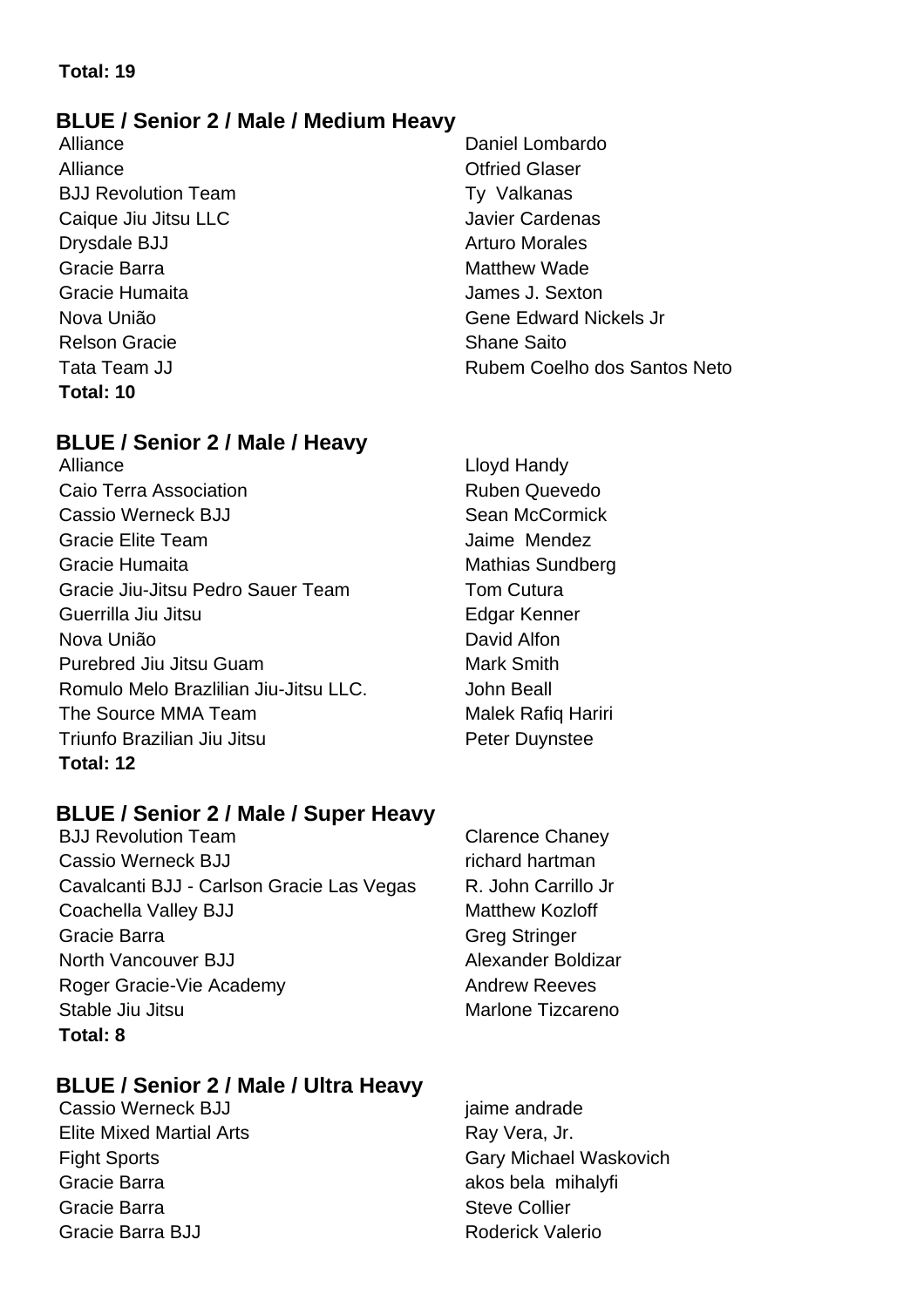**Total: 19**

## BLUE / Senior 2 / Male / Medium Heavy

| Team | Name |
|---|---|
| Alliance | Daniel Lombardo |
| Alliance | Otfried Glaser |
| BJJ Revolution Team | Ty  Valkanas |
| Caique Jiu Jitsu LLC | Javier Cardenas |
| Drysdale BJJ | Arturo Morales |
| Gracie Barra | Matthew Wade |
| Gracie Humaita | James J. Sexton |
| Nova União | Gene Edward Nickels Jr |
| Relson Gracie | Shane Saito |
| Tata Team JJ | Rubem Coelho dos Santos Neto |

**Total: 10**

## BLUE / Senior 2 / Male / Heavy

| Team | Name |
|---|---|
| Alliance | Lloyd Handy |
| Caio Terra Association | Ruben Quevedo |
| Cassio Werneck BJJ | Sean McCormick |
| Gracie Elite Team | Jaime  Mendez |
| Gracie Humaita | Mathias Sundberg |
| Gracie Jiu-Jitsu Pedro Sauer Team | Tom Cutura |
| Guerrilla Jiu Jitsu | Edgar Kenner |
| Nova União | David Alfon |
| Purebred Jiu Jitsu Guam | Mark Smith |
| Romulo Melo Brazlilian Jiu-Jitsu LLC. | John Beall |
| The Source MMA Team | Malek Rafiq Hariri |
| Triunfo Brazilian Jiu Jitsu | Peter Duynstee |

**Total: 12**

## BLUE / Senior 2 / Male / Super Heavy

| Team | Name |
|---|---|
| BJJ Revolution Team | Clarence Chaney |
| Cassio Werneck BJJ | richard hartman |
| Cavalcanti BJJ - Carlson Gracie Las Vegas | R. John Carrillo Jr |
| Coachella Valley BJJ | Matthew Kozloff |
| Gracie Barra | Greg Stringer |
| North Vancouver BJJ | Alexander Boldizar |
| Roger Gracie-Vie Academy | Andrew Reeves |
| Stable Jiu Jitsu | Marlone Tizcareno |

**Total: 8**

## BLUE / Senior 2 / Male / Ultra Heavy

| Team | Name |
|---|---|
| Cassio Werneck BJJ | jaime andrade |
| Elite Mixed Martial Arts | Ray Vera, Jr. |
| Fight Sports | Gary Michael Waskovich |
| Gracie Barra | akos bela  mihalyfi |
| Gracie Barra | Steve Collier |
| Gracie Barra BJJ | Roderick Valerio |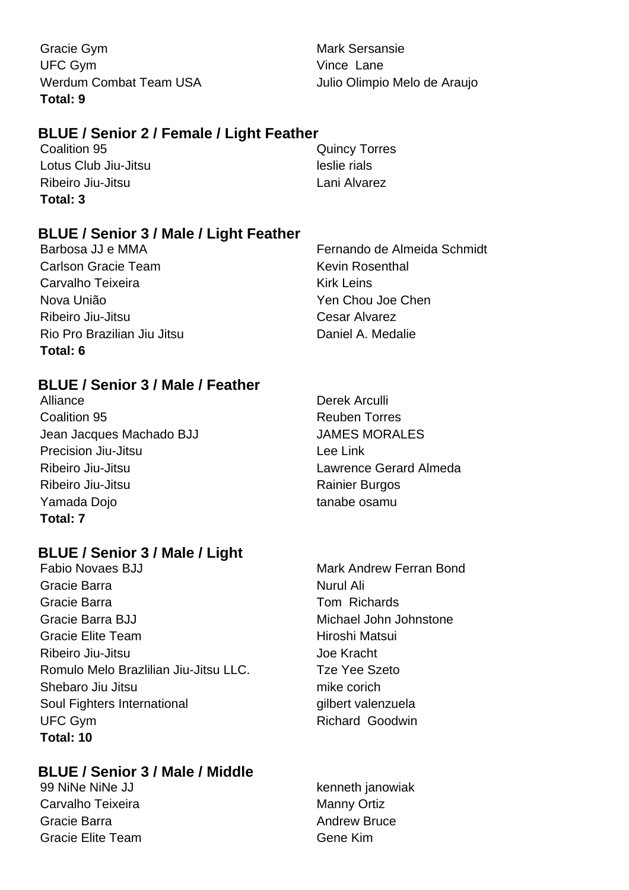| | |
|---|---|
| Gracie Gym | Mark Sersansie |
| UFC Gym | Vince Lane |
| Werdum Combat Team USA | Julio Olimpio Melo de Araujo |

**Total: 9**

## BLUE / Senior 2 / Female / Light Feather

| | |
|---|---|
| Coalition 95 | Quincy Torres |
| Lotus Club Jiu-Jitsu | leslie rials |
| Ribeiro Jiu-Jitsu | Lani Alvarez |

**Total: 3**

## BLUE / Senior 3 / Male / Light Feather

| | |
|---|---|
| Barbosa JJ e MMA | Fernando de Almeida Schmidt |
| Carlson Gracie Team | Kevin Rosenthal |
| Carvalho Teixeira | Kirk Leins |
| Nova União | Yen Chou Joe Chen |
| Ribeiro Jiu-Jitsu | Cesar Alvarez |
| Rio Pro Brazilian Jiu Jitsu | Daniel A. Medalie |

**Total: 6**

## BLUE / Senior 3 / Male / Feather

| | |
|---|---|
| Alliance | Derek Arculli |
| Coalition 95 | Reuben Torres |
| Jean Jacques Machado BJJ | JAMES MORALES |
| Precision Jiu-Jitsu | Lee Link |
| Ribeiro Jiu-Jitsu | Lawrence Gerard Almeda |
| Ribeiro Jiu-Jitsu | Rainier Burgos |
| Yamada Dojo | tanabe osamu |

**Total: 7**

## BLUE / Senior 3 / Male / Light

| | |
|---|---|
| Fabio Novaes BJJ | Mark Andrew Ferran Bond |
| Gracie Barra | Nurul Ali |
| Gracie Barra | Tom Richards |
| Gracie Barra BJJ | Michael John Johnstone |
| Gracie Elite Team | Hiroshi Matsui |
| Ribeiro Jiu-Jitsu | Joe Kracht |
| Romulo Melo Brazlilian Jiu-Jitsu LLC. | Tze Yee Szeto |
| Shebaro Jiu Jitsu | mike corich |
| Soul Fighters International | gilbert valenzuela |
| UFC Gym | Richard Goodwin |

**Total: 10**

## BLUE / Senior 3 / Male / Middle

| | |
|---|---|
| 99 NiNe NiNe JJ | kenneth janowiak |
| Carvalho Teixeira | Manny Ortiz |
| Gracie Barra | Andrew Bruce |
| Gracie Elite Team | Gene Kim |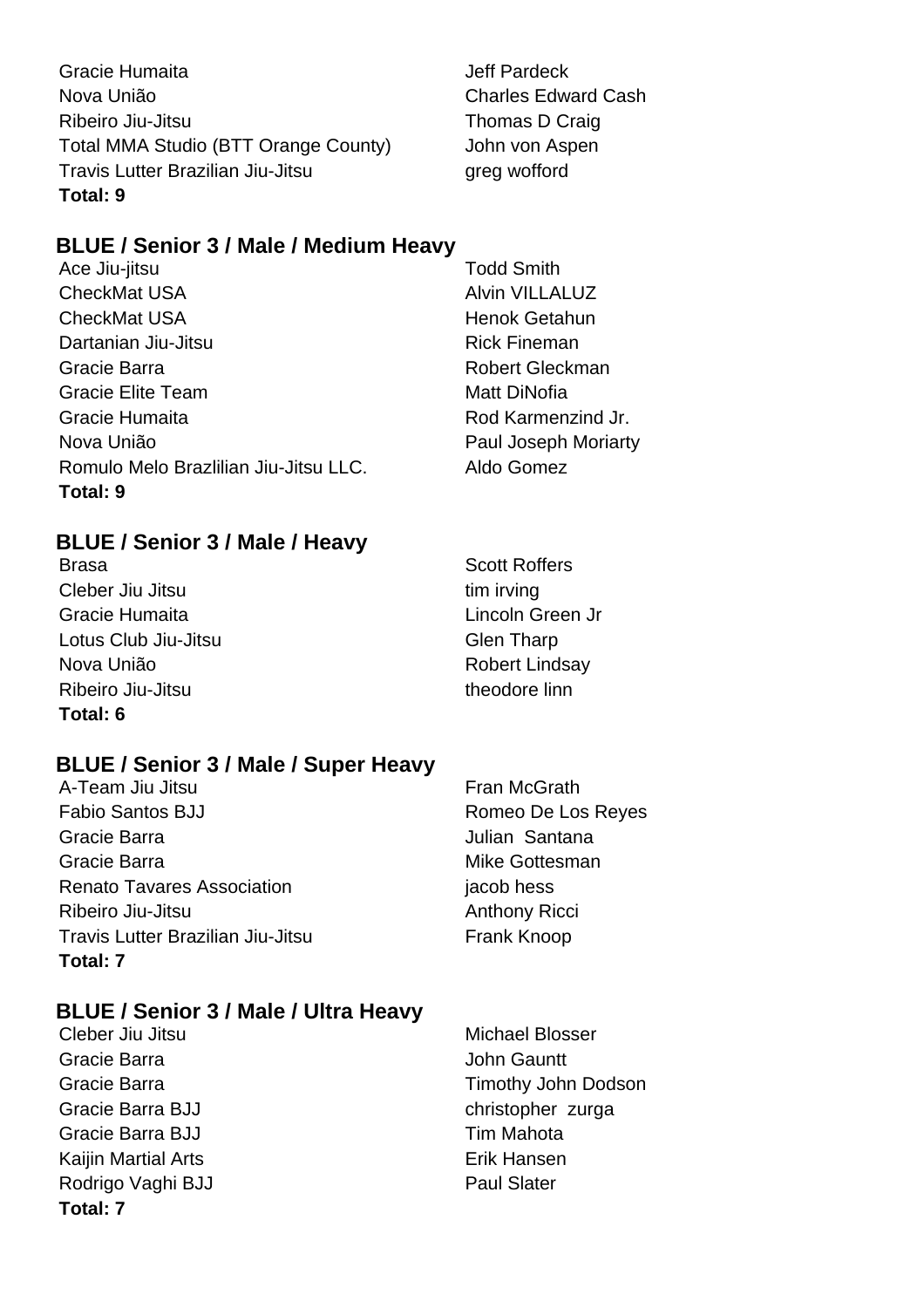| | |
|---|---|
| Gracie Humaita | Jeff Pardeck |
| Nova União | Charles Edward Cash |
| Ribeiro Jiu-Jitsu | Thomas D Craig |
| Total MMA Studio (BTT Orange County) | John von Aspen |
| Travis Lutter Brazilian Jiu-Jitsu | greg wofford |

**Total: 9**

## BLUE / Senior 3 / Male / Medium Heavy

| | |
|---|---|
| Ace Jiu-jitsu | Todd Smith |
| CheckMat USA | Alvin VILLALUZ |
| CheckMat USA | Henok Getahun |
| Dartanian Jiu-Jitsu | Rick Fineman |
| Gracie Barra | Robert Gleckman |
| Gracie Elite Team | Matt DiNofia |
| Gracie Humaita | Rod Karmenzind Jr. |
| Nova União | Paul Joseph Moriarty |
| Romulo Melo Brazlilian Jiu-Jitsu LLC. | Aldo Gomez |

**Total: 9**

## BLUE / Senior 3 / Male / Heavy

| | |
|---|---|
| Brasa | Scott Roffers |
| Cleber Jiu Jitsu | tim irving |
| Gracie Humaita | Lincoln Green Jr |
| Lotus Club Jiu-Jitsu | Glen Tharp |
| Nova União | Robert Lindsay |
| Ribeiro Jiu-Jitsu | theodore linn |

**Total: 6**

## BLUE / Senior 3 / Male / Super Heavy

| | |
|---|---|
| A-Team Jiu Jitsu | Fran McGrath |
| Fabio Santos BJJ | Romeo De Los Reyes |
| Gracie Barra | Julian Santana |
| Gracie Barra | Mike Gottesman |
| Renato Tavares Association | jacob hess |
| Ribeiro Jiu-Jitsu | Anthony Ricci |
| Travis Lutter Brazilian Jiu-Jitsu | Frank Knoop |

**Total: 7**

## BLUE / Senior 3 / Male / Ultra Heavy

| | |
|---|---|
| Cleber Jiu Jitsu | Michael Blosser |
| Gracie Barra | John Gauntt |
| Gracie Barra | Timothy John Dodson |
| Gracie Barra BJJ | christopher zurga |
| Gracie Barra BJJ | Tim Mahota |
| Kaijin Martial Arts | Erik Hansen |
| Rodrigo Vaghi BJJ | Paul Slater |

**Total: 7**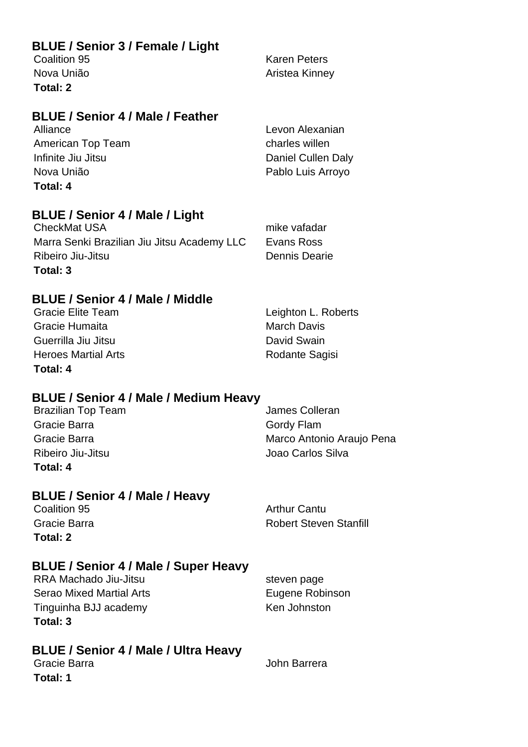### BLUE / Senior 3 / Female / Light

| | |
|---|---|
| Coalition 95 | Karen Peters |
| Nova União | Aristea Kinney |

**Total: 2**

### BLUE / Senior 4 / Male / Feather

| | |
|---|---|
| Alliance | Levon Alexanian |
| American Top Team | charles willen |
| Infinite Jiu Jitsu | Daniel Cullen Daly |
| Nova União | Pablo Luis Arroyo |

**Total: 4**

### BLUE / Senior 4 / Male / Light

| | |
|---|---|
| CheckMat USA | mike vafadar |
| Marra Senki Brazilian Jiu Jitsu Academy LLC | Evans Ross |
| Ribeiro Jiu-Jitsu | Dennis Dearie |

**Total: 3**

### BLUE / Senior 4 / Male / Middle

| | |
|---|---|
| Gracie Elite Team | Leighton L. Roberts |
| Gracie Humaita | March Davis |
| Guerrilla Jiu Jitsu | David Swain |
| Heroes Martial Arts | Rodante Sagisi |

**Total: 4**

### BLUE / Senior 4 / Male / Medium Heavy

| | |
|---|---|
| Brazilian Top Team | James Colleran |
| Gracie Barra | Gordy Flam |
| Gracie Barra | Marco Antonio Araujo Pena |
| Ribeiro Jiu-Jitsu | Joao Carlos Silva |

**Total: 4**

### BLUE / Senior 4 / Male / Heavy

| | |
|---|---|
| Coalition 95 | Arthur Cantu |
| Gracie Barra | Robert Steven Stanfill |

**Total: 2**

### BLUE / Senior 4 / Male / Super Heavy

| | |
|---|---|
| RRA Machado Jiu-Jitsu | steven page |
| Serao Mixed Martial Arts | Eugene Robinson |
| Tinguinha BJJ academy | Ken Johnston |

**Total: 3**

### BLUE / Senior 4 / Male / Ultra Heavy

| | |
|---|---|
| Gracie Barra | John Barrera |

**Total: 1**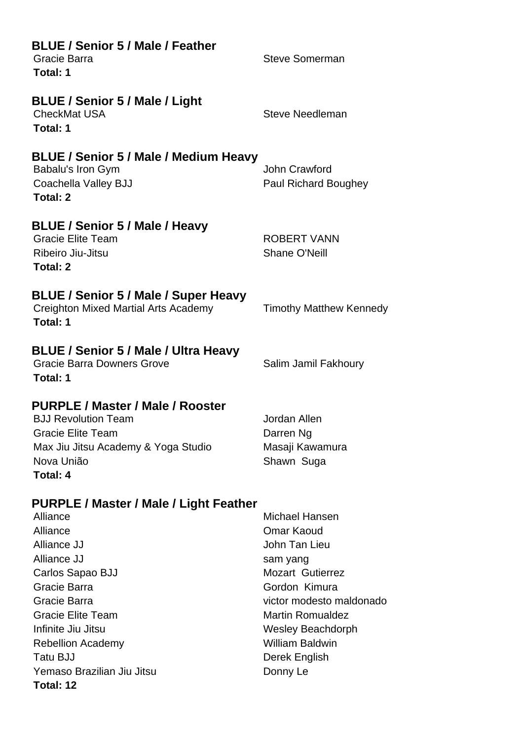### BLUE / Senior 5 / Male / Feather

| Gracie Barra | Steve Somerman |
|---|---|

**Total: 1**

### BLUE / Senior 5 / Male / Light

| CheckMat USA | Steve Needleman |
|---|---|

**Total: 1**

### BLUE / Senior 5 / Male / Medium Heavy

| Babalu's Iron Gym | John Crawford |
|---|---|
| Coachella Valley BJJ | Paul Richard Boughey |

**Total: 2**

### BLUE / Senior 5 / Male / Heavy

| Gracie Elite Team | ROBERT VANN |
|---|---|
| Ribeiro Jiu-Jitsu | Shane O'Neill |

**Total: 2**

### BLUE / Senior 5 / Male / Super Heavy

| Creighton Mixed Martial Arts Academy | Timothy Matthew Kennedy |
|---|---|

**Total: 1**

### BLUE / Senior 5 / Male / Ultra Heavy

| Gracie Barra Downers Grove | Salim Jamil Fakhoury |
|---|---|

**Total: 1**

### PURPLE / Master / Male / Rooster

| BJJ Revolution Team | Jordan Allen |
|---|---|
| Gracie Elite Team | Darren Ng |
| Max Jiu Jitsu Academy & Yoga Studio | Masaji Kawamura |
| Nova União | Shawn Suga |

**Total: 4**

### PURPLE / Master / Male / Light Feather

| Alliance | Michael Hansen |
|---|---|
| Alliance | Omar Kaoud |
| Alliance JJ | John Tan Lieu |
| Alliance JJ | sam yang |
| Carlos Sapao BJJ | Mozart Gutierrez |
| Gracie Barra | Gordon Kimura |
| Gracie Barra | victor modesto maldonado |
| Gracie Elite Team | Martin Romualdez |
| Infinite Jiu Jitsu | Wesley Beachdorph |
| Rebellion Academy | William Baldwin |
| Tatu BJJ | Derek English |
| Yemaso Brazilian Jiu Jitsu | Donny Le |

**Total: 12**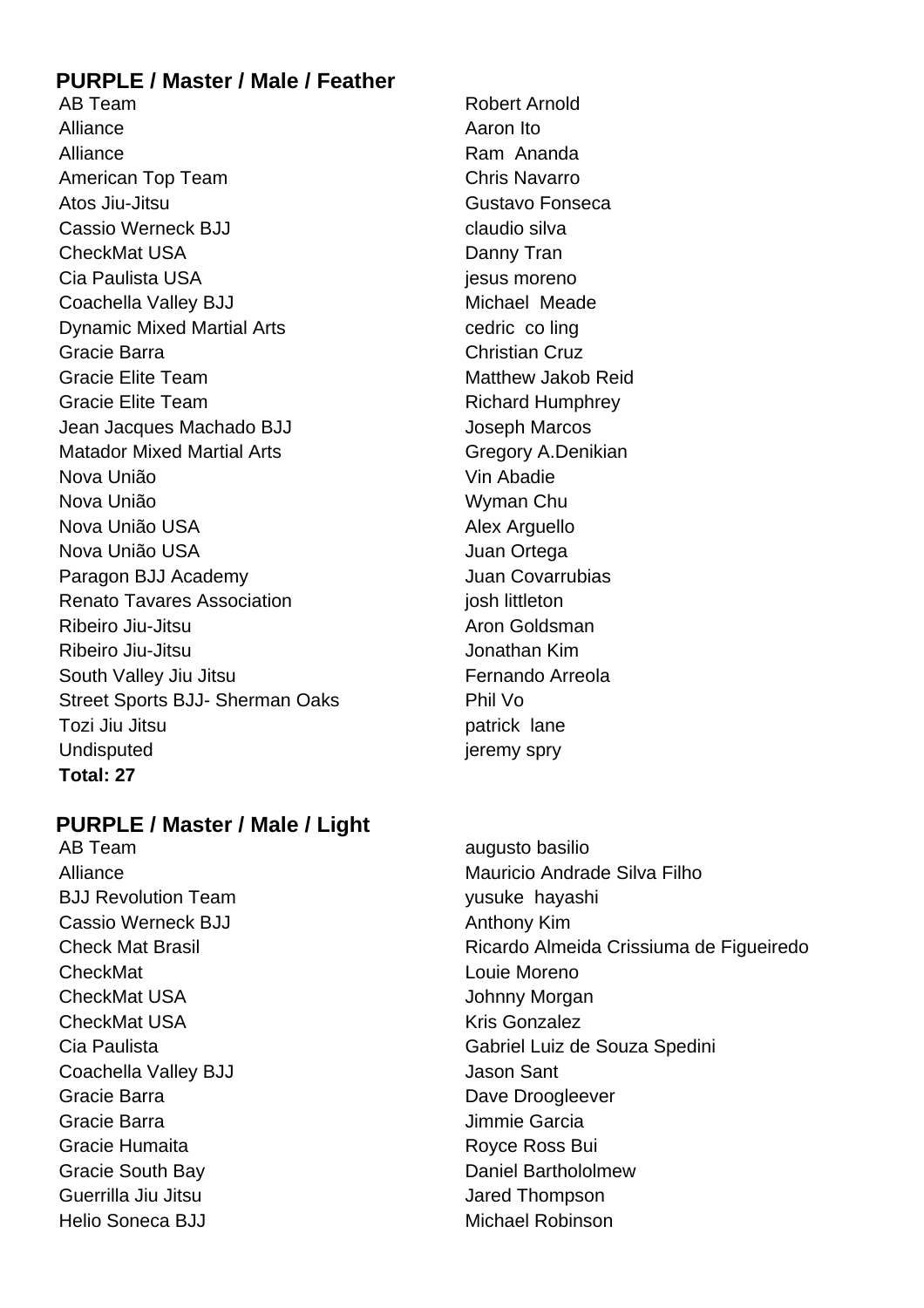## PURPLE / Master / Male / Feather

| | |
|---|---|
| AB Team | Robert Arnold |
| Alliance | Aaron Ito |
| Alliance | Ram  Ananda |
| American Top Team | Chris Navarro |
| Atos Jiu-Jitsu | Gustavo Fonseca |
| Cassio Werneck BJJ | claudio silva |
| CheckMat USA | Danny Tran |
| Cia Paulista USA | jesus moreno |
| Coachella Valley BJJ | Michael  Meade |
| Dynamic Mixed Martial Arts | cedric  co ling |
| Gracie Barra | Christian Cruz |
| Gracie Elite Team | Matthew Jakob Reid |
| Gracie Elite Team | Richard Humphrey |
| Jean Jacques Machado BJJ | Joseph Marcos |
| Matador Mixed Martial Arts | Gregory A.Denikian |
| Nova União | Vin Abadie |
| Nova União | Wyman Chu |
| Nova União USA | Alex Arguello |
| Nova União USA | Juan Ortega |
| Paragon BJJ Academy | Juan Covarrubias |
| Renato Tavares Association | josh littleton |
| Ribeiro Jiu-Jitsu | Aron Goldsman |
| Ribeiro Jiu-Jitsu | Jonathan Kim |
| South Valley Jiu Jitsu | Fernando Arreola |
| Street Sports BJJ- Sherman Oaks | Phil Vo |
| Tozi Jiu Jitsu | patrick  lane |
| Undisputed | jeremy spry |

**Total: 27**

## PURPLE / Master / Male / Light

| | |
|---|---|
| AB Team | augusto basilio |
| Alliance | Mauricio Andrade Silva Filho |
| BJJ Revolution Team | yusuke  hayashi |
| Cassio Werneck BJJ | Anthony Kim |
| Check Mat Brasil | Ricardo Almeida Crissiuma de Figueiredo |
| CheckMat | Louie Moreno |
| CheckMat USA | Johnny Morgan |
| CheckMat USA | Kris Gonzalez |
| Cia Paulista | Gabriel Luiz de Souza Spedini |
| Coachella Valley BJJ | Jason Sant |
| Gracie Barra | Dave Droogleever |
| Gracie Barra | Jimmie Garcia |
| Gracie Humaita | Royce Ross Bui |
| Gracie South Bay | Daniel Bartholomew |
| Guerrilla Jiu Jitsu | Jared Thompson |
| Helio Soneca BJJ | Michael Robinson |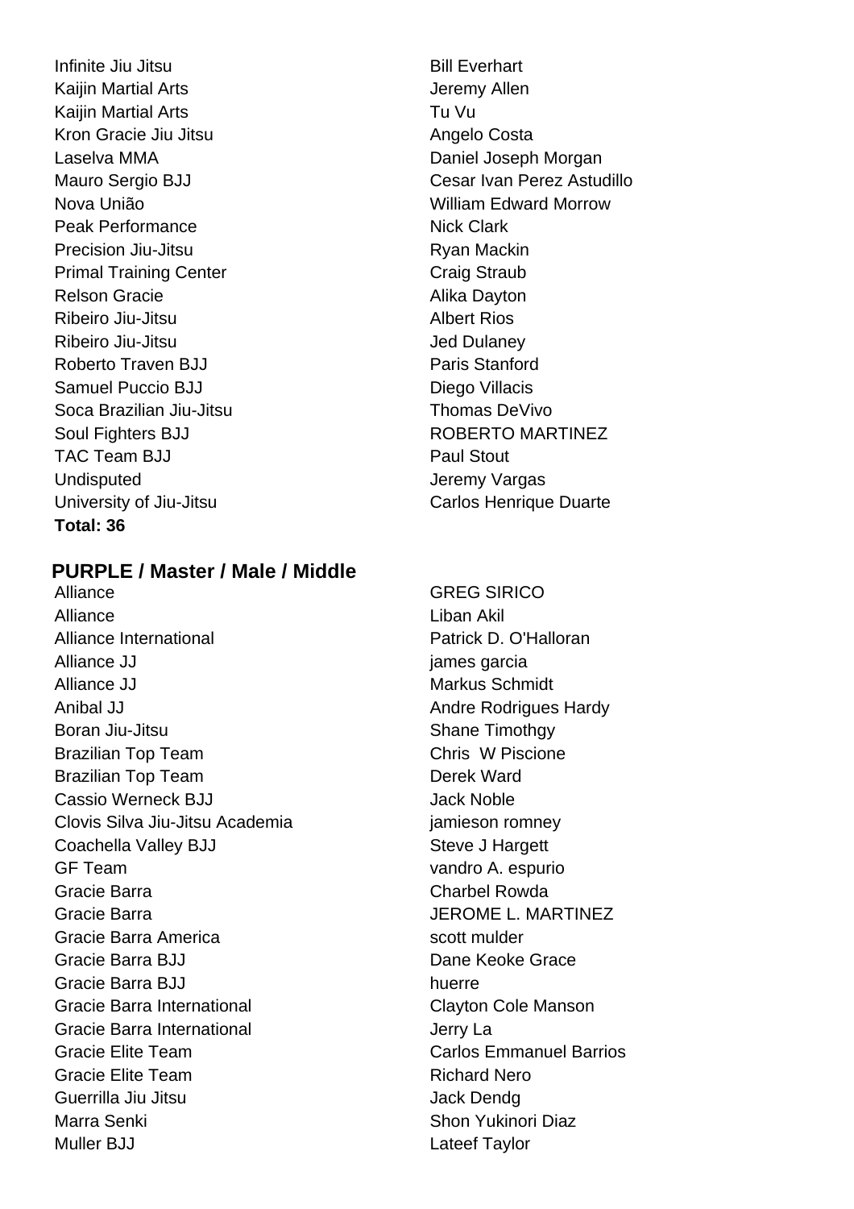| | |
|---|---|
| Infinite Jiu Jitsu | Bill Everhart |
| Kaijin Martial Arts | Jeremy Allen |
| Kaijin Martial Arts | Tu Vu |
| Kron Gracie Jiu Jitsu | Angelo Costa |
| Laselva MMA | Daniel Joseph Morgan |
| Mauro Sergio BJJ | Cesar Ivan Perez Astudillo |
| Nova União | William Edward Morrow |
| Peak Performance | Nick Clark |
| Precision Jiu-Jitsu | Ryan Mackin |
| Primal Training Center | Craig Straub |
| Relson Gracie | Alika Dayton |
| Ribeiro Jiu-Jitsu | Albert Rios |
| Ribeiro Jiu-Jitsu | Jed Dulaney |
| Roberto Traven BJJ | Paris Stanford |
| Samuel Puccio BJJ | Diego Villacis |
| Soca Brazilian Jiu-Jitsu | Thomas DeVivo |
| Soul Fighters BJJ | ROBERTO MARTINEZ |
| TAC Team BJJ | Paul Stout |
| Undisputed | Jeremy Vargas |
| University of Jiu-Jitsu | Carlos Henrique Duarte |

**Total: 36**

## PURPLE / Master / Male / Middle

| | |
|---|---|
| Alliance | GREG SIRICO |
| Alliance | Liban Akil |
| Alliance International | Patrick D. O'Halloran |
| Alliance JJ | james garcia |
| Alliance JJ | Markus Schmidt |
| Anibal JJ | Andre Rodrigues Hardy |
| Boran Jiu-Jitsu | Shane Timothgy |
| Brazilian Top Team | Chris W Piscione |
| Brazilian Top Team | Derek Ward |
| Cassio Werneck BJJ | Jack Noble |
| Clovis Silva Jiu-Jitsu Academia | jamieson romney |
| Coachella Valley BJJ | Steve J Hargett |
| GF Team | vandro A. espurio |
| Gracie Barra | Charbel Rowda |
| Gracie Barra | JEROME L. MARTINEZ |
| Gracie Barra America | scott mulder |
| Gracie Barra BJJ | Dane Keoke Grace |
| Gracie Barra BJJ | huerre |
| Gracie Barra International | Clayton Cole Manson |
| Gracie Barra International | Jerry La |
| Gracie Elite Team | Carlos Emmanuel Barrios |
| Gracie Elite Team | Richard Nero |
| Guerrilla Jiu Jitsu | Jack Dendg |
| Marra Senki | Shon Yukinori Diaz |
| Muller BJJ | Lateef Taylor |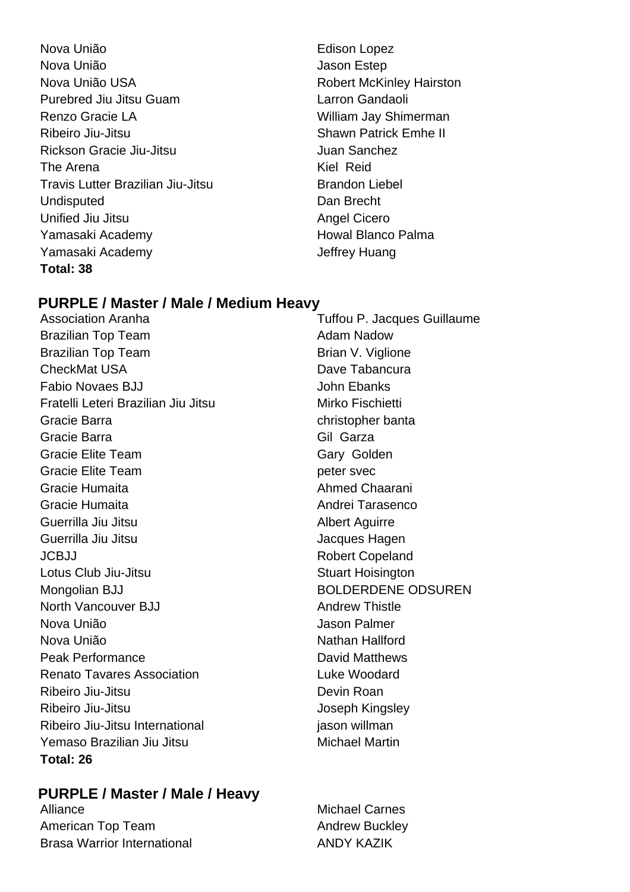| | |
|---|---|
| Nova União | Edison Lopez |
| Nova União | Jason Estep |
| Nova União USA | Robert McKinley Hairston |
| Purebred Jiu Jitsu Guam | Larron Gandaoli |
| Renzo Gracie LA | William Jay Shimerman |
| Ribeiro Jiu-Jitsu | Shawn Patrick Emhe II |
| Rickson Gracie Jiu-Jitsu | Juan Sanchez |
| The Arena | Kiel Reid |
| Travis Lutter Brazilian Jiu-Jitsu | Brandon Liebel |
| Undisputed | Dan Brecht |
| Unified Jiu Jitsu | Angel Cicero |
| Yamasaki Academy | Howal Blanco Palma |
| Yamasaki Academy | Jeffrey Huang |

**Total: 38**

## PURPLE / Master / Male / Medium Heavy

| | |
|---|---|
| Association Aranha | Tuffou P. Jacques Guillaume |
| Brazilian Top Team | Adam Nadow |
| Brazilian Top Team | Brian V. Viglione |
| CheckMat USA | Dave Tabancura |
| Fabio Novaes BJJ | John Ebanks |
| Fratelli Leteri Brazilian Jiu Jitsu | Mirko Fischietti |
| Gracie Barra | christopher banta |
| Gracie Barra | Gil Garza |
| Gracie Elite Team | Gary Golden |
| Gracie Elite Team | peter svec |
| Gracie Humaita | Ahmed Chaarani |
| Gracie Humaita | Andrei Tarasenco |
| Guerrilla Jiu Jitsu | Albert Aguirre |
| Guerrilla Jiu Jitsu | Jacques Hagen |
| JCBJJ | Robert Copeland |
| Lotus Club Jiu-Jitsu | Stuart Hoisington |
| Mongolian BJJ | BOLDERDENE ODSUREN |
| North Vancouver BJJ | Andrew Thistle |
| Nova União | Jason Palmer |
| Nova União | Nathan Hallford |
| Peak Performance | David Matthews |
| Renato Tavares Association | Luke Woodard |
| Ribeiro Jiu-Jitsu | Devin Roan |
| Ribeiro Jiu-Jitsu | Joseph Kingsley |
| Ribeiro Jiu-Jitsu International | jason willman |
| Yemaso Brazilian Jiu Jitsu | Michael Martin |

**Total: 26**

## PURPLE / Master / Male / Heavy

| | |
|---|---|
| Alliance | Michael Carnes |
| American Top Team | Andrew Buckley |
| Brasa Warrior International | ANDY KAZIK |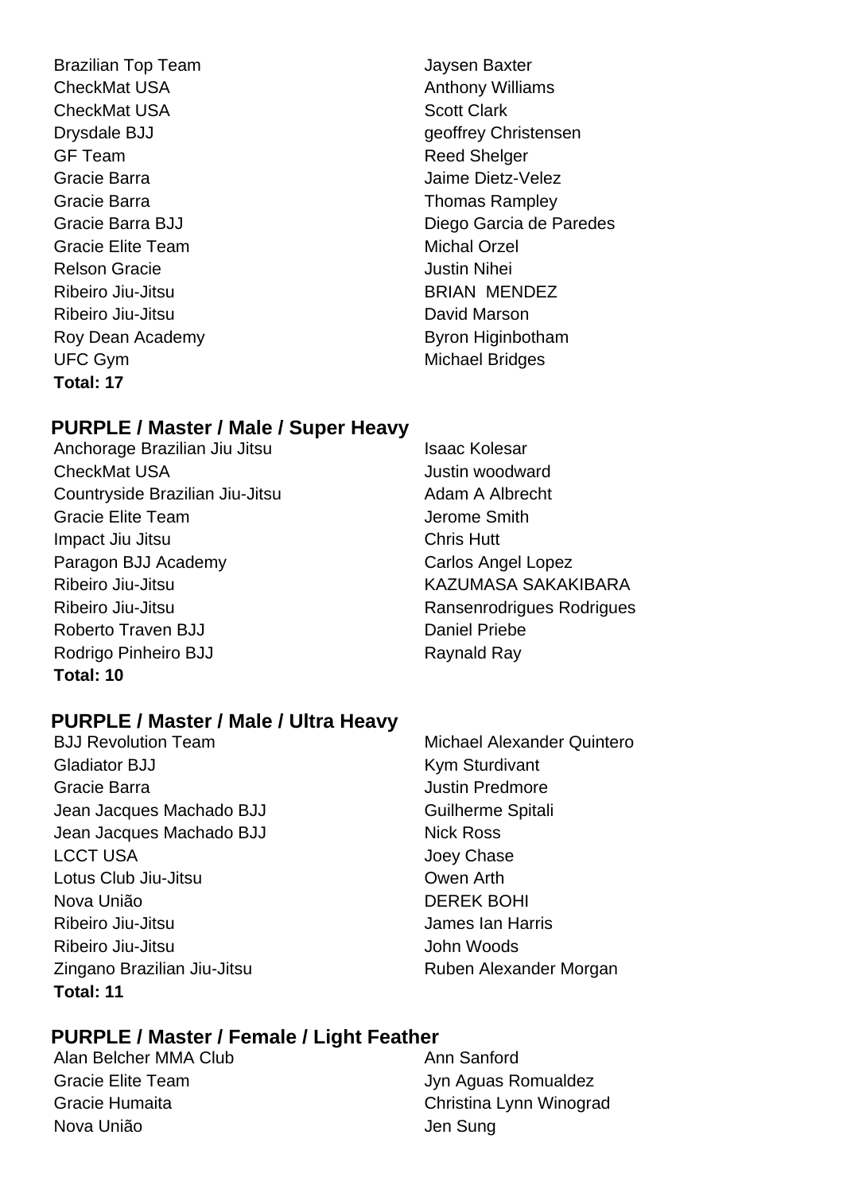| | |
|---|---|
| Brazilian Top Team | Jaysen Baxter |
| CheckMat USA | Anthony Williams |
| CheckMat USA | Scott Clark |
| Drysdale BJJ | geoffrey Christensen |
| GF Team | Reed Shelger |
| Gracie Barra | Jaime Dietz-Velez |
| Gracie Barra | Thomas Rampley |
| Gracie Barra BJJ | Diego Garcia de Paredes |
| Gracie Elite Team | Michal Orzel |
| Relson Gracie | Justin Nihei |
| Ribeiro Jiu-Jitsu | BRIAN MENDEZ |
| Ribeiro Jiu-Jitsu | David Marson |
| Roy Dean Academy | Byron Higinbotham |
| UFC Gym | Michael Bridges |

**Total: 17**

## PURPLE / Master / Male / Super Heavy

| | |
|---|---|
| Anchorage Brazilian Jiu Jitsu | Isaac Kolesar |
| CheckMat USA | Justin woodward |
| Countryside Brazilian Jiu-Jitsu | Adam A Albrecht |
| Gracie Elite Team | Jerome Smith |
| Impact Jiu Jitsu | Chris Hutt |
| Paragon BJJ Academy | Carlos Angel Lopez |
| Ribeiro Jiu-Jitsu | KAZUMASA SAKAKIBARA |
| Ribeiro Jiu-Jitsu | Ransenrodrigues Rodrigues |
| Roberto Traven BJJ | Daniel Priebe |
| Rodrigo Pinheiro BJJ | Raynald Ray |

**Total: 10**

## PURPLE / Master / Male / Ultra Heavy

| | |
|---|---|
| BJJ Revolution Team | Michael Alexander Quintero |
| Gladiator BJJ | Kym Sturdivant |
| Gracie Barra | Justin Predmore |
| Jean Jacques Machado BJJ | Guilherme Spitali |
| Jean Jacques Machado BJJ | Nick Ross |
| LCCT USA | Joey Chase |
| Lotus Club Jiu-Jitsu | Owen Arth |
| Nova União | DEREK BOHI |
| Ribeiro Jiu-Jitsu | James Ian Harris |
| Ribeiro Jiu-Jitsu | John Woods |
| Zingano Brazilian Jiu-Jitsu | Ruben Alexander Morgan |

**Total: 11**

## PURPLE / Master / Female / Light Feather

| | |
|---|---|
| Alan Belcher MMA Club | Ann Sanford |
| Gracie Elite Team | Jyn Aguas Romualdez |
| Gracie Humaita | Christina Lynn Winograd |
| Nova União | Jen Sung |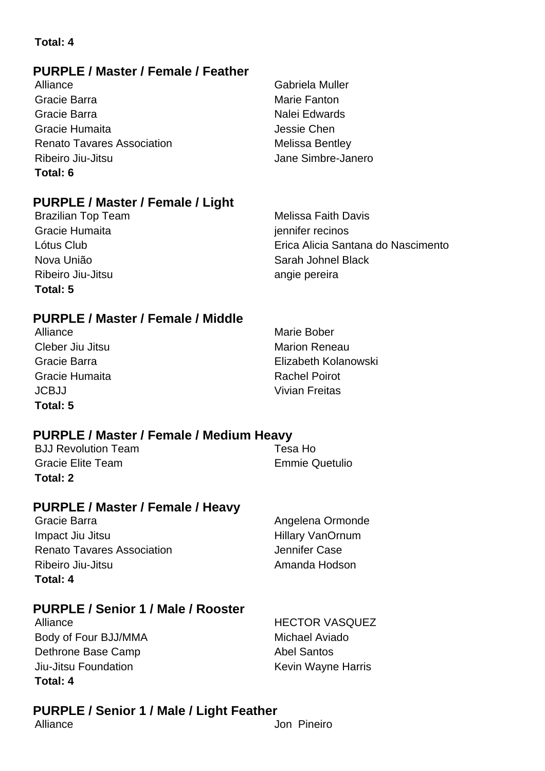**Total: 4**

## PURPLE / Master / Female / Feather

| | |
|---|---|
| Alliance | Gabriela Muller |
| Gracie Barra | Marie Fanton |
| Gracie Barra | Nalei Edwards |
| Gracie Humaita | Jessie Chen |
| Renato Tavares Association | Melissa Bentley |
| Ribeiro Jiu-Jitsu | Jane Simbre-Janero |

**Total: 6**

## PURPLE / Master / Female / Light

| | |
|---|---|
| Brazilian Top Team | Melissa Faith Davis |
| Gracie Humaita | jennifer recinos |
| Lótus Club | Erica Alicia Santana do Nascimento |
| Nova União | Sarah Johnel Black |
| Ribeiro Jiu-Jitsu | angie pereira |

**Total: 5**

## PURPLE / Master / Female / Middle

| | |
|---|---|
| Alliance | Marie Bober |
| Cleber Jiu Jitsu | Marion Reneau |
| Gracie Barra | Elizabeth Kolanowski |
| Gracie Humaita | Rachel Poirot |
| JCBJJ | Vivian Freitas |

**Total: 5**

## PURPLE / Master / Female / Medium Heavy

| | |
|---|---|
| BJJ Revolution Team | Tesa Ho |
| Gracie Elite Team | Emmie Quetulio |

**Total: 2**

## PURPLE / Master / Female / Heavy

| | |
|---|---|
| Gracie Barra | Angelena Ormonde |
| Impact Jiu Jitsu | Hillary VanOrnum |
| Renato Tavares Association | Jennifer Case |
| Ribeiro Jiu-Jitsu | Amanda Hodson |

**Total: 4**

## PURPLE / Senior 1 / Male / Rooster

| | |
|---|---|
| Alliance | HECTOR VASQUEZ |
| Body of Four BJJ/MMA | Michael Aviado |
| Dethrone Base Camp | Abel Santos |
| Jiu-Jitsu Foundation | Kevin Wayne Harris |

**Total: 4**

## PURPLE / Senior 1 / Male / Light Feather

| | |
|---|---|
| Alliance | Jon Pineiro |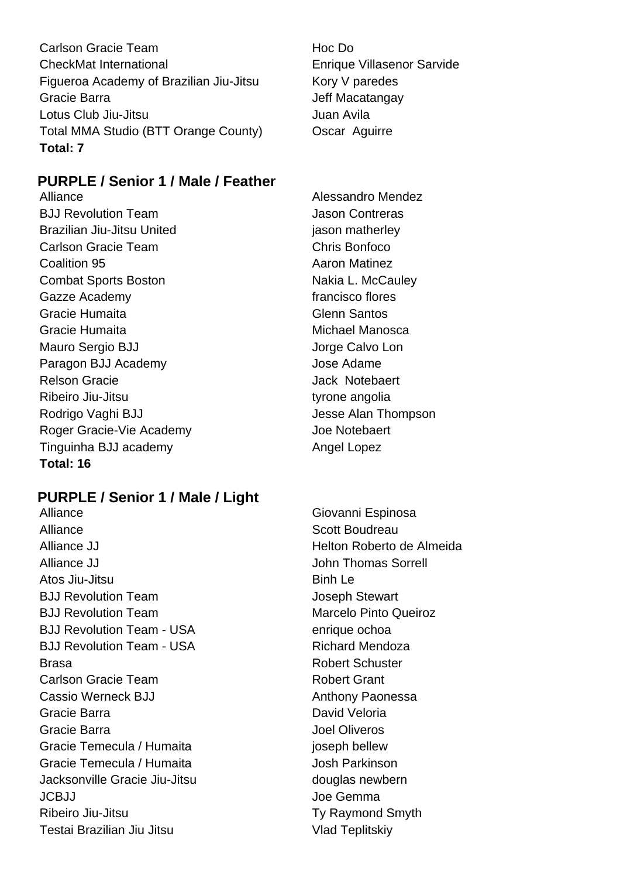| | |
|---|---|
| Carlson Gracie Team | Hoc Do |
| CheckMat International | Enrique Villasenor Sarvide |
| Figueroa Academy of Brazilian Jiu-Jitsu | Kory V paredes |
| Gracie Barra | Jeff Macatangay |
| Lotus Club Jiu-Jitsu | Juan Avila |
| Total MMA Studio (BTT Orange County) | Oscar Aguirre |

**Total: 7**

## PURPLE / Senior 1 / Male / Feather

| | |
|---|---|
| Alliance | Alessandro Mendez |
| BJJ Revolution Team | Jason Contreras |
| Brazilian Jiu-Jitsu United | jason matherley |
| Carlson Gracie Team | Chris Bonfoco |
| Coalition 95 | Aaron Matinez |
| Combat Sports Boston | Nakia L. McCauley |
| Gazze Academy | francisco flores |
| Gracie Humaita | Glenn Santos |
| Gracie Humaita | Michael Manosca |
| Mauro Sergio BJJ | Jorge Calvo Lon |
| Paragon BJJ Academy | Jose Adame |
| Relson Gracie | Jack Notebaert |
| Ribeiro Jiu-Jitsu | tyrone angolia |
| Rodrigo Vaghi BJJ | Jesse Alan Thompson |
| Roger Gracie-Vie Academy | Joe Notebaert |
| Tinguinha BJJ academy | Angel Lopez |

**Total: 16**

## PURPLE / Senior 1 / Male / Light

| | |
|---|---|
| Alliance | Giovanni Espinosa |
| Alliance | Scott Boudreau |
| Alliance JJ | Helton Roberto de Almeida |
| Alliance JJ | John Thomas Sorrell |
| Atos Jiu-Jitsu | Binh Le |
| BJJ Revolution Team | Joseph Stewart |
| BJJ Revolution Team | Marcelo Pinto Queiroz |
| BJJ Revolution Team - USA | enrique ochoa |
| BJJ Revolution Team - USA | Richard Mendoza |
| Brasa | Robert Schuster |
| Carlson Gracie Team | Robert Grant |
| Cassio Werneck BJJ | Anthony Paonessa |
| Gracie Barra | David Veloria |
| Gracie Barra | Joel Oliveros |
| Gracie Temecula / Humaita | joseph bellew |
| Gracie Temecula / Humaita | Josh Parkinson |
| Jacksonville Gracie Jiu-Jitsu | douglas newbern |
| JCBJJ | Joe Gemma |
| Ribeiro Jiu-Jitsu | Ty Raymond Smyth |
| Testai Brazilian Jiu Jitsu | Vlad Teplitskiy |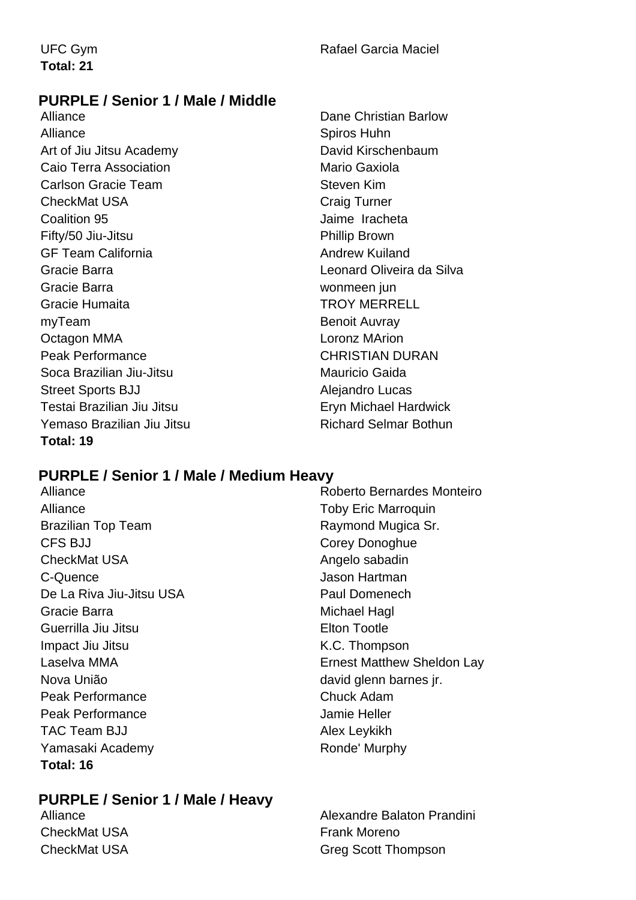| | |
|---|---|
| UFC Gym | Rafael Garcia Maciel |

**Total: 21**

## PURPLE / Senior 1 / Male / Middle

| | |
|---|---|
| Alliance | Dane Christian Barlow |
| Alliance | Spiros Huhn |
| Art of Jiu Jitsu Academy | David Kirschenbaum |
| Caio Terra Association | Mario Gaxiola |
| Carlson Gracie Team | Steven Kim |
| CheckMat USA | Craig Turner |
| Coalition 95 | Jaime  Iracheta |
| Fifty/50 Jiu-Jitsu | Phillip Brown |
| GF Team California | Andrew Kuiland |
| Gracie Barra | Leonard Oliveira da Silva |
| Gracie Barra | wonmeen jun |
| Gracie Humaita | TROY MERRELL |
| myTeam | Benoit Auvray |
| Octagon MMA | Loronz MArion |
| Peak Performance | CHRISTIAN DURAN |
| Soca Brazilian Jiu-Jitsu | Mauricio Gaida |
| Street Sports BJJ | Alejandro Lucas |
| Testai Brazilian Jiu Jitsu | Eryn Michael Hardwick |
| Yemaso Brazilian Jiu Jitsu | Richard Selmar Bothun |

**Total: 19**

## PURPLE / Senior 1 / Male / Medium Heavy

| | |
|---|---|
| Alliance | Roberto Bernardes Monteiro |
| Alliance | Toby Eric Marroquin |
| Brazilian Top Team | Raymond Mugica Sr. |
| CFS BJJ | Corey Donoghue |
| CheckMat USA | Angelo sabadin |
| C-Quence | Jason Hartman |
| De La Riva Jiu-Jitsu USA | Paul Domenech |
| Gracie Barra | Michael Hagl |
| Guerrilla Jiu Jitsu | Elton Tootle |
| Impact Jiu Jitsu | K.C. Thompson |
| Laselva MMA | Ernest Matthew Sheldon Lay |
| Nova União | david glenn barnes jr. |
| Peak Performance | Chuck Adam |
| Peak Performance | Jamie Heller |
| TAC Team BJJ | Alex Leykikh |
| Yamasaki Academy | Ronde' Murphy |

**Total: 16**

## PURPLE / Senior 1 / Male / Heavy

| | |
|---|---|
| Alliance | Alexandre Balaton Prandini |
| CheckMat USA | Frank Moreno |
| CheckMat USA | Greg Scott Thompson |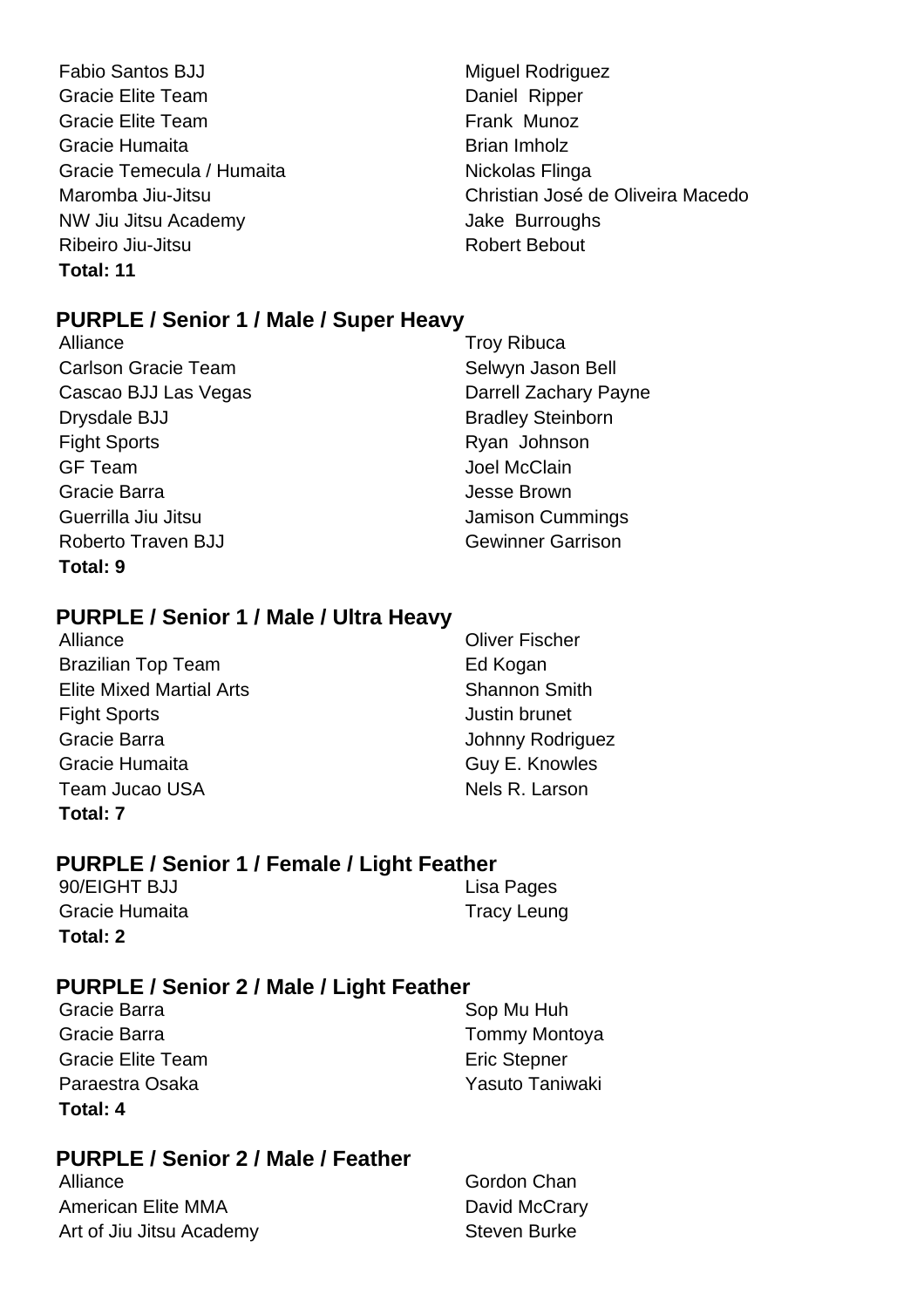| | |
|---|---|
| Fabio Santos BJJ | Miguel Rodriguez |
| Gracie Elite Team | Daniel Ripper |
| Gracie Elite Team | Frank Munoz |
| Gracie Humaita | Brian Imholz |
| Gracie Temecula / Humaita | Nickolas Flinga |
| Maromba Jiu-Jitsu | Christian José de Oliveira Macedo |
| NW Jiu Jitsu Academy | Jake Burroughs |
| Ribeiro Jiu-Jitsu | Robert Bebout |

**Total: 11**

## PURPLE / Senior 1 / Male / Super Heavy

| | |
|---|---|
| Alliance | Troy Ribuca |
| Carlson Gracie Team | Selwyn Jason Bell |
| Cascao BJJ Las Vegas | Darrell Zachary Payne |
| Drysdale BJJ | Bradley Steinborn |
| Fight Sports | Ryan Johnson |
| GF Team | Joel McClain |
| Gracie Barra | Jesse Brown |
| Guerrilla Jiu Jitsu | Jamison Cummings |
| Roberto Traven BJJ | Gewinner Garrison |

**Total: 9**

## PURPLE / Senior 1 / Male / Ultra Heavy

| | |
|---|---|
| Alliance | Oliver Fischer |
| Brazilian Top Team | Ed Kogan |
| Elite Mixed Martial Arts | Shannon Smith |
| Fight Sports | Justin brunet |
| Gracie Barra | Johnny Rodriguez |
| Gracie Humaita | Guy E. Knowles |
| Team Jucao USA | Nels R. Larson |

**Total: 7**

## PURPLE / Senior 1 / Female / Light Feather

| | |
|---|---|
| 90/EIGHT BJJ | Lisa Pages |
| Gracie Humaita | Tracy Leung |

**Total: 2**

## PURPLE / Senior 2 / Male / Light Feather

| | |
|---|---|
| Gracie Barra | Sop Mu Huh |
| Gracie Barra | Tommy Montoya |
| Gracie Elite Team | Eric Stepner |
| Paraestra Osaka | Yasuto Taniwaki |

**Total: 4**

## PURPLE / Senior 2 / Male / Feather

| | |
|---|---|
| Alliance | Gordon Chan |
| American Elite MMA | David McCrary |
| Art of Jiu Jitsu Academy | Steven Burke |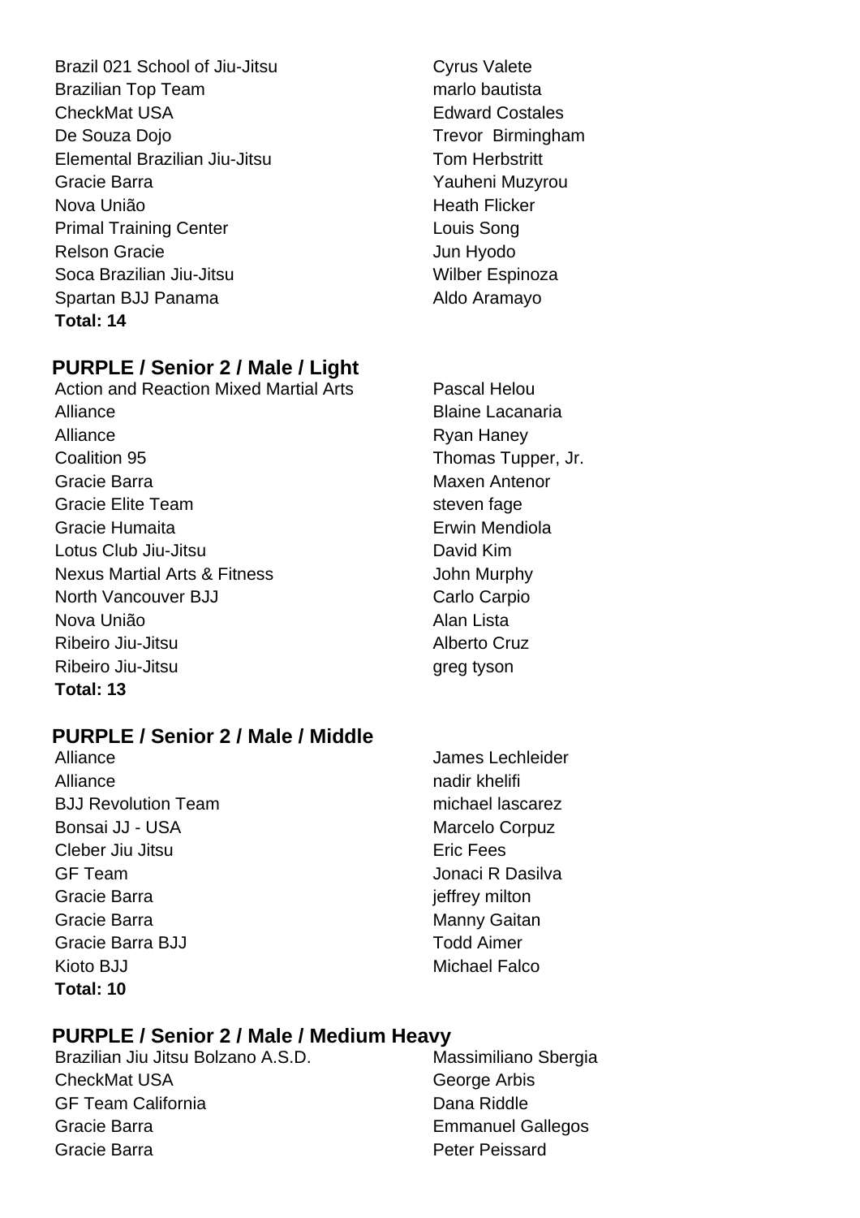| | |
|---|---|
| Brazil 021 School of Jiu-Jitsu | Cyrus Valete |
| Brazilian Top Team | marlo bautista |
| CheckMat USA | Edward Costales |
| De Souza Dojo | Trevor  Birmingham |
| Elemental Brazilian Jiu-Jitsu | Tom Herbstritt |
| Gracie Barra | Yauheni Muzyrou |
| Nova União | Heath Flicker |
| Primal Training Center | Louis Song |
| Relson Gracie | Jun Hyodo |
| Soca Brazilian Jiu-Jitsu | Wilber Espinoza |
| Spartan BJJ Panama | Aldo Aramayo |

**Total: 14**

## PURPLE / Senior 2 / Male / Light

| | |
|---|---|
| Action and Reaction Mixed Martial Arts | Pascal Helou |
| Alliance | Blaine Lacanaria |
| Alliance | Ryan Haney |
| Coalition 95 | Thomas Tupper, Jr. |
| Gracie Barra | Maxen Antenor |
| Gracie Elite Team | steven fage |
| Gracie Humaita | Erwin Mendiola |
| Lotus Club Jiu-Jitsu | David Kim |
| Nexus Martial Arts & Fitness | John Murphy |
| North Vancouver BJJ | Carlo Carpio |
| Nova União | Alan Lista |
| Ribeiro Jiu-Jitsu | Alberto Cruz |
| Ribeiro Jiu-Jitsu | greg tyson |

**Total: 13**

## PURPLE / Senior 2 / Male / Middle

| | |
|---|---|
| Alliance | James Lechleider |
| Alliance | nadir khelifi |
| BJJ Revolution Team | michael lascarez |
| Bonsai JJ - USA | Marcelo Corpuz |
| Cleber Jiu Jitsu | Eric Fees |
| GF Team | Jonaci R Dasilva |
| Gracie Barra | jeffrey milton |
| Gracie Barra | Manny Gaitan |
| Gracie Barra BJJ | Todd Aimer |
| Kioto BJJ | Michael Falco |

**Total: 10**

## PURPLE / Senior 2 / Male / Medium Heavy

| | |
|---|---|
| Brazilian Jiu Jitsu Bolzano A.S.D. | Massimiliano Sbergia |
| CheckMat USA | George Arbis |
| GF Team California | Dana Riddle |
| Gracie Barra | Emmanuel Gallegos |
| Gracie Barra | Peter Peissard |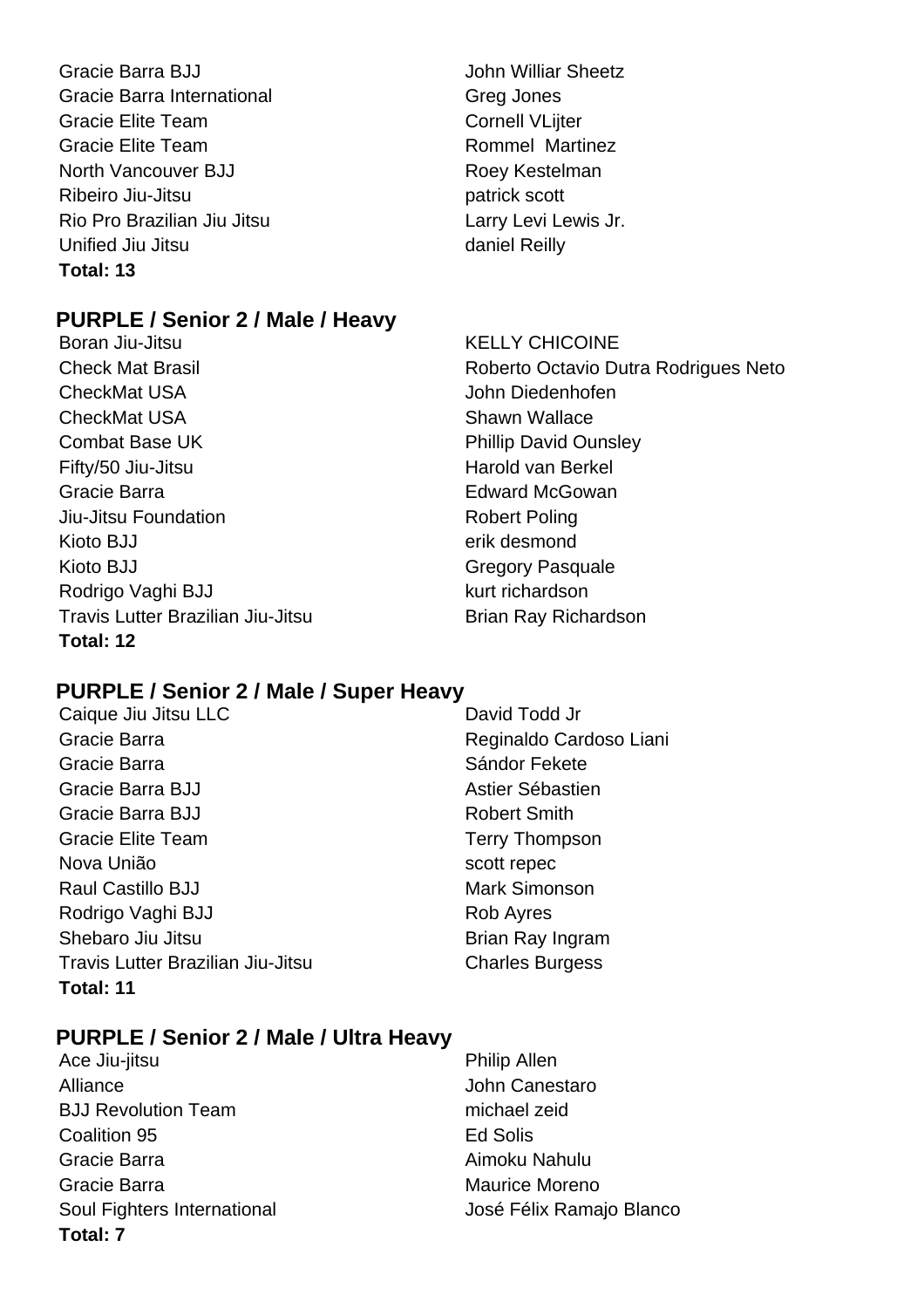| | |
|---|---|
| Gracie Barra BJJ | John Williar Sheetz |
| Gracie Barra International | Greg Jones |
| Gracie Elite Team | Cornell VLijter |
| Gracie Elite Team | Rommel Martinez |
| North Vancouver BJJ | Roey Kestelman |
| Ribeiro Jiu-Jitsu | patrick scott |
| Rio Pro Brazilian Jiu Jitsu | Larry Levi Lewis Jr. |
| Unified Jiu Jitsu | daniel Reilly |

**Total: 13**

## PURPLE / Senior 2 / Male / Heavy

| | |
|---|---|
| Boran Jiu-Jitsu | KELLY CHICOINE |
| Check Mat Brasil | Roberto Octavio Dutra Rodrigues Neto |
| CheckMat USA | John Diedenhofen |
| CheckMat USA | Shawn Wallace |
| Combat Base UK | Phillip David Ounsley |
| Fifty/50 Jiu-Jitsu | Harold van Berkel |
| Gracie Barra | Edward McGowan |
| Jiu-Jitsu Foundation | Robert Poling |
| Kioto BJJ | erik desmond |
| Kioto BJJ | Gregory Pasquale |
| Rodrigo Vaghi BJJ | kurt richardson |
| Travis Lutter Brazilian Jiu-Jitsu | Brian Ray Richardson |

**Total: 12**

## PURPLE / Senior 2 / Male / Super Heavy

| | |
|---|---|
| Caique Jiu Jitsu LLC | David Todd Jr |
| Gracie Barra | Reginaldo Cardoso Liani |
| Gracie Barra | Sándor Fekete |
| Gracie Barra BJJ | Astier Sébastien |
| Gracie Barra BJJ | Robert Smith |
| Gracie Elite Team | Terry Thompson |
| Nova União | scott repec |
| Raul Castillo BJJ | Mark Simonson |
| Rodrigo Vaghi BJJ | Rob Ayres |
| Shebaro Jiu Jitsu | Brian Ray Ingram |
| Travis Lutter Brazilian Jiu-Jitsu | Charles Burgess |

**Total: 11**

## PURPLE / Senior 2 / Male / Ultra Heavy

| | |
|---|---|
| Ace Jiu-jitsu | Philip Allen |
| Alliance | John Canestaro |
| BJJ Revolution Team | michael zeid |
| Coalition 95 | Ed Solis |
| Gracie Barra | Aimoku Nahulu |
| Gracie Barra | Maurice Moreno |
| Soul Fighters International | José Félix Ramajo Blanco |

**Total: 7**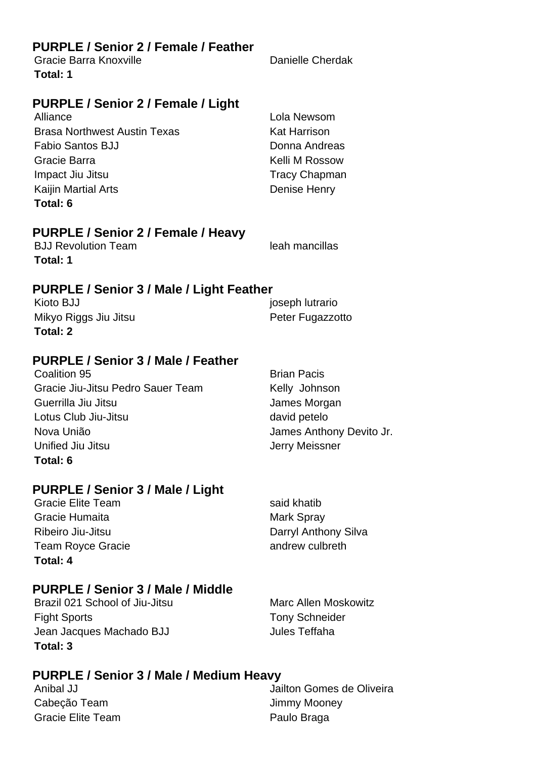## PURPLE / Senior 2 / Female / Feather

| | |
|---|---|
| Gracie Barra Knoxville | Danielle Cherdak |

**Total: 1**

## PURPLE / Senior 2 / Female / Light

| | |
|---|---|
| Alliance | Lola Newsom |
| Brasa Northwest Austin Texas | Kat Harrison |
| Fabio Santos BJJ | Donna Andreas |
| Gracie Barra | Kelli M Rossow |
| Impact Jiu Jitsu | Tracy Chapman |
| Kaijin Martial Arts | Denise Henry |

**Total: 6**

## PURPLE / Senior 2 / Female / Heavy

| | |
|---|---|
| BJJ Revolution Team | leah mancillas |

**Total: 1**

## PURPLE / Senior 3 / Male / Light Feather

| | |
|---|---|
| Kioto BJJ | joseph lutrario |
| Mikyo Riggs Jiu Jitsu | Peter Fugazzotto |

**Total: 2**

## PURPLE / Senior 3 / Male / Feather

| | |
|---|---|
| Coalition 95 | Brian Pacis |
| Gracie Jiu-Jitsu Pedro Sauer Team | Kelly Johnson |
| Guerrilla Jiu Jitsu | James Morgan |
| Lotus Club Jiu-Jitsu | david petelo |
| Nova União | James Anthony Devito Jr. |
| Unified Jiu Jitsu | Jerry Meissner |

**Total: 6**

## PURPLE / Senior 3 / Male / Light

| | |
|---|---|
| Gracie Elite Team | said khatib |
| Gracie Humaita | Mark Spray |
| Ribeiro Jiu-Jitsu | Darryl Anthony Silva |
| Team Royce Gracie | andrew culbreth |

**Total: 4**

## PURPLE / Senior 3 / Male / Middle

| | |
|---|---|
| Brazil 021 School of Jiu-Jitsu | Marc Allen Moskowitz |
| Fight Sports | Tony Schneider |
| Jean Jacques Machado BJJ | Jules Teffaha |

**Total: 3**

## PURPLE / Senior 3 / Male / Medium Heavy

| | |
|---|---|
| Anibal JJ | Jailton Gomes de Oliveira |
| Cabeção Team | Jimmy Mooney |
| Gracie Elite Team | Paulo Braga |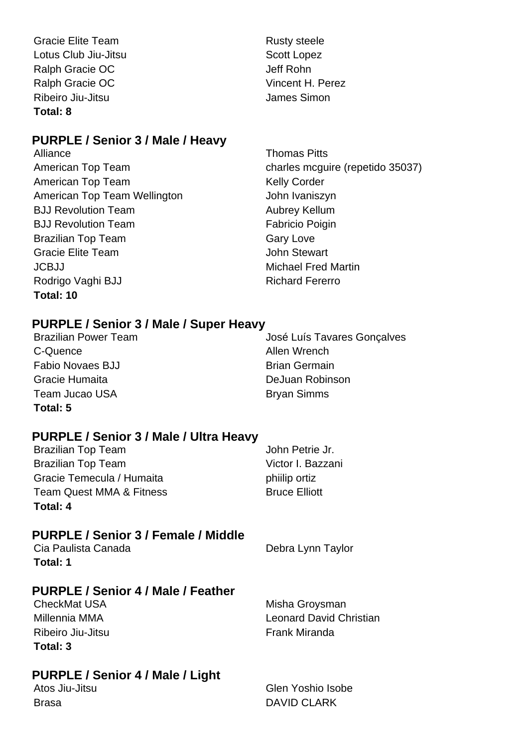| | |
|---|---|
| Gracie Elite Team | Rusty steele |
| Lotus Club Jiu-Jitsu | Scott Lopez |
| Ralph Gracie OC | Jeff Rohn |
| Ralph Gracie OC | Vincent H. Perez |
| Ribeiro Jiu-Jitsu | James Simon |

**Total: 8**

## PURPLE / Senior 3 / Male / Heavy

| | |
|---|---|
| Alliance | Thomas Pitts |
| American Top Team | charles mcguire (repetido 35037) |
| American Top Team | Kelly Corder |
| American Top Team Wellington | John Ivaniszyn |
| BJJ Revolution Team | Aubrey Kellum |
| BJJ Revolution Team | Fabricio Poigin |
| Brazilian Top Team | Gary Love |
| Gracie Elite Team | John Stewart |
| JCBJJ | Michael Fred Martin |
| Rodrigo Vaghi BJJ | Richard Fererro |

**Total: 10**

## PURPLE / Senior 3 / Male / Super Heavy

| | |
|---|---|
| Brazilian Power Team | José Luís Tavares Gonçalves |
| C-Quence | Allen Wrench |
| Fabio Novaes BJJ | Brian Germain |
| Gracie Humaita | DeJuan Robinson |
| Team Jucao USA | Bryan Simms |

**Total: 5**

## PURPLE / Senior 3 / Male / Ultra Heavy

| | |
|---|---|
| Brazilian Top Team | John Petrie Jr. |
| Brazilian Top Team | Victor I. Bazzani |
| Gracie Temecula / Humaita | phiilip ortiz |
| Team Quest MMA & Fitness | Bruce Elliott |

**Total: 4**

## PURPLE / Senior 3 / Female / Middle

| | |
|---|---|
| Cia Paulista Canada | Debra Lynn Taylor |

**Total: 1**

## PURPLE / Senior 4 / Male / Feather

| | |
|---|---|
| CheckMat USA | Misha Groysman |
| Millennia MMA | Leonard David Christian |
| Ribeiro Jiu-Jitsu | Frank Miranda |

**Total: 3**

## PURPLE / Senior 4 / Male / Light

| | |
|---|---|
| Atos Jiu-Jitsu | Glen Yoshio Isobe |
| Brasa | DAVID CLARK |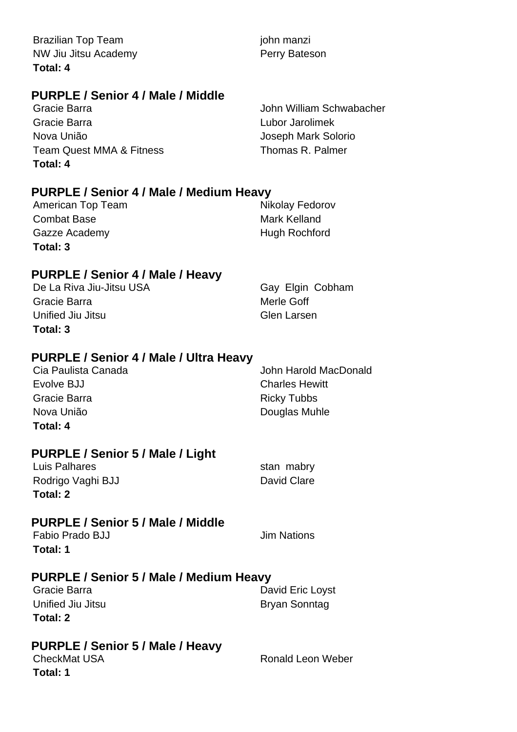| | |
|---|---|
| Brazilian Top Team | john manzi |
| NW Jiu Jitsu Academy | Perry Bateson |

**Total: 4**

## PURPLE / Senior 4 / Male / Middle

| | |
|---|---|
| Gracie Barra | John William Schwabacher |
| Gracie Barra | Lubor Jarolimek |
| Nova União | Joseph Mark Solorio |
| Team Quest MMA & Fitness | Thomas R. Palmer |

**Total: 4**

## PURPLE / Senior 4 / Male / Medium Heavy

| | |
|---|---|
| American Top Team | Nikolay Fedorov |
| Combat Base | Mark Kelland |
| Gazze Academy | Hugh Rochford |

**Total: 3**

## PURPLE / Senior 4 / Male / Heavy

| | |
|---|---|
| De La Riva Jiu-Jitsu USA | Gay Elgin Cobham |
| Gracie Barra | Merle Goff |
| Unified Jiu Jitsu | Glen Larsen |

**Total: 3**

## PURPLE / Senior 4 / Male / Ultra Heavy

| | |
|---|---|
| Cia Paulista Canada | John Harold MacDonald |
| Evolve BJJ | Charles Hewitt |
| Gracie Barra | Ricky Tubbs |
| Nova União | Douglas Muhle |

**Total: 4**

## PURPLE / Senior 5 / Male / Light

| | |
|---|---|
| Luis Palhares | stan mabry |
| Rodrigo Vaghi BJJ | David Clare |

**Total: 2**

## PURPLE / Senior 5 / Male / Middle

| | |
|---|---|
| Fabio Prado BJJ | Jim Nations |

**Total: 1**

## PURPLE / Senior 5 / Male / Medium Heavy

| | |
|---|---|
| Gracie Barra | David Eric Loyst |
| Unified Jiu Jitsu | Bryan Sonntag |

**Total: 2**

## PURPLE / Senior 5 / Male / Heavy

| | |
|---|---|
| CheckMat USA | Ronald Leon Weber |

**Total: 1**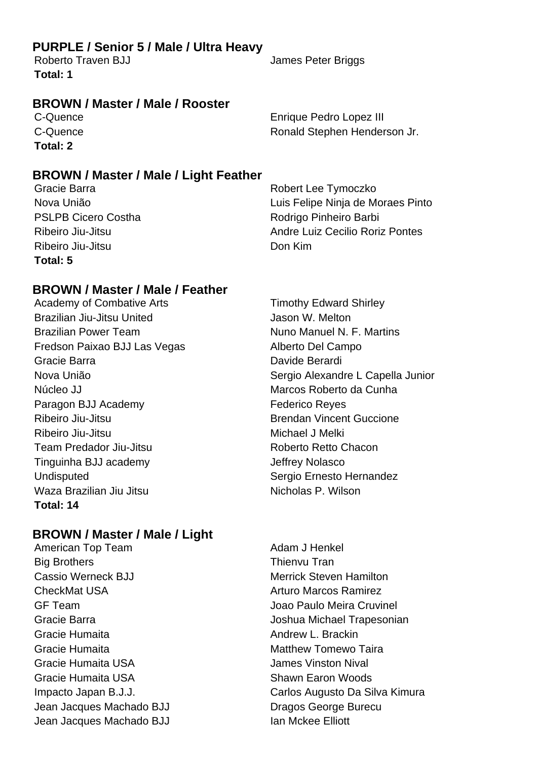### PURPLE / Senior 5 / Male / Ultra Heavy

| | |
|---|---|
| Roberto Traven BJJ | James Peter Briggs |

**Total: 1**

### BROWN / Master / Male / Rooster

| | |
|---|---|
| C-Quence | Enrique Pedro Lopez III |
| C-Quence | Ronald Stephen Henderson Jr. |

**Total: 2**

### BROWN / Master / Male / Light Feather

| | |
|---|---|
| Gracie Barra | Robert Lee Tymoczko |
| Nova União | Luis Felipe Ninja de Moraes Pinto |
| PSLPB Cicero Costha | Rodrigo Pinheiro Barbi |
| Ribeiro Jiu-Jitsu | Andre Luiz Cecilio Roriz Pontes |
| Ribeiro Jiu-Jitsu | Don Kim |

**Total: 5**

### BROWN / Master / Male / Feather

| | |
|---|---|
| Academy of Combative Arts | Timothy Edward Shirley |
| Brazilian Jiu-Jitsu United | Jason W. Melton |
| Brazilian Power Team | Nuno Manuel N. F. Martins |
| Fredson Paixao BJJ Las Vegas | Alberto Del Campo |
| Gracie Barra | Davide Berardi |
| Nova União | Sergio Alexandre L Capella Junior |
| Núcleo JJ | Marcos Roberto da Cunha |
| Paragon BJJ Academy | Federico Reyes |
| Ribeiro Jiu-Jitsu | Brendan Vincent Guccione |
| Ribeiro Jiu-Jitsu | Michael J Melki |
| Team Predador Jiu-Jitsu | Roberto Retto Chacon |
| Tinguinha BJJ academy | Jeffrey Nolasco |
| Undisputed | Sergio Ernesto Hernandez |
| Waza Brazilian Jiu Jitsu | Nicholas P. Wilson |

**Total: 14**

### BROWN / Master / Male / Light

| | |
|---|---|
| American Top Team | Adam J Henkel |
| Big Brothers | Thienvu Tran |
| Cassio Werneck BJJ | Merrick Steven Hamilton |
| CheckMat USA | Arturo Marcos Ramirez |
| GF Team | Joao Paulo Meira Cruvinel |
| Gracie Barra | Joshua Michael Trapesonian |
| Gracie Humaita | Andrew L. Brackin |
| Gracie Humaita | Matthew Tomewo Taira |
| Gracie Humaita USA | James Vinston Nival |
| Gracie Humaita USA | Shawn Earon Woods |
| Impacto Japan B.J.J. | Carlos Augusto Da Silva Kimura |
| Jean Jacques Machado BJJ | Dragos George Burecu |
| Jean Jacques Machado BJJ | Ian Mckee Elliott |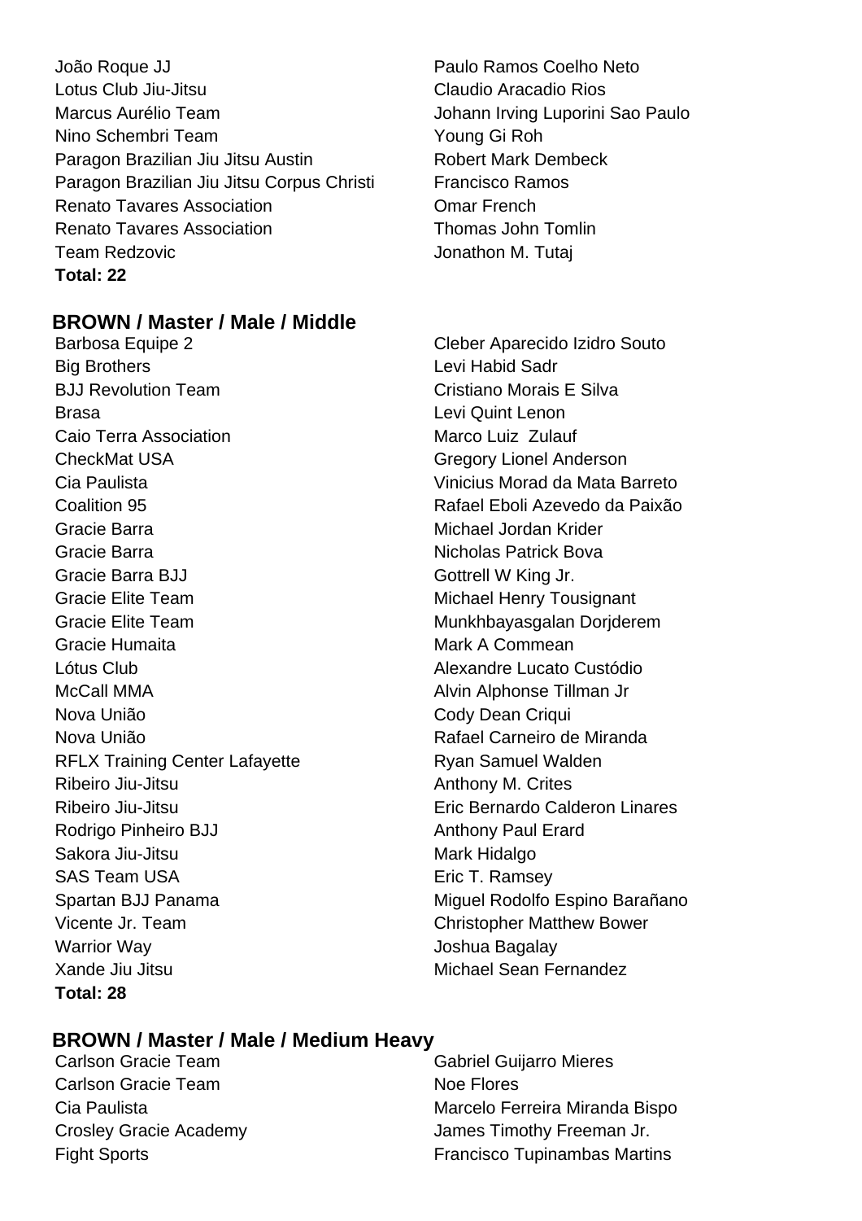| Team | Name |
| --- | --- |
| João Roque JJ | Paulo Ramos Coelho Neto |
| Lotus Club Jiu-Jitsu | Claudio Aracadio Rios |
| Marcus Aurélio Team | Johann Irving Luporini Sao Paulo |
| Nino Schembri Team | Young Gi Roh |
| Paragon Brazilian Jiu Jitsu Austin | Robert Mark Dembeck |
| Paragon Brazilian Jiu Jitsu Corpus Christi | Francisco Ramos |
| Renato Tavares Association | Omar French |
| Renato Tavares Association | Thomas John Tomlin |
| Team Redzovic | Jonathon M. Tutaj |

**Total: 22**

## BROWN / Master / Male / Middle

| Team | Name |
| --- | --- |
| Barbosa Equipe 2 | Cleber Aparecido Izidro Souto |
| Big Brothers | Levi Habid Sadr |
| BJJ Revolution Team | Cristiano Morais E Silva |
| Brasa | Levi Quint Lenon |
| Caio Terra Association | Marco Luiz  Zulauf |
| CheckMat USA | Gregory Lionel Anderson |
| Cia Paulista | Vinicius Morad da Mata Barreto |
| Coalition 95 | Rafael Eboli Azevedo da Paixão |
| Gracie Barra | Michael Jordan Krider |
| Gracie Barra | Nicholas Patrick Bova |
| Gracie Barra BJJ | Gottrell W King Jr. |
| Gracie Elite Team | Michael Henry Tousignant |
| Gracie Elite Team | Munkhbayasgalan Dorjderem |
| Gracie Humaita | Mark A Commean |
| Lótus Club | Alexandre Lucato Custódio |
| McCall MMA | Alvin Alphonse Tillman Jr |
| Nova União | Cody Dean Criqui |
| Nova União | Rafael Carneiro de Miranda |
| RFLX Training Center Lafayette | Ryan Samuel Walden |
| Ribeiro Jiu-Jitsu | Anthony M. Crites |
| Ribeiro Jiu-Jitsu | Eric Bernardo Calderon Linares |
| Rodrigo Pinheiro BJJ | Anthony Paul Erard |
| Sakora Jiu-Jitsu | Mark Hidalgo |
| SAS Team USA | Eric T. Ramsey |
| Spartan BJJ Panama | Miguel Rodolfo Espino Barañano |
| Vicente Jr. Team | Christopher Matthew Bower |
| Warrior Way | Joshua Bagalay |
| Xande Jiu Jitsu | Michael Sean Fernandez |

**Total: 28**

## BROWN / Master / Male / Medium Heavy

| Team | Name |
| --- | --- |
| Carlson Gracie Team | Gabriel Guijarro Mieres |
| Carlson Gracie Team | Noe Flores |
| Cia Paulista | Marcelo Ferreira Miranda Bispo |
| Crosley Gracie Academy | James Timothy Freeman Jr. |
| Fight Sports | Francisco Tupinambas Martins |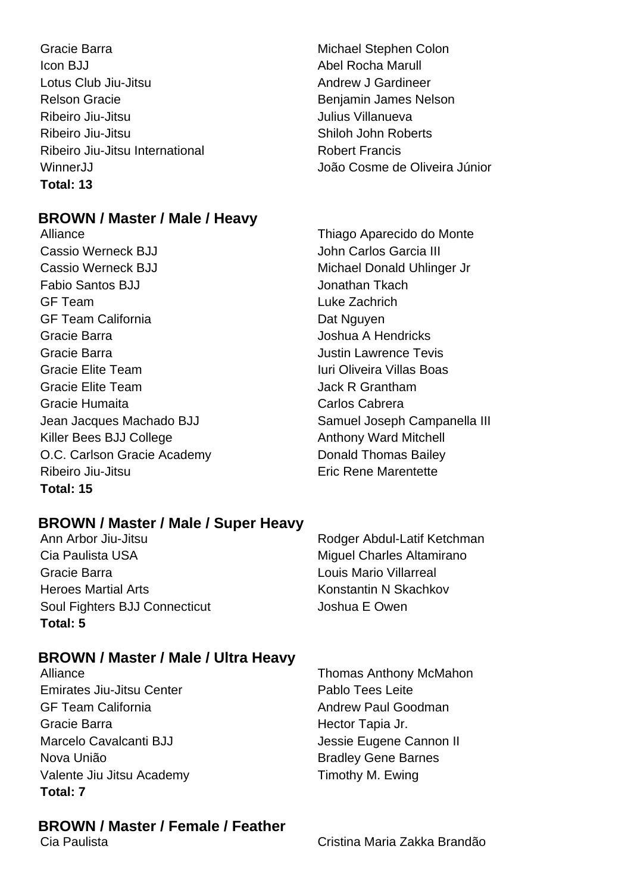| | |
|---|---|
| Gracie Barra | Michael Stephen Colon |
| Icon BJJ | Abel Rocha Marull |
| Lotus Club Jiu-Jitsu | Andrew J Gardineer |
| Relson Gracie | Benjamin James Nelson |
| Ribeiro Jiu-Jitsu | Julius Villanueva |
| Ribeiro Jiu-Jitsu | Shiloh John Roberts |
| Ribeiro Jiu-Jitsu International | Robert Francis |
| WinnerJJ | João Cosme de Oliveira Júnior |

**Total: 13**

### BROWN / Master / Male / Heavy

| | |
|---|---|
| Alliance | Thiago Aparecido do Monte |
| Cassio Werneck BJJ | John Carlos Garcia III |
| Cassio Werneck BJJ | Michael Donald Uhlinger Jr |
| Fabio Santos BJJ | Jonathan Tkach |
| GF Team | Luke Zachrich |
| GF Team California | Dat Nguyen |
| Gracie Barra | Joshua A Hendricks |
| Gracie Barra | Justin Lawrence Tevis |
| Gracie Elite Team | Iuri Oliveira Villas Boas |
| Gracie Elite Team | Jack R Grantham |
| Gracie Humaita | Carlos Cabrera |
| Jean Jacques Machado BJJ | Samuel Joseph Campanella III |
| Killer Bees BJJ College | Anthony Ward Mitchell |
| O.C. Carlson Gracie Academy | Donald Thomas Bailey |
| Ribeiro Jiu-Jitsu | Eric Rene Marentette |

**Total: 15**

### BROWN / Master / Male / Super Heavy

| | |
|---|---|
| Ann Arbor Jiu-Jitsu | Rodger Abdul-Latif Ketchman |
| Cia Paulista USA | Miguel Charles Altamirano |
| Gracie Barra | Louis Mario Villarreal |
| Heroes Martial Arts | Konstantin N Skachkov |
| Soul Fighters BJJ Connecticut | Joshua E Owen |

**Total: 5**

### BROWN / Master / Male / Ultra Heavy

| | |
|---|---|
| Alliance | Thomas Anthony McMahon |
| Emirates Jiu-Jitsu Center | Pablo Tees Leite |
| GF Team California | Andrew Paul Goodman |
| Gracie Barra | Hector Tapia Jr. |
| Marcelo Cavalcanti BJJ | Jessie Eugene Cannon II |
| Nova União | Bradley Gene Barnes |
| Valente Jiu Jitsu Academy | Timothy M. Ewing |

**Total: 7**

### BROWN / Master / Female / Feather

| | |
|---|---|
| Cia Paulista | Cristina Maria Zakka Brandão |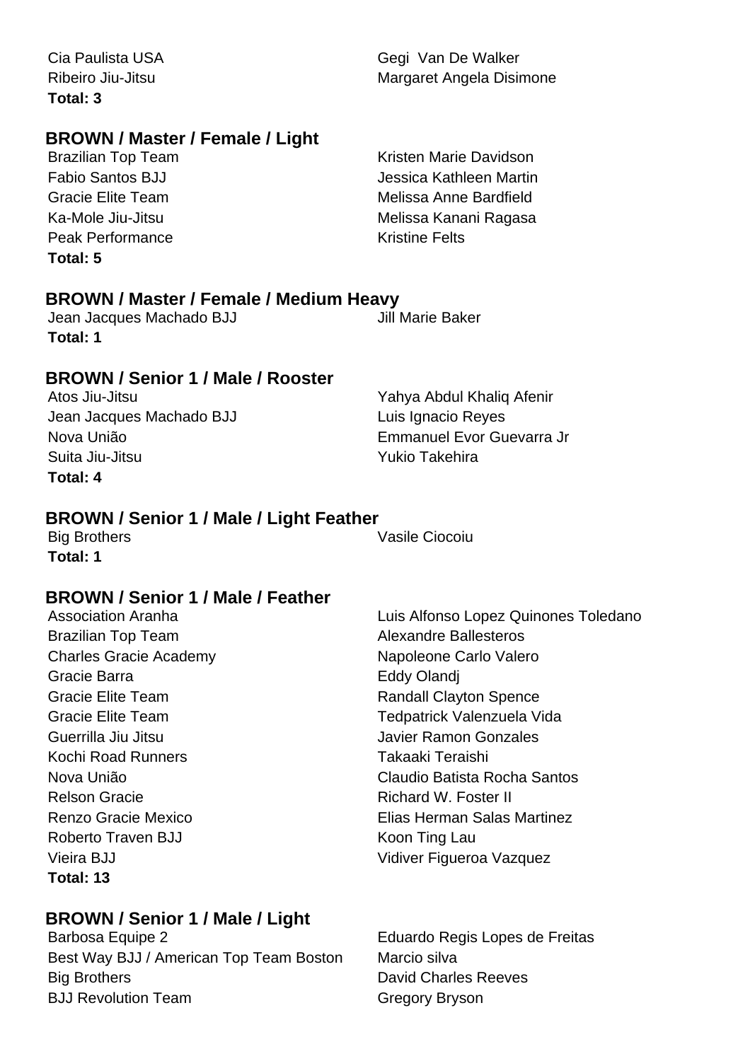| | |
|---|---|
| Cia Paulista USA | Gegi Van De Walker |
| Ribeiro Jiu-Jitsu | Margaret Angela Disimone |

**Total: 3**

### BROWN / Master / Female / Light

| | |
|---|---|
| Brazilian Top Team | Kristen Marie Davidson |
| Fabio Santos BJJ | Jessica Kathleen Martin |
| Gracie Elite Team | Melissa Anne Bardfield |
| Ka-Mole Jiu-Jitsu | Melissa Kanani Ragasa |
| Peak Performance | Kristine Felts |

**Total: 5**

### BROWN / Master / Female / Medium Heavy

| | |
|---|---|
| Jean Jacques Machado BJJ | Jill Marie Baker |

**Total: 1**

### BROWN / Senior 1 / Male / Rooster

| | |
|---|---|
| Atos Jiu-Jitsu | Yahya Abdul Khaliq Afenir |
| Jean Jacques Machado BJJ | Luis Ignacio Reyes |
| Nova União | Emmanuel Evor Guevarra Jr |
| Suita Jiu-Jitsu | Yukio Takehira |

**Total: 4**

### BROWN / Senior 1 / Male / Light Feather

| | |
|---|---|
| Big Brothers | Vasile Ciocoiu |

**Total: 1**

### BROWN / Senior 1 / Male / Feather

| | |
|---|---|
| Association Aranha | Luis Alfonso Lopez Quinones Toledano |
| Brazilian Top Team | Alexandre Ballesteros |
| Charles Gracie Academy | Napoleone Carlo Valero |
| Gracie Barra | Eddy Olandj |
| Gracie Elite Team | Randall Clayton Spence |
| Gracie Elite Team | Tedpatrick Valenzuela Vida |
| Guerrilla Jiu Jitsu | Javier Ramon Gonzales |
| Kochi Road Runners | Takaaki Teraishi |
| Nova União | Claudio Batista Rocha Santos |
| Relson Gracie | Richard W. Foster II |
| Renzo Gracie Mexico | Elias Herman Salas Martinez |
| Roberto Traven BJJ | Koon Ting Lau |
| Vieira BJJ | Vidiver Figueroa Vazquez |

**Total: 13**

### BROWN / Senior 1 / Male / Light

| | |
|---|---|
| Barbosa Equipe 2 | Eduardo Regis Lopes de Freitas |
| Best Way BJJ / American Top Team Boston | Marcio silva |
| Big Brothers | David Charles Reeves |
| BJJ Revolution Team | Gregory Bryson |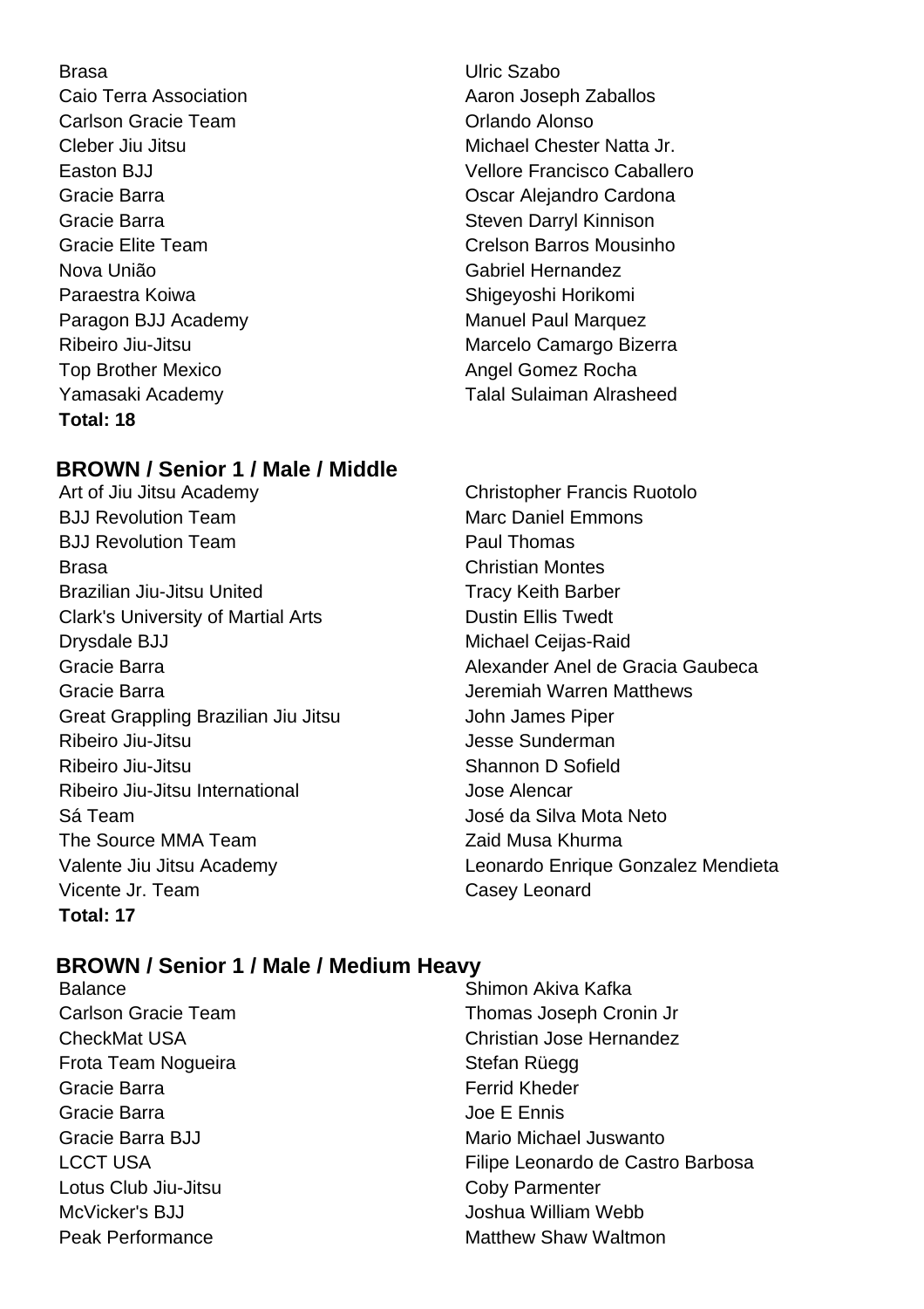| | |
|---|---|
| Brasa | Ulric Szabo |
| Caio Terra Association | Aaron Joseph Zaballos |
| Carlson Gracie Team | Orlando Alonso |
| Cleber Jiu Jitsu | Michael Chester Natta Jr. |
| Easton BJJ | Vellore Francisco Caballero |
| Gracie Barra | Oscar Alejandro Cardona |
| Gracie Barra | Steven Darryl Kinnison |
| Gracie Elite Team | Crelson Barros Mousinho |
| Nova União | Gabriel Hernandez |
| Paraestra Koiwa | Shigeyoshi Horikomi |
| Paragon BJJ Academy | Manuel Paul Marquez |
| Ribeiro Jiu-Jitsu | Marcelo Camargo Bizerra |
| Top Brother Mexico | Angel Gomez Rocha |
| Yamasaki Academy | Talal Sulaiman Alrasheed |

**Total: 18**

## BROWN / Senior 1 / Male / Middle

| | |
|---|---|
| Art of Jiu Jitsu Academy | Christopher Francis Ruotolo |
| BJJ Revolution Team | Marc Daniel Emmons |
| BJJ Revolution Team | Paul Thomas |
| Brasa | Christian Montes |
| Brazilian Jiu-Jitsu United | Tracy Keith Barber |
| Clark's University of Martial Arts | Dustin Ellis Twedt |
| Drysdale BJJ | Michael Ceijas-Raid |
| Gracie Barra | Alexander Anel de Gracia Gaubeca |
| Gracie Barra | Jeremiah Warren Matthews |
| Great Grappling Brazilian Jiu Jitsu | John James Piper |
| Ribeiro Jiu-Jitsu | Jesse Sunderman |
| Ribeiro Jiu-Jitsu | Shannon D Sofield |
| Ribeiro Jiu-Jitsu International | Jose Alencar |
| Sá Team | José da Silva Mota Neto |
| The Source MMA Team | Zaid Musa Khurma |
| Valente Jiu Jitsu Academy | Leonardo Enrique Gonzalez Mendieta |
| Vicente Jr. Team | Casey Leonard |

**Total: 17**

## BROWN / Senior 1 / Male / Medium Heavy

| | |
|---|---|
| Balance | Shimon Akiva Kafka |
| Carlson Gracie Team | Thomas Joseph Cronin Jr |
| CheckMat USA | Christian Jose Hernandez |
| Frota Team Nogueira | Stefan Rüegg |
| Gracie Barra | Ferrid Kheder |
| Gracie Barra | Joe E Ennis |
| Gracie Barra BJJ | Mario Michael Juswanto |
| LCCT USA | Filipe Leonardo de Castro Barbosa |
| Lotus Club Jiu-Jitsu | Coby Parmenter |
| McVicker's BJJ | Joshua William Webb |
| Peak Performance | Matthew Shaw Waltmon |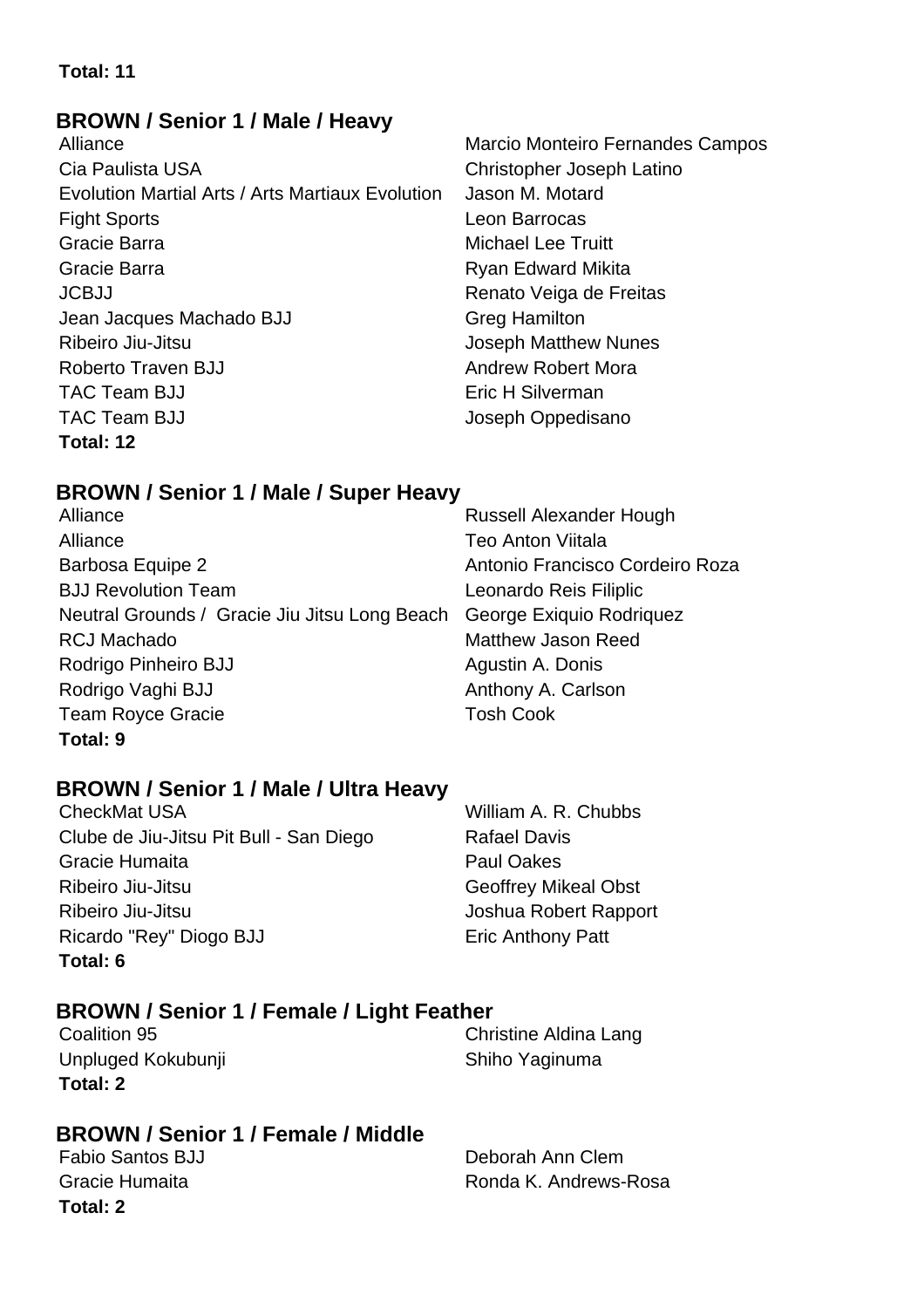**Total: 11**

### BROWN / Senior 1 / Male / Heavy

| | |
|---|---|
| Alliance | Marcio Monteiro Fernandes Campos |
| Cia Paulista USA | Christopher Joseph Latino |
| Evolution Martial Arts / Arts Martiaux Evolution | Jason M. Motard |
| Fight Sports | Leon Barrocas |
| Gracie Barra | Michael Lee Truitt |
| Gracie Barra | Ryan Edward Mikita |
| JCBJJ | Renato Veiga de Freitas |
| Jean Jacques Machado BJJ | Greg Hamilton |
| Ribeiro Jiu-Jitsu | Joseph Matthew Nunes |
| Roberto Traven BJJ | Andrew Robert Mora |
| TAC Team BJJ | Eric H Silverman |
| TAC Team BJJ | Joseph Oppedisano |

**Total: 12**

### BROWN / Senior 1 / Male / Super Heavy

| | |
|---|---|
| Alliance | Russell Alexander Hough |
| Alliance | Teo Anton Viitala |
| Barbosa Equipe 2 | Antonio Francisco Cordeiro Roza |
| BJJ Revolution Team | Leonardo Reis Filiplic |
| Neutral Grounds / Gracie Jiu Jitsu Long Beach | George Exiquio Rodriquez |
| RCJ Machado | Matthew Jason Reed |
| Rodrigo Pinheiro BJJ | Agustin A. Donis |
| Rodrigo Vaghi BJJ | Anthony A. Carlson |
| Team Royce Gracie | Tosh Cook |

**Total: 9**

### BROWN / Senior 1 / Male / Ultra Heavy

| | |
|---|---|
| CheckMat USA | William A. R. Chubbs |
| Clube de Jiu-Jitsu Pit Bull - San Diego | Rafael Davis |
| Gracie Humaita | Paul Oakes |
| Ribeiro Jiu-Jitsu | Geoffrey Mikeal Obst |
| Ribeiro Jiu-Jitsu | Joshua Robert Rapport |
| Ricardo "Rey" Diogo BJJ | Eric Anthony Patt |

**Total: 6**

### BROWN / Senior 1 / Female / Light Feather

| | |
|---|---|
| Coalition 95 | Christine Aldina Lang |
| Unpluged Kokubunji | Shiho Yaginuma |

**Total: 2**

### BROWN / Senior 1 / Female / Middle

| | |
|---|---|
| Fabio Santos BJJ | Deborah Ann Clem |
| Gracie Humaita | Ronda K. Andrews-Rosa |

**Total: 2**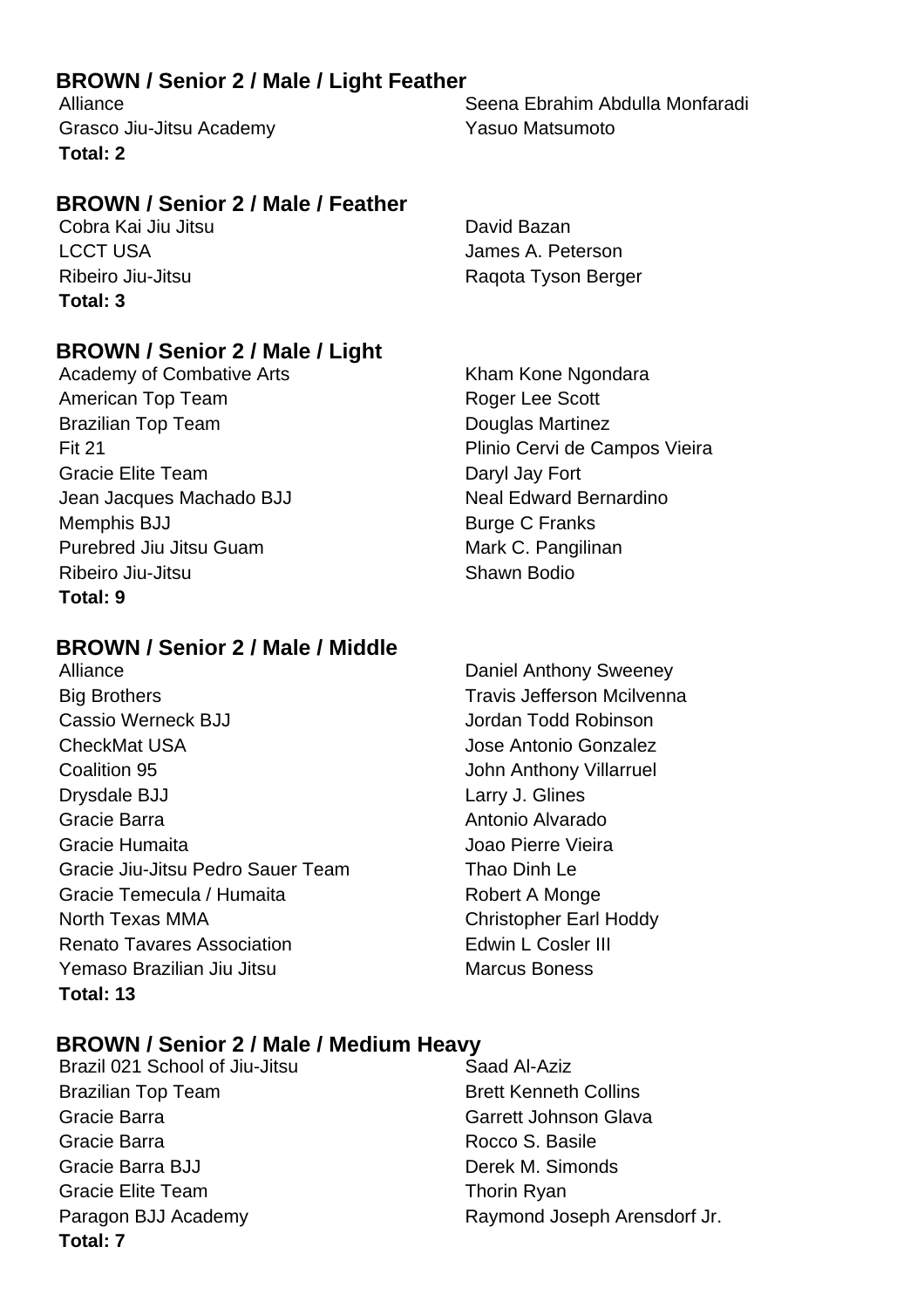## BROWN / Senior 2 / Male / Light Feather

| Academy | Name |
|---|---|
| Alliance | Seena Ebrahim Abdulla Monfaradi |
| Grasco Jiu-Jitsu Academy | Yasuo Matsumoto |

**Total: 2**

## BROWN / Senior 2 / Male / Feather

| Academy | Name |
|---|---|
| Cobra Kai Jiu Jitsu | David Bazan |
| LCCT USA | James A. Peterson |
| Ribeiro Jiu-Jitsu | Raqota Tyson Berger |

**Total: 3**

## BROWN / Senior 2 / Male / Light

| Academy | Name |
|---|---|
| Academy of Combative Arts | Kham Kone Ngondara |
| American Top Team | Roger Lee Scott |
| Brazilian Top Team | Douglas Martinez |
| Fit 21 | Plinio Cervi de Campos Vieira |
| Gracie Elite Team | Daryl Jay Fort |
| Jean Jacques Machado BJJ | Neal Edward Bernardino |
| Memphis BJJ | Burge C Franks |
| Purebred Jiu Jitsu Guam | Mark C. Pangilinan |
| Ribeiro Jiu-Jitsu | Shawn Bodio |

**Total: 9**

## BROWN / Senior 2 / Male / Middle

| Academy | Name |
|---|---|
| Alliance | Daniel Anthony Sweeney |
| Big Brothers | Travis Jefferson Mcilvenna |
| Cassio Werneck BJJ | Jordan Todd Robinson |
| CheckMat USA | Jose Antonio Gonzalez |
| Coalition 95 | John Anthony Villarruel |
| Drysdale BJJ | Larry J. Glines |
| Gracie Barra | Antonio Alvarado |
| Gracie Humaita | Joao Pierre Vieira |
| Gracie Jiu-Jitsu Pedro Sauer Team | Thao Dinh Le |
| Gracie Temecula / Humaita | Robert A Monge |
| North Texas MMA | Christopher Earl Hoddy |
| Renato Tavares Association | Edwin L Cosler III |
| Yemaso Brazilian Jiu Jitsu | Marcus Boness |

**Total: 13**

## BROWN / Senior 2 / Male / Medium Heavy

| Academy | Name |
|---|---|
| Brazil 021 School of Jiu-Jitsu | Saad Al-Aziz |
| Brazilian Top Team | Brett Kenneth Collins |
| Gracie Barra | Garrett Johnson Glava |
| Gracie Barra | Rocco S. Basile |
| Gracie Barra BJJ | Derek M. Simonds |
| Gracie Elite Team | Thorin Ryan |
| Paragon BJJ Academy | Raymond Joseph Arensdorf Jr. |

**Total: 7**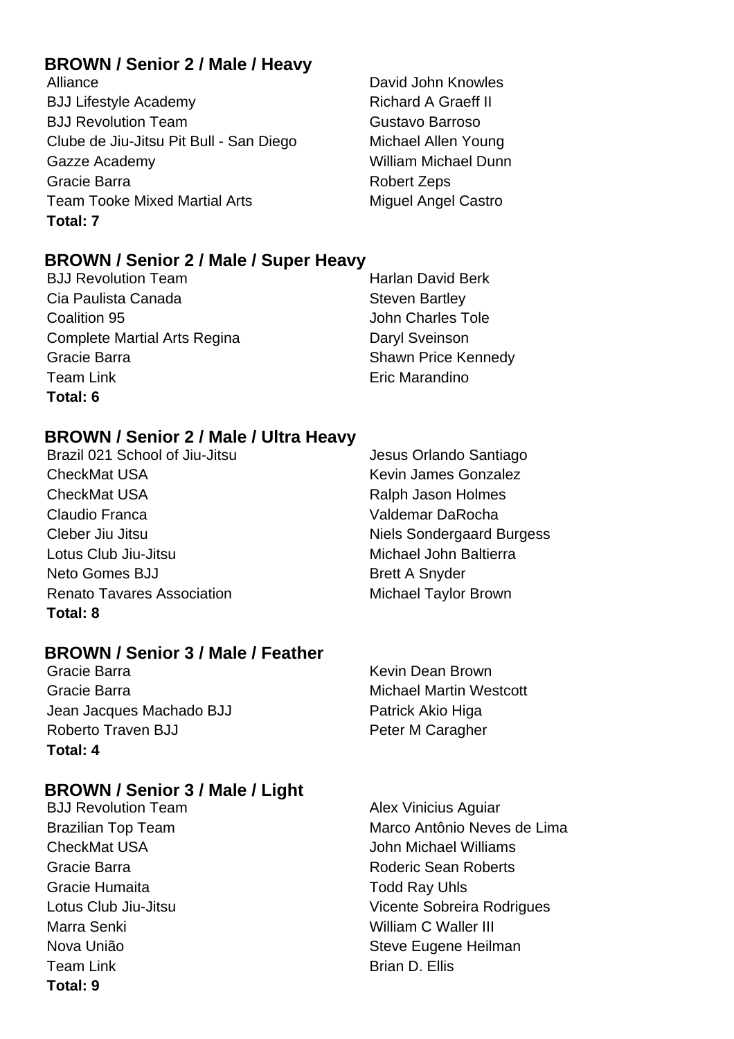## BROWN / Senior 2 / Male / Heavy

| Team | Name |
|---|---|
| Alliance | David John Knowles |
| BJJ Lifestyle Academy | Richard A Graeff II |
| BJJ Revolution Team | Gustavo Barroso |
| Clube de Jiu-Jitsu Pit Bull - San Diego | Michael Allen Young |
| Gazze Academy | William Michael Dunn |
| Gracie Barra | Robert Zeps |
| Team Tooke Mixed Martial Arts | Miguel Angel Castro |

**Total: 7**

## BROWN / Senior 2 / Male / Super Heavy

| Team | Name |
|---|---|
| BJJ Revolution Team | Harlan David Berk |
| Cia Paulista Canada | Steven Bartley |
| Coalition 95 | John Charles Tole |
| Complete Martial Arts Regina | Daryl Sveinson |
| Gracie Barra | Shawn Price Kennedy |
| Team Link | Eric Marandino |

**Total: 6**

## BROWN / Senior 2 / Male / Ultra Heavy

| Team | Name |
|---|---|
| Brazil 021 School of Jiu-Jitsu | Jesus Orlando Santiago |
| CheckMat USA | Kevin James Gonzalez |
| CheckMat USA | Ralph Jason Holmes |
| Claudio Franca | Valdemar DaRocha |
| Cleber Jiu Jitsu | Niels Sondergaard Burgess |
| Lotus Club Jiu-Jitsu | Michael John Baltierra |
| Neto Gomes BJJ | Brett A Snyder |
| Renato Tavares Association | Michael Taylor Brown |

**Total: 8**

## BROWN / Senior 3 / Male / Feather

| Team | Name |
|---|---|
| Gracie Barra | Kevin Dean Brown |
| Gracie Barra | Michael Martin Westcott |
| Jean Jacques Machado BJJ | Patrick Akio Higa |
| Roberto Traven BJJ | Peter M Caragher |

**Total: 4**

## BROWN / Senior 3 / Male / Light

| Team | Name |
|---|---|
| BJJ Revolution Team | Alex Vinicius Aguiar |
| Brazilian Top Team | Marco Antônio Neves de Lima |
| CheckMat USA | John Michael Williams |
| Gracie Barra | Roderic Sean Roberts |
| Gracie Humaita | Todd Ray Uhls |
| Lotus Club Jiu-Jitsu | Vicente Sobreira Rodrigues |
| Marra Senki | William C Waller III |
| Nova União | Steve Eugene Heilman |
| Team Link | Brian D. Ellis |

**Total: 9**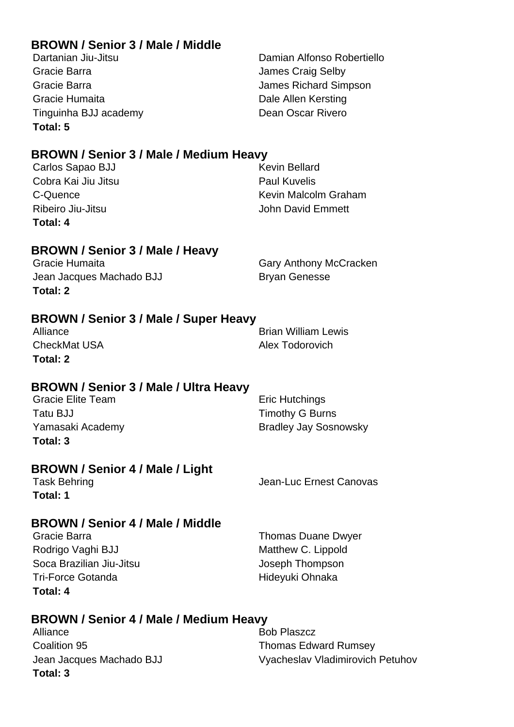### BROWN / Senior 3 / Male / Middle

| | |
|---|---|
| Dartanian Jiu-Jitsu | Damian Alfonso Robertiello |
| Gracie Barra | James Craig Selby |
| Gracie Barra | James Richard Simpson |
| Gracie Humaita | Dale Allen Kersting |
| Tinguinha BJJ academy | Dean Oscar Rivero |

**Total: 5**

### BROWN / Senior 3 / Male / Medium Heavy

| | |
|---|---|
| Carlos Sapao BJJ | Kevin Bellard |
| Cobra Kai Jiu Jitsu | Paul Kuvelis |
| C-Quence | Kevin Malcolm Graham |
| Ribeiro Jiu-Jitsu | John David Emmett |

**Total: 4**

### BROWN / Senior 3 / Male / Heavy

| | |
|---|---|
| Gracie Humaita | Gary Anthony McCracken |
| Jean Jacques Machado BJJ | Bryan Genesse |

**Total: 2**

### BROWN / Senior 3 / Male / Super Heavy

| | |
|---|---|
| Alliance | Brian William Lewis |
| CheckMat USA | Alex Todorovich |

**Total: 2**

### BROWN / Senior 3 / Male / Ultra Heavy

| | |
|---|---|
| Gracie Elite Team | Eric Hutchings |
| Tatu BJJ | Timothy G Burns |
| Yamasaki Academy | Bradley Jay Sosnowsky |

**Total: 3**

### BROWN / Senior 4 / Male / Light

| | |
|---|---|
| Task Behring | Jean-Luc Ernest Canovas |

**Total: 1**

### BROWN / Senior 4 / Male / Middle

| | |
|---|---|
| Gracie Barra | Thomas Duane Dwyer |
| Rodrigo Vaghi BJJ | Matthew C. Lippold |
| Soca Brazilian Jiu-Jitsu | Joseph Thompson |
| Tri-Force Gotanda | Hideyuki Ohnaka |

**Total: 4**

### BROWN / Senior 4 / Male / Medium Heavy

| | |
|---|---|
| Alliance | Bob Plaszcz |
| Coalition 95 | Thomas Edward Rumsey |
| Jean Jacques Machado BJJ | Vyacheslav Vladimirovich Petuhov |

**Total: 3**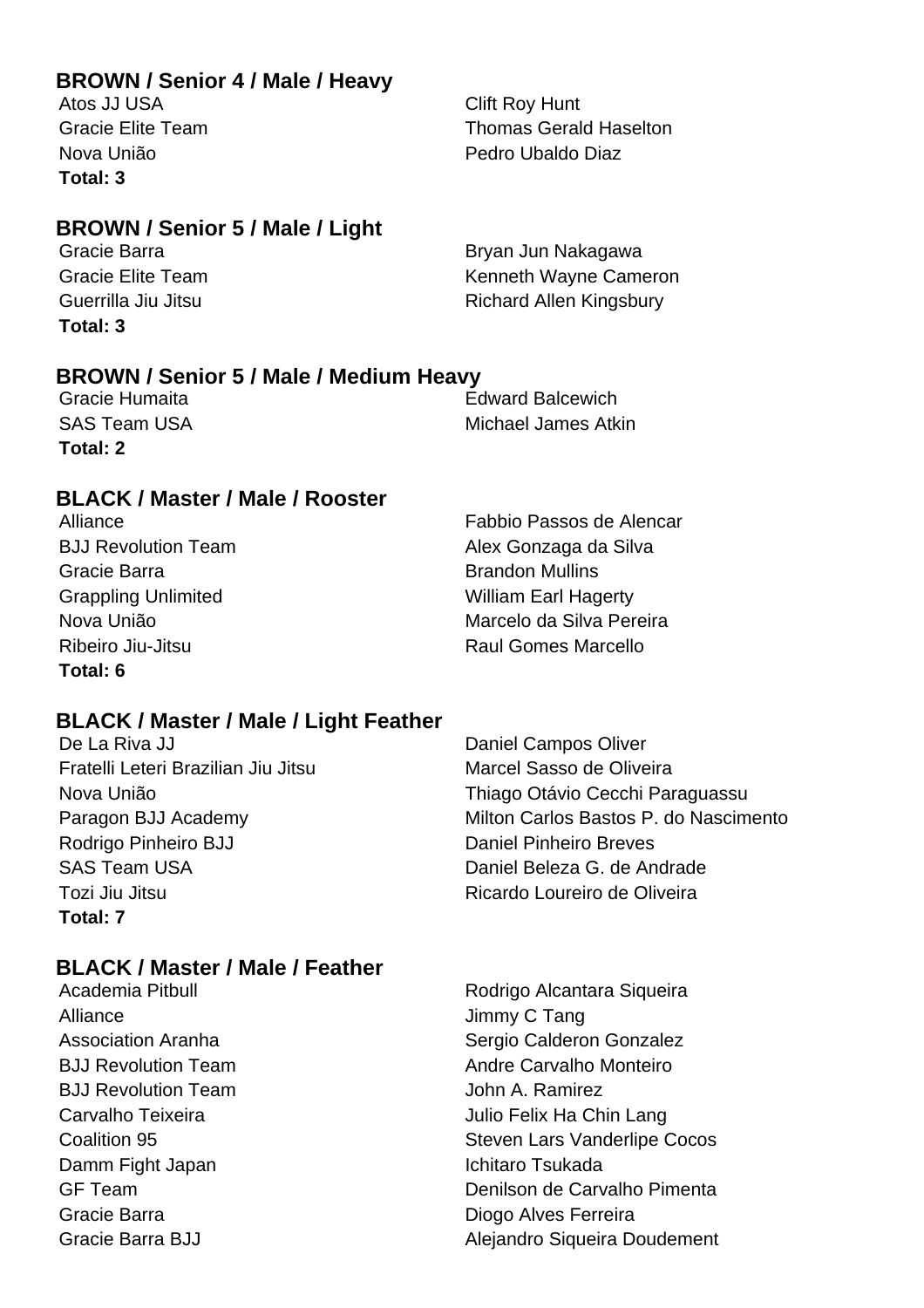### BROWN / Senior 4 / Male / Heavy

| | |
|---|---|
| Atos JJ USA | Clift Roy Hunt |
| Gracie Elite Team | Thomas Gerald Haselton |
| Nova União | Pedro Ubaldo Diaz |

**Total: 3**

### BROWN / Senior 5 / Male / Light

| | |
|---|---|
| Gracie Barra | Bryan Jun Nakagawa |
| Gracie Elite Team | Kenneth Wayne Cameron |
| Guerrilla Jiu Jitsu | Richard Allen Kingsbury |

**Total: 3**

### BROWN / Senior 5 / Male / Medium Heavy

| | |
|---|---|
| Gracie Humaita | Edward Balcewich |
| SAS Team USA | Michael James Atkin |

**Total: 2**

### BLACK / Master / Male / Rooster

| | |
|---|---|
| Alliance | Fabbio Passos de Alencar |
| BJJ Revolution Team | Alex Gonzaga da Silva |
| Gracie Barra | Brandon Mullins |
| Grappling Unlimited | William Earl Hagerty |
| Nova União | Marcelo da Silva Pereira |
| Ribeiro Jiu-Jitsu | Raul Gomes Marcello |

**Total: 6**

### BLACK / Master / Male / Light Feather

| | |
|---|---|
| De La Riva JJ | Daniel Campos Oliver |
| Fratelli Leteri Brazilian Jiu Jitsu | Marcel Sasso de Oliveira |
| Nova União | Thiago Otávio Cecchi Paraguassu |
| Paragon BJJ Academy | Milton Carlos Bastos P. do Nascimento |
| Rodrigo Pinheiro BJJ | Daniel Pinheiro Breves |
| SAS Team USA | Daniel Beleza G. de Andrade |
| Tozi Jiu Jitsu | Ricardo Loureiro de Oliveira |

**Total: 7**

### BLACK / Master / Male / Feather

| | |
|---|---|
| Academia Pitbull | Rodrigo Alcantara Siqueira |
| Alliance | Jimmy C Tang |
| Association Aranha | Sergio Calderon Gonzalez |
| BJJ Revolution Team | Andre Carvalho Monteiro |
| BJJ Revolution Team | John A. Ramirez |
| Carvalho Teixeira | Julio Felix Ha Chin Lang |
| Coalition 95 | Steven Lars Vanderlipe Cocos |
| Damm Fight Japan | Ichitaro Tsukada |
| GF Team | Denilson de Carvalho Pimenta |
| Gracie Barra | Diogo Alves Ferreira |
| Gracie Barra BJJ | Alejandro Siqueira Doudement |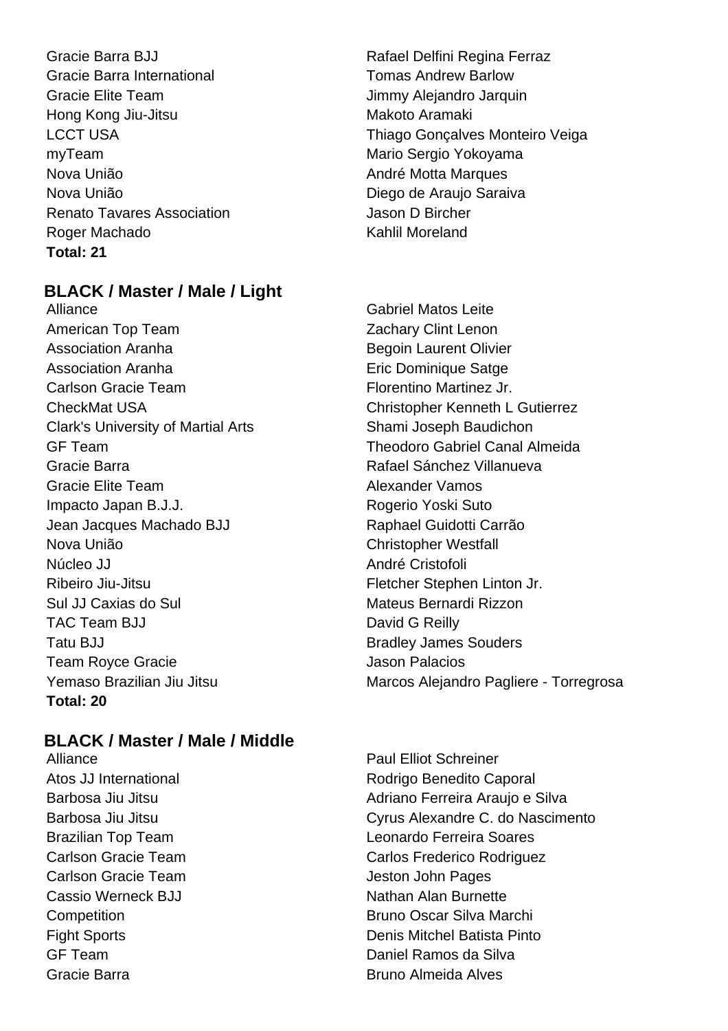| | |
|---|---|
| Gracie Barra BJJ | Rafael Delfini Regina Ferraz |
| Gracie Barra International | Tomas Andrew Barlow |
| Gracie Elite Team | Jimmy Alejandro Jarquin |
| Hong Kong Jiu-Jitsu | Makoto Aramaki |
| LCCT USA | Thiago Gonçalves Monteiro Veiga |
| myTeam | Mario Sergio Yokoyama |
| Nova União | André Motta Marques |
| Nova União | Diego de Araujo Saraiva |
| Renato Tavares Association | Jason D Bircher |
| Roger Machado | Kahlil Moreland |

**Total: 21**

## BLACK / Master / Male / Light

| | |
|---|---|
| Alliance | Gabriel Matos Leite |
| American Top Team | Zachary Clint Lenon |
| Association Aranha | Begoin Laurent Olivier |
| Association Aranha | Eric Dominique Satge |
| Carlson Gracie Team | Florentino Martinez Jr. |
| CheckMat USA | Christopher Kenneth L Gutierrez |
| Clark's University of Martial Arts | Shami Joseph Baudichon |
| GF Team | Theodoro Gabriel Canal Almeida |
| Gracie Barra | Rafael Sánchez Villanueva |
| Gracie Elite Team | Alexander Vamos |
| Impacto Japan B.J.J. | Rogerio Yoski Suto |
| Jean Jacques Machado BJJ | Raphael Guidotti Carrão |
| Nova União | Christopher Westfall |
| Núcleo JJ | André Cristofoli |
| Ribeiro Jiu-Jitsu | Fletcher Stephen Linton Jr. |
| Sul JJ Caxias do Sul | Mateus Bernardi Rizzon |
| TAC Team BJJ | David G Reilly |
| Tatu BJJ | Bradley James Souders |
| Team Royce Gracie | Jason Palacios |
| Yemaso Brazilian Jiu Jitsu | Marcos Alejandro Pagliere - Torregrosa |

**Total: 20**

## BLACK / Master / Male / Middle

| | |
|---|---|
| Alliance | Paul Elliot Schreiner |
| Atos JJ International | Rodrigo Benedito Caporal |
| Barbosa Jiu Jitsu | Adriano Ferreira Araujo e Silva |
| Barbosa Jiu Jitsu | Cyrus Alexandre C. do Nascimento |
| Brazilian Top Team | Leonardo Ferreira Soares |
| Carlson Gracie Team | Carlos Frederico Rodriguez |
| Carlson Gracie Team | Jeston John Pages |
| Cassio Werneck BJJ | Nathan Alan Burnette |
| Competition | Bruno Oscar Silva Marchi |
| Fight Sports | Denis Mitchel Batista Pinto |
| GF Team | Daniel Ramos da Silva |
| Gracie Barra | Bruno Almeida Alves |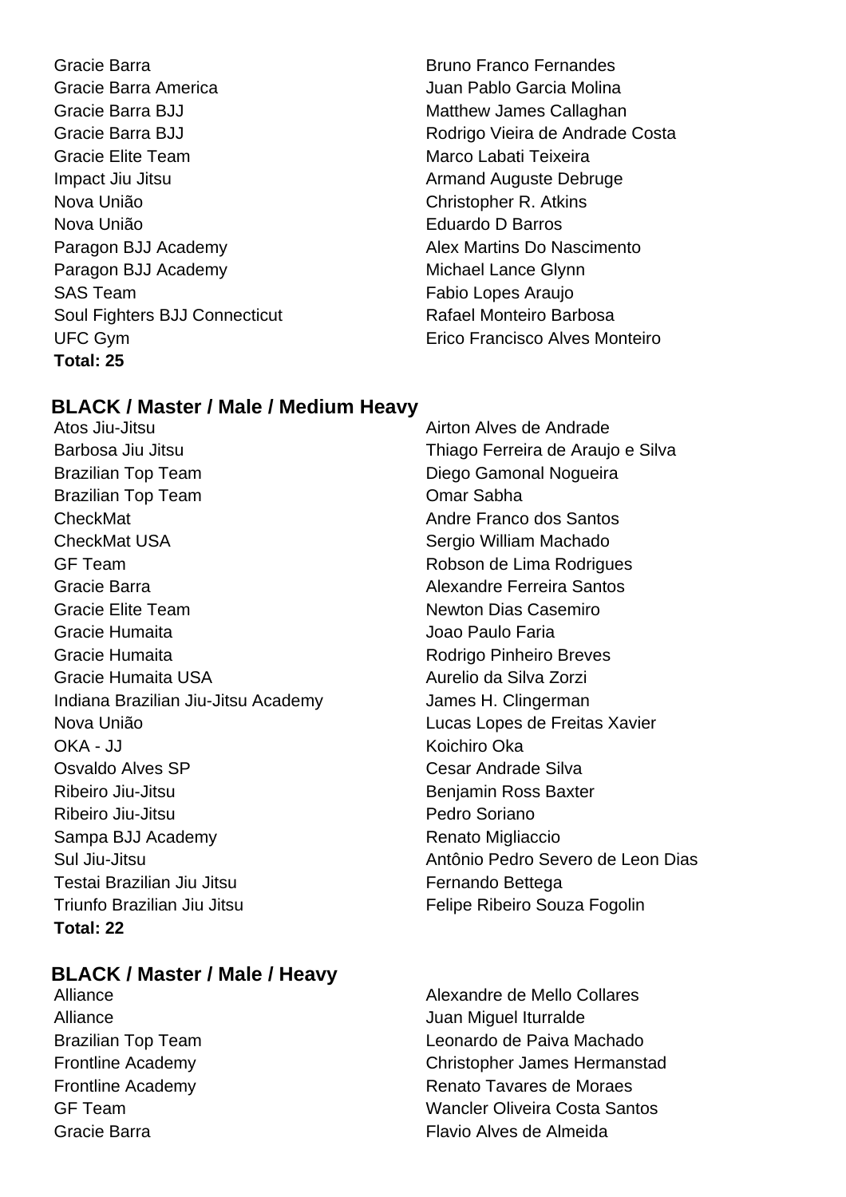| | |
|---|---|
| Gracie Barra | Bruno Franco Fernandes |
| Gracie Barra America | Juan Pablo Garcia Molina |
| Gracie Barra BJJ | Matthew James Callaghan |
| Gracie Barra BJJ | Rodrigo Vieira de Andrade Costa |
| Gracie Elite Team | Marco Labati Teixeira |
| Impact Jiu Jitsu | Armand Auguste Debruge |
| Nova União | Christopher R. Atkins |
| Nova União | Eduardo D Barros |
| Paragon BJJ Academy | Alex Martins Do Nascimento |
| Paragon BJJ Academy | Michael Lance Glynn |
| SAS Team | Fabio Lopes Araujo |
| Soul Fighters BJJ Connecticut | Rafael Monteiro Barbosa |
| UFC Gym | Erico Francisco Alves Monteiro |

**Total: 25**

## BLACK / Master / Male / Medium Heavy

| | |
|---|---|
| Atos Jiu-Jitsu | Airton Alves de Andrade |
| Barbosa Jiu Jitsu | Thiago Ferreira de Araujo e Silva |
| Brazilian Top Team | Diego Gamonal Nogueira |
| Brazilian Top Team | Omar Sabha |
| CheckMat | Andre Franco dos Santos |
| CheckMat USA | Sergio William Machado |
| GF Team | Robson de Lima Rodrigues |
| Gracie Barra | Alexandre Ferreira Santos |
| Gracie Elite Team | Newton Dias Casemiro |
| Gracie Humaita | Joao Paulo Faria |
| Gracie Humaita | Rodrigo Pinheiro Breves |
| Gracie Humaita USA | Aurelio da Silva Zorzi |
| Indiana Brazilian Jiu-Jitsu Academy | James H. Clingerman |
| Nova União | Lucas Lopes de Freitas Xavier |
| OKA - JJ | Koichiro Oka |
| Osvaldo Alves SP | Cesar Andrade Silva |
| Ribeiro Jiu-Jitsu | Benjamin Ross Baxter |
| Ribeiro Jiu-Jitsu | Pedro Soriano |
| Sampa BJJ Academy | Renato Migliaccio |
| Sul Jiu-Jitsu | Antônio Pedro Severo de Leon Dias |
| Testai Brazilian Jiu Jitsu | Fernando Bettega |
| Triunfo Brazilian Jiu Jitsu | Felipe Ribeiro Souza Fogolin |

**Total: 22**

## BLACK / Master / Male / Heavy

| | |
|---|---|
| Alliance | Alexandre de Mello Collares |
| Alliance | Juan Miguel Iturralde |
| Brazilian Top Team | Leonardo de Paiva Machado |
| Frontline Academy | Christopher James Hermanstad |
| Frontline Academy | Renato Tavares de Moraes |
| GF Team | Wancler Oliveira Costa Santos |
| Gracie Barra | Flavio Alves de Almeida |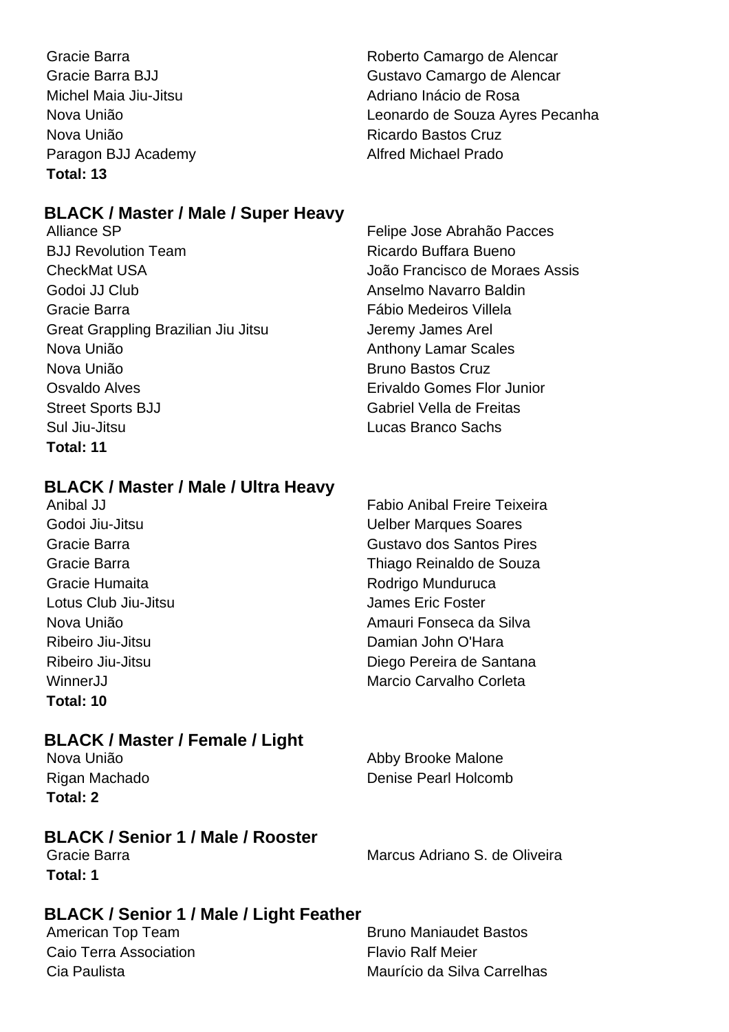| | |
|---|---|
| Gracie Barra | Roberto Camargo de Alencar |
| Gracie Barra BJJ | Gustavo Camargo de Alencar |
| Michel Maia Jiu-Jitsu | Adriano Inácio de Rosa |
| Nova União | Leonardo de Souza Ayres Pecanha |
| Nova União | Ricardo Bastos Cruz |
| Paragon BJJ Academy | Alfred Michael Prado |

**Total: 13**

### BLACK / Master / Male / Super Heavy

| | |
|---|---|
| Alliance SP | Felipe Jose Abrahão Pacces |
| BJJ Revolution Team | Ricardo Buffara Bueno |
| CheckMat USA | João Francisco de Moraes Assis |
| Godoi JJ Club | Anselmo Navarro Baldin |
| Gracie Barra | Fábio Medeiros Villela |
| Great Grappling Brazilian Jiu Jitsu | Jeremy James Arel |
| Nova União | Anthony Lamar Scales |
| Nova União | Bruno Bastos Cruz |
| Osvaldo Alves | Erivaldo Gomes Flor Junior |
| Street Sports BJJ | Gabriel Vella de Freitas |
| Sul Jiu-Jitsu | Lucas Branco Sachs |

**Total: 11**

### BLACK / Master / Male / Ultra Heavy

| | |
|---|---|
| Anibal JJ | Fabio Anibal Freire Teixeira |
| Godoi Jiu-Jitsu | Uelber Marques Soares |
| Gracie Barra | Gustavo dos Santos Pires |
| Gracie Barra | Thiago Reinaldo de Souza |
| Gracie Humaita | Rodrigo Munduruca |
| Lotus Club Jiu-Jitsu | James Eric Foster |
| Nova União | Amauri Fonseca da Silva |
| Ribeiro Jiu-Jitsu | Damian John O'Hara |
| Ribeiro Jiu-Jitsu | Diego Pereira de Santana |
| WinnerJJ | Marcio Carvalho Corleta |

**Total: 10**

### BLACK / Master / Female / Light

| | |
|---|---|
| Nova União | Abby Brooke Malone |
| Rigan Machado | Denise Pearl Holcomb |

**Total: 2**

### BLACK / Senior 1 / Male / Rooster

| | |
|---|---|
| Gracie Barra | Marcus Adriano S. de Oliveira |

**Total: 1**

### BLACK / Senior 1 / Male / Light Feather

| | |
|---|---|
| American Top Team | Bruno Maniaudet Bastos |
| Caio Terra Association | Flavio Ralf Meier |
| Cia Paulista | Maurício da Silva Carrelhas |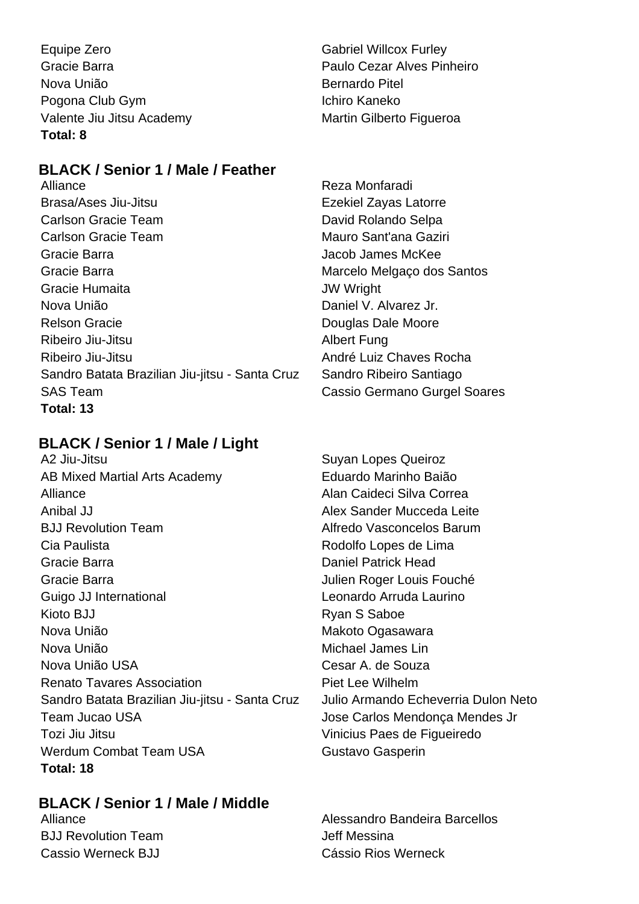| | |
|---|---|
| Equipe Zero | Gabriel Willcox Furley |
| Gracie Barra | Paulo Cezar Alves Pinheiro |
| Nova União | Bernardo Pitel |
| Pogona Club Gym | Ichiro Kaneko |
| Valente Jiu Jitsu Academy | Martin Gilberto Figueroa |

**Total: 8**

### BLACK / Senior 1 / Male / Feather

| | |
|---|---|
| Alliance | Reza Monfaradi |
| Brasa/Ases Jiu-Jitsu | Ezekiel Zayas Latorre |
| Carlson Gracie Team | David Rolando Selpa |
| Carlson Gracie Team | Mauro Sant'ana Gaziri |
| Gracie Barra | Jacob James McKee |
| Gracie Barra | Marcelo Melgaço dos Santos |
| Gracie Humaita | JW Wright |
| Nova União | Daniel V. Alvarez Jr. |
| Relson Gracie | Douglas Dale Moore |
| Ribeiro Jiu-Jitsu | Albert Fung |
| Ribeiro Jiu-Jitsu | André Luiz Chaves Rocha |
| Sandro Batata Brazilian Jiu-jitsu - Santa Cruz | Sandro Ribeiro Santiago |
| SAS Team | Cassio Germano Gurgel Soares |

**Total: 13**

### BLACK / Senior 1 / Male / Light

| | |
|---|---|
| A2 Jiu-Jitsu | Suyan Lopes Queiroz |
| AB Mixed Martial Arts Academy | Eduardo Marinho Baião |
| Alliance | Alan Caideci Silva Correa |
| Anibal JJ | Alex Sander Mucceda Leite |
| BJJ Revolution Team | Alfredo Vasconcelos Barum |
| Cia Paulista | Rodolfo Lopes de Lima |
| Gracie Barra | Daniel Patrick Head |
| Gracie Barra | Julien Roger Louis Fouché |
| Guigo JJ International | Leonardo Arruda Laurino |
| Kioto BJJ | Ryan S Saboe |
| Nova União | Makoto Ogasawara |
| Nova União | Michael James Lin |
| Nova União USA | Cesar A. de Souza |
| Renato Tavares Association | Piet Lee Wilhelm |
| Sandro Batata Brazilian Jiu-jitsu - Santa Cruz | Julio Armando Echeverria Dulon Neto |
| Team Jucao USA | Jose Carlos Mendonça Mendes Jr |
| Tozi Jiu Jitsu | Vinicius Paes de Figueiredo |
| Werdum Combat Team USA | Gustavo Gasperin |

**Total: 18**

### BLACK / Senior 1 / Male / Middle

| | |
|---|---|
| Alliance | Alessandro Bandeira Barcellos |
| BJJ Revolution Team | Jeff Messina |
| Cassio Werneck BJJ | Cássio Rios Werneck |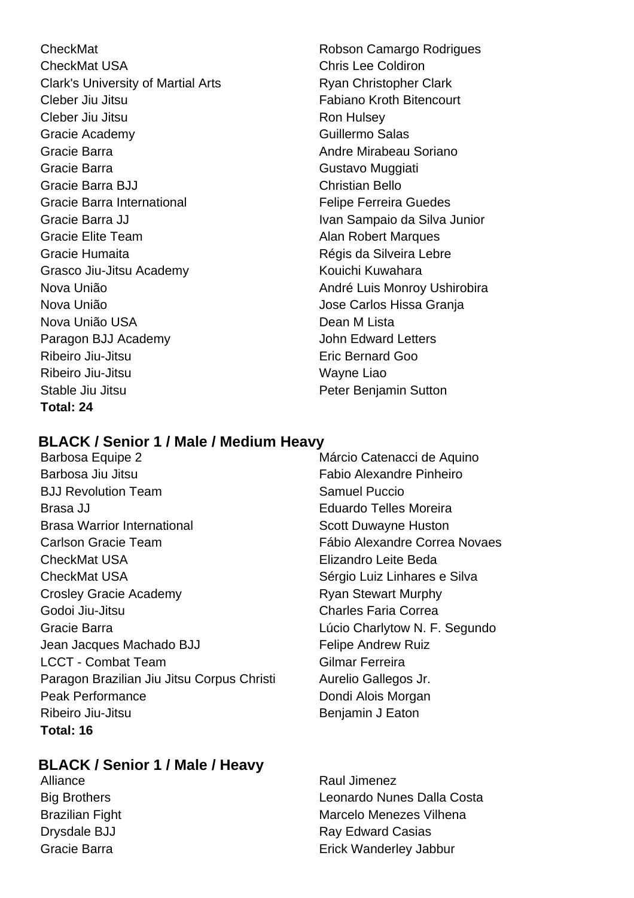| | |
|---|---|
| CheckMat | Robson Camargo Rodrigues |
| CheckMat USA | Chris Lee Coldiron |
| Clark's University of Martial Arts | Ryan Christopher Clark |
| Cleber Jiu Jitsu | Fabiano Kroth Bitencourt |
| Cleber Jiu Jitsu | Ron Hulsey |
| Gracie Academy | Guillermo Salas |
| Gracie Barra | Andre Mirabeau Soriano |
| Gracie Barra | Gustavo Muggiati |
| Gracie Barra BJJ | Christian Bello |
| Gracie Barra International | Felipe Ferreira Guedes |
| Gracie Barra JJ | Ivan Sampaio da Silva Junior |
| Gracie Elite Team | Alan Robert Marques |
| Gracie Humaita | Régis da Silveira Lebre |
| Grasco Jiu-Jitsu Academy | Kouichi Kuwahara |
| Nova União | André Luis Monroy Ushirobira |
| Nova União | Jose Carlos Hissa Granja |
| Nova União USA | Dean M Lista |
| Paragon BJJ Academy | John Edward Letters |
| Ribeiro Jiu-Jitsu | Eric Bernard Goo |
| Ribeiro Jiu-Jitsu | Wayne Liao |
| Stable Jiu Jitsu | Peter Benjamin Sutton |

**Total: 24**

## BLACK / Senior 1 / Male / Medium Heavy

| | |
|---|---|
| Barbosa Equipe 2 | Márcio Catenacci de Aquino |
| Barbosa Jiu Jitsu | Fabio Alexandre Pinheiro |
| BJJ Revolution Team | Samuel Puccio |
| Brasa JJ | Eduardo Telles Moreira |
| Brasa Warrior International | Scott Duwayne Huston |
| Carlson Gracie Team | Fábio Alexandre Correa Novaes |
| CheckMat USA | Elizandro Leite Beda |
| CheckMat USA | Sérgio Luiz Linhares e Silva |
| Crosley Gracie Academy | Ryan Stewart Murphy |
| Godoi Jiu-Jitsu | Charles Faria Correa |
| Gracie Barra | Lúcio Charlytow N. F. Segundo |
| Jean Jacques Machado BJJ | Felipe Andrew Ruiz |
| LCCT - Combat Team | Gilmar Ferreira |
| Paragon Brazilian Jiu Jitsu Corpus Christi | Aurelio Gallegos Jr. |
| Peak Performance | Dondi Alois Morgan |
| Ribeiro Jiu-Jitsu | Benjamin J Eaton |

**Total: 16**

## BLACK / Senior 1 / Male / Heavy

| | |
|---|---|
| Alliance | Raul Jimenez |
| Big Brothers | Leonardo Nunes Dalla Costa |
| Brazilian Fight | Marcelo Menezes Vilhena |
| Drysdale BJJ | Ray Edward Casias |
| Gracie Barra | Erick Wanderley Jabbur |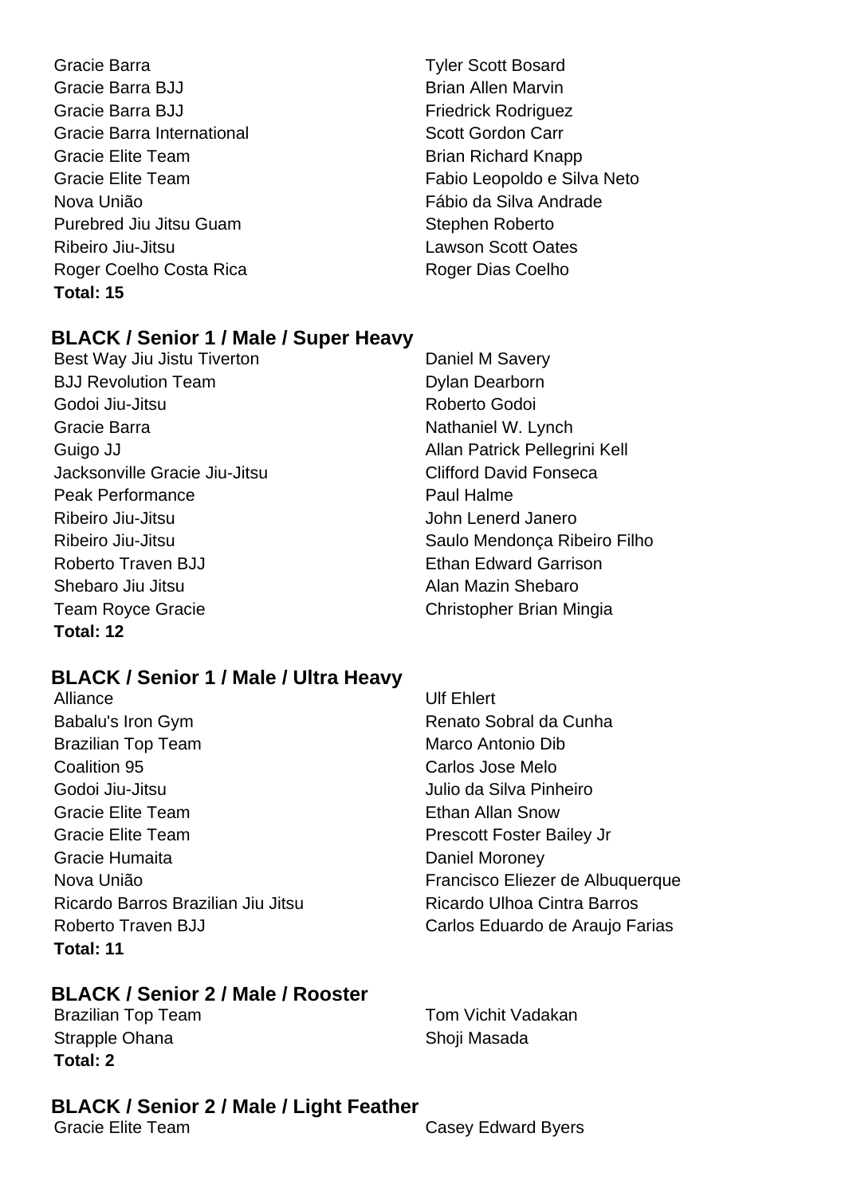| | |
|---|---|
| Gracie Barra | Tyler Scott Bosard |
| Gracie Barra BJJ | Brian Allen Marvin |
| Gracie Barra BJJ | Friedrick Rodriguez |
| Gracie Barra International | Scott Gordon Carr |
| Gracie Elite Team | Brian Richard Knapp |
| Gracie Elite Team | Fabio Leopoldo e Silva Neto |
| Nova União | Fábio da Silva Andrade |
| Purebred Jiu Jitsu Guam | Stephen Roberto |
| Ribeiro Jiu-Jitsu | Lawson Scott Oates |
| Roger Coelho Costa Rica | Roger Dias Coelho |

**Total: 15**

## BLACK / Senior 1 / Male / Super Heavy

| | |
|---|---|
| Best Way Jiu Jistu Tiverton | Daniel M Savery |
| BJJ Revolution Team | Dylan Dearborn |
| Godoi Jiu-Jitsu | Roberto Godoi |
| Gracie Barra | Nathaniel W. Lynch |
| Guigo JJ | Allan Patrick Pellegrini Kell |
| Jacksonville Gracie Jiu-Jitsu | Clifford David Fonseca |
| Peak Performance | Paul Halme |
| Ribeiro Jiu-Jitsu | John Lenerd Janero |
| Ribeiro Jiu-Jitsu | Saulo Mendonça Ribeiro Filho |
| Roberto Traven BJJ | Ethan Edward Garrison |
| Shebaro Jiu Jitsu | Alan Mazin Shebaro |
| Team Royce Gracie | Christopher Brian Mingia |

**Total: 12**

## BLACK / Senior 1 / Male / Ultra Heavy

| | |
|---|---|
| Alliance | Ulf Ehlert |
| Babalu's Iron Gym | Renato Sobral da Cunha |
| Brazilian Top Team | Marco Antonio Dib |
| Coalition 95 | Carlos Jose Melo |
| Godoi Jiu-Jitsu | Julio da Silva Pinheiro |
| Gracie Elite Team | Ethan Allan Snow |
| Gracie Elite Team | Prescott Foster Bailey Jr |
| Gracie Humaita | Daniel Moroney |
| Nova União | Francisco Eliezer de Albuquerque |
| Ricardo Barros Brazilian Jiu Jitsu | Ricardo Ulhoa Cintra Barros |
| Roberto Traven BJJ | Carlos Eduardo de Araujo Farias |

**Total: 11**

## BLACK / Senior 2 / Male / Rooster

| | |
|---|---|
| Brazilian Top Team | Tom Vichit Vadakan |
| Strapple Ohana | Shoji Masada |

**Total: 2**

## BLACK / Senior 2 / Male / Light Feather

| | |
|---|---|
| Gracie Elite Team | Casey Edward Byers |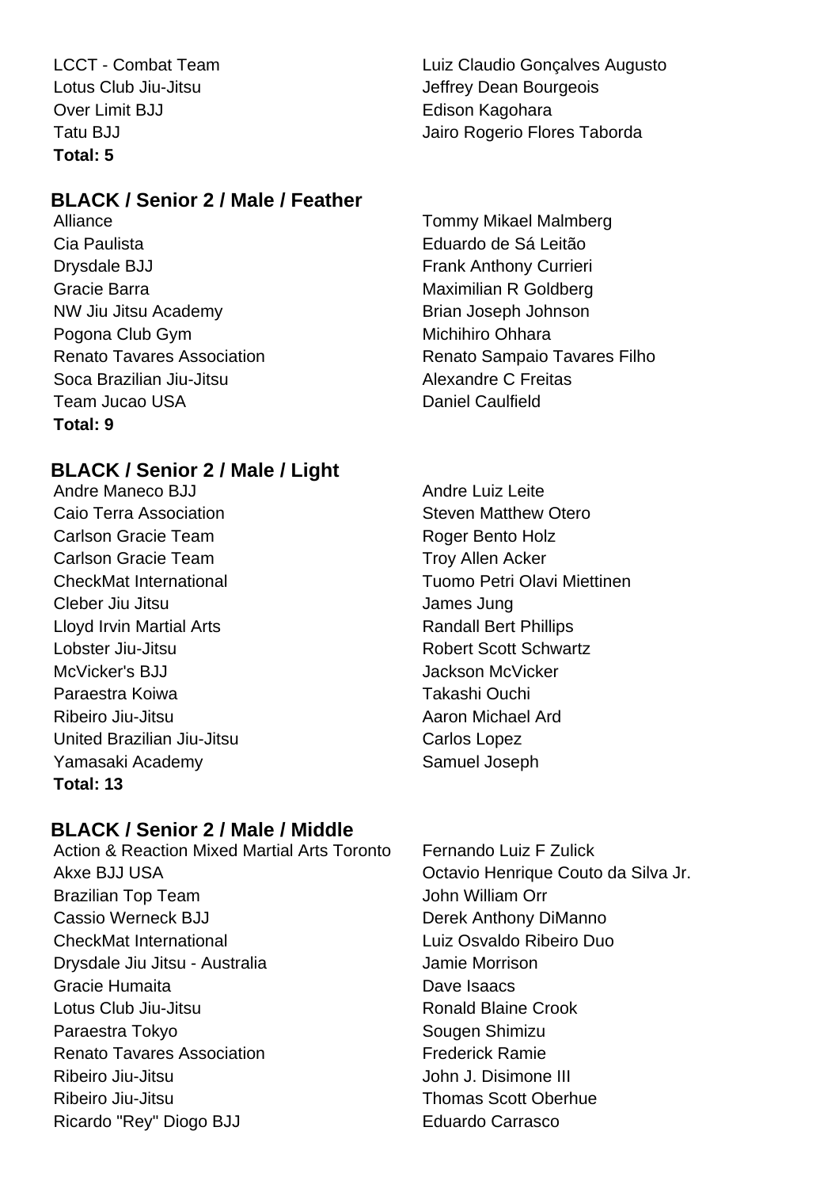| | |
|---|---|
| LCCT - Combat Team | Luiz Claudio Gonçalves Augusto |
| Lotus Club Jiu-Jitsu | Jeffrey Dean Bourgeois |
| Over Limit BJJ | Edison Kagohara |
| Tatu BJJ | Jairo Rogerio Flores Taborda |

**Total: 5**

## BLACK / Senior 2 / Male / Feather

| | |
|---|---|
| Alliance | Tommy Mikael Malmberg |
| Cia Paulista | Eduardo de Sá Leitão |
| Drysdale BJJ | Frank Anthony Currieri |
| Gracie Barra | Maximilian R Goldberg |
| NW Jiu Jitsu Academy | Brian Joseph Johnson |
| Pogona Club Gym | Michihiro Ohhara |
| Renato Tavares Association | Renato Sampaio Tavares Filho |
| Soca Brazilian Jiu-Jitsu | Alexandre C Freitas |
| Team Jucao USA | Daniel Caulfield |

**Total: 9**

## BLACK / Senior 2 / Male / Light

| | |
|---|---|
| Andre Maneco BJJ | Andre Luiz Leite |
| Caio Terra Association | Steven Matthew Otero |
| Carlson Gracie Team | Roger Bento Holz |
| Carlson Gracie Team | Troy Allen Acker |
| CheckMat International | Tuomo Petri Olavi Miettinen |
| Cleber Jiu Jitsu | James Jung |
| Lloyd Irvin Martial Arts | Randall Bert Phillips |
| Lobster Jiu-Jitsu | Robert Scott Schwartz |
| McVicker's BJJ | Jackson McVicker |
| Paraestra Koiwa | Takashi Ouchi |
| Ribeiro Jiu-Jitsu | Aaron Michael Ard |
| United Brazilian Jiu-Jitsu | Carlos Lopez |
| Yamasaki Academy | Samuel Joseph |

**Total: 13**

## BLACK / Senior 2 / Male / Middle

| | |
|---|---|
| Action & Reaction Mixed Martial Arts Toronto | Fernando Luiz F Zulick |
| Akxe BJJ USA | Octavio Henrique Couto da Silva Jr. |
| Brazilian Top Team | John William Orr |
| Cassio Werneck BJJ | Derek Anthony DiManno |
| CheckMat International | Luiz Osvaldo Ribeiro Duo |
| Drysdale Jiu Jitsu - Australia | Jamie Morrison |
| Gracie Humaita | Dave Isaacs |
| Lotus Club Jiu-Jitsu | Ronald Blaine Crook |
| Paraestra Tokyo | Sougen Shimizu |
| Renato Tavares Association | Frederick Ramie |
| Ribeiro Jiu-Jitsu | John J. Disimone III |
| Ribeiro Jiu-Jitsu | Thomas Scott Oberhue |
| Ricardo "Rey" Diogo BJJ | Eduardo Carrasco |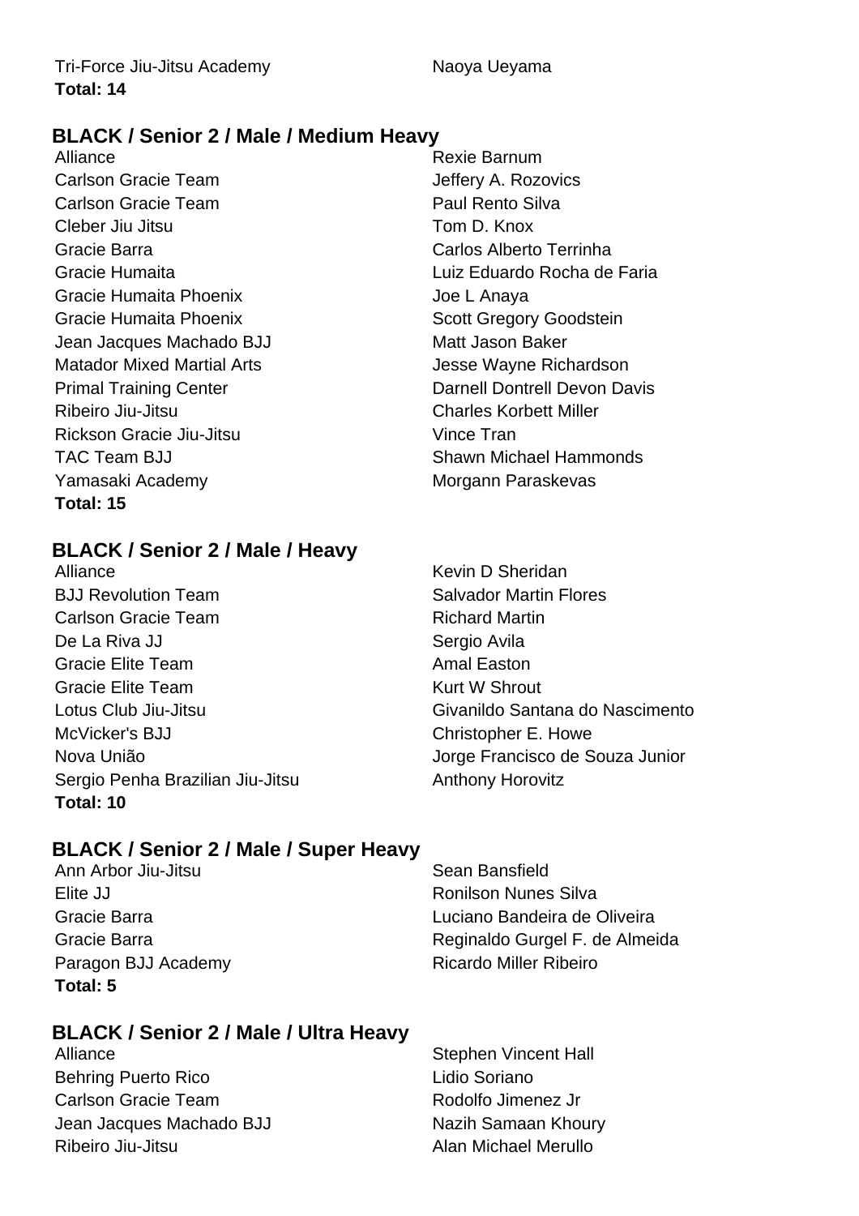| | |
|---|---|
| Tri-Force Jiu-Jitsu Academy | Naoya Ueyama |

**Total: 14**

### BLACK / Senior 2 / Male / Medium Heavy

| | |
|---|---|
| Alliance | Rexie Barnum |
| Carlson Gracie Team | Jeffery A. Rozovics |
| Carlson Gracie Team | Paul Rento Silva |
| Cleber Jiu Jitsu | Tom D. Knox |
| Gracie Barra | Carlos Alberto Terrinha |
| Gracie Humaita | Luiz Eduardo Rocha de Faria |
| Gracie Humaita Phoenix | Joe L Anaya |
| Gracie Humaita Phoenix | Scott Gregory Goodstein |
| Jean Jacques Machado BJJ | Matt Jason Baker |
| Matador Mixed Martial Arts | Jesse Wayne Richardson |
| Primal Training Center | Darnell Dontrell Devon Davis |
| Ribeiro Jiu-Jitsu | Charles Korbett Miller |
| Rickson Gracie Jiu-Jitsu | Vince Tran |
| TAC Team BJJ | Shawn Michael Hammonds |
| Yamasaki Academy | Morgann Paraskevas |

**Total: 15**

### BLACK / Senior 2 / Male / Heavy

| | |
|---|---|
| Alliance | Kevin D Sheridan |
| BJJ Revolution Team | Salvador Martin Flores |
| Carlson Gracie Team | Richard Martin |
| De La Riva JJ | Sergio Avila |
| Gracie Elite Team | Amal Easton |
| Gracie Elite Team | Kurt W Shrout |
| Lotus Club Jiu-Jitsu | Givanildo Santana do Nascimento |
| McVicker's BJJ | Christopher E. Howe |
| Nova União | Jorge Francisco de Souza Junior |
| Sergio Penha Brazilian Jiu-Jitsu | Anthony Horovitz |

**Total: 10**

### BLACK / Senior 2 / Male / Super Heavy

| | |
|---|---|
| Ann Arbor Jiu-Jitsu | Sean Bansfield |
| Elite JJ | Ronilson Nunes Silva |
| Gracie Barra | Luciano Bandeira de Oliveira |
| Gracie Barra | Reginaldo Gurgel F. de Almeida |
| Paragon BJJ Academy | Ricardo Miller Ribeiro |

**Total: 5**

### BLACK / Senior 2 / Male / Ultra Heavy

| | |
|---|---|
| Alliance | Stephen Vincent Hall |
| Behring Puerto Rico | Lidio Soriano |
| Carlson Gracie Team | Rodolfo Jimenez Jr |
| Jean Jacques Machado BJJ | Nazih Samaan Khoury |
| Ribeiro Jiu-Jitsu | Alan Michael Merullo |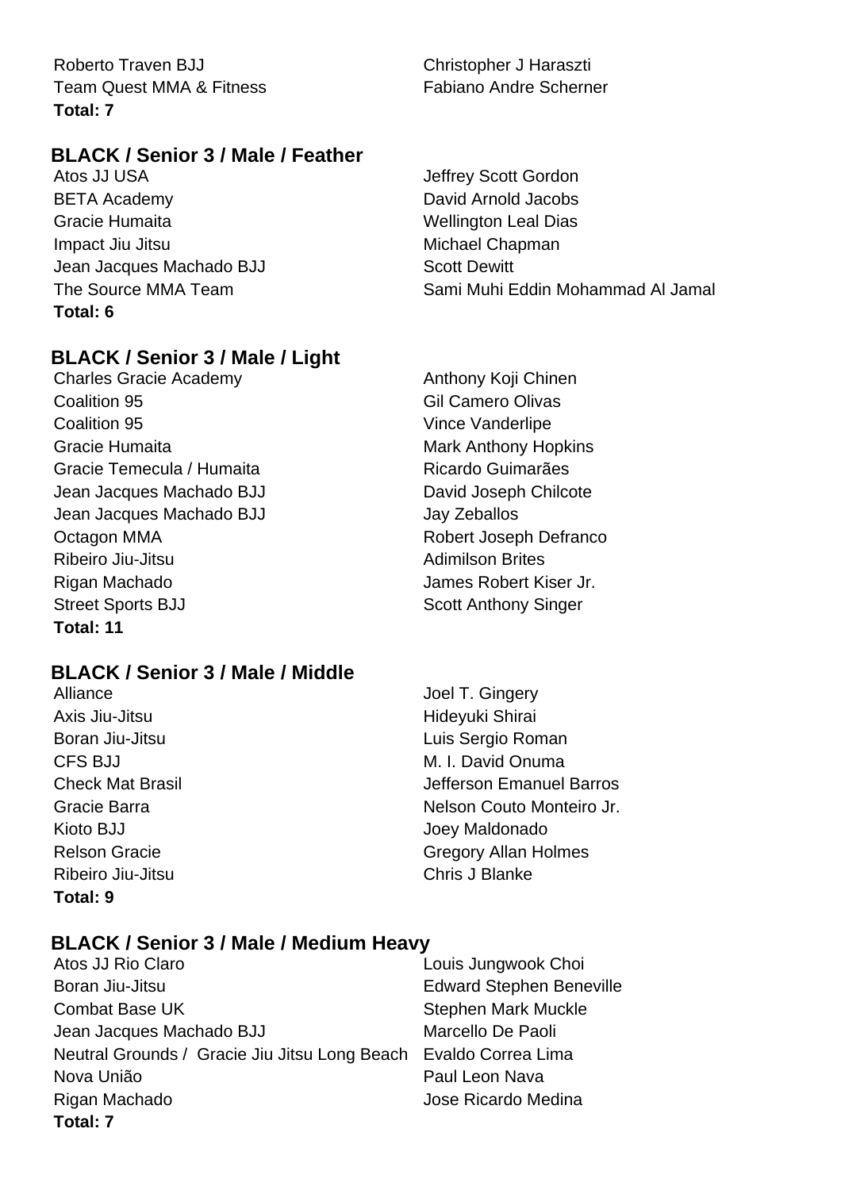| | |
|---|---|
| Roberto Traven BJJ | Christopher J Haraszti |
| Team Quest MMA & Fitness | Fabiano Andre Scherner |

**Total: 7**

### BLACK / Senior 3 / Male / Feather

| | |
|---|---|
| Atos JJ USA | Jeffrey Scott Gordon |
| BETA Academy | David Arnold Jacobs |
| Gracie Humaita | Wellington Leal Dias |
| Impact Jiu Jitsu | Michael Chapman |
| Jean Jacques Machado BJJ | Scott Dewitt |
| The Source MMA Team | Sami Muhi Eddin Mohammad Al Jamal |

**Total: 6**

### BLACK / Senior 3 / Male / Light

| | |
|---|---|
| Charles Gracie Academy | Anthony Koji Chinen |
| Coalition 95 | Gil Camero Olivas |
| Coalition 95 | Vince Vanderlipe |
| Gracie Humaita | Mark Anthony Hopkins |
| Gracie Temecula / Humaita | Ricardo Guimarães |
| Jean Jacques Machado BJJ | David Joseph Chilcote |
| Jean Jacques Machado BJJ | Jay Zeballos |
| Octagon MMA | Robert Joseph Defranco |
| Ribeiro Jiu-Jitsu | Adimilson Brites |
| Rigan Machado | James Robert Kiser Jr. |
| Street Sports BJJ | Scott Anthony Singer |

**Total: 11**

### BLACK / Senior 3 / Male / Middle

| | |
|---|---|
| Alliance | Joel T. Gingery |
| Axis Jiu-Jitsu | Hideyuki Shirai |
| Boran Jiu-Jitsu | Luis Sergio Roman |
| CFS BJJ | M. I. David Onuma |
| Check Mat Brasil | Jefferson Emanuel Barros |
| Gracie Barra | Nelson Couto Monteiro Jr. |
| Kioto BJJ | Joey Maldonado |
| Relson Gracie | Gregory Allan Holmes |
| Ribeiro Jiu-Jitsu | Chris J Blanke |

**Total: 9**

### BLACK / Senior 3 / Male / Medium Heavy

| | |
|---|---|
| Atos JJ Rio Claro | Louis Jungwook Choi |
| Boran Jiu-Jitsu | Edward Stephen Beneville |
| Combat Base UK | Stephen Mark Muckle |
| Jean Jacques Machado BJJ | Marcello De Paoli |
| Neutral Grounds / Gracie Jiu Jitsu Long Beach | Evaldo Correa Lima |
| Nova União | Paul Leon Nava |
| Rigan Machado | Jose Ricardo Medina |

**Total: 7**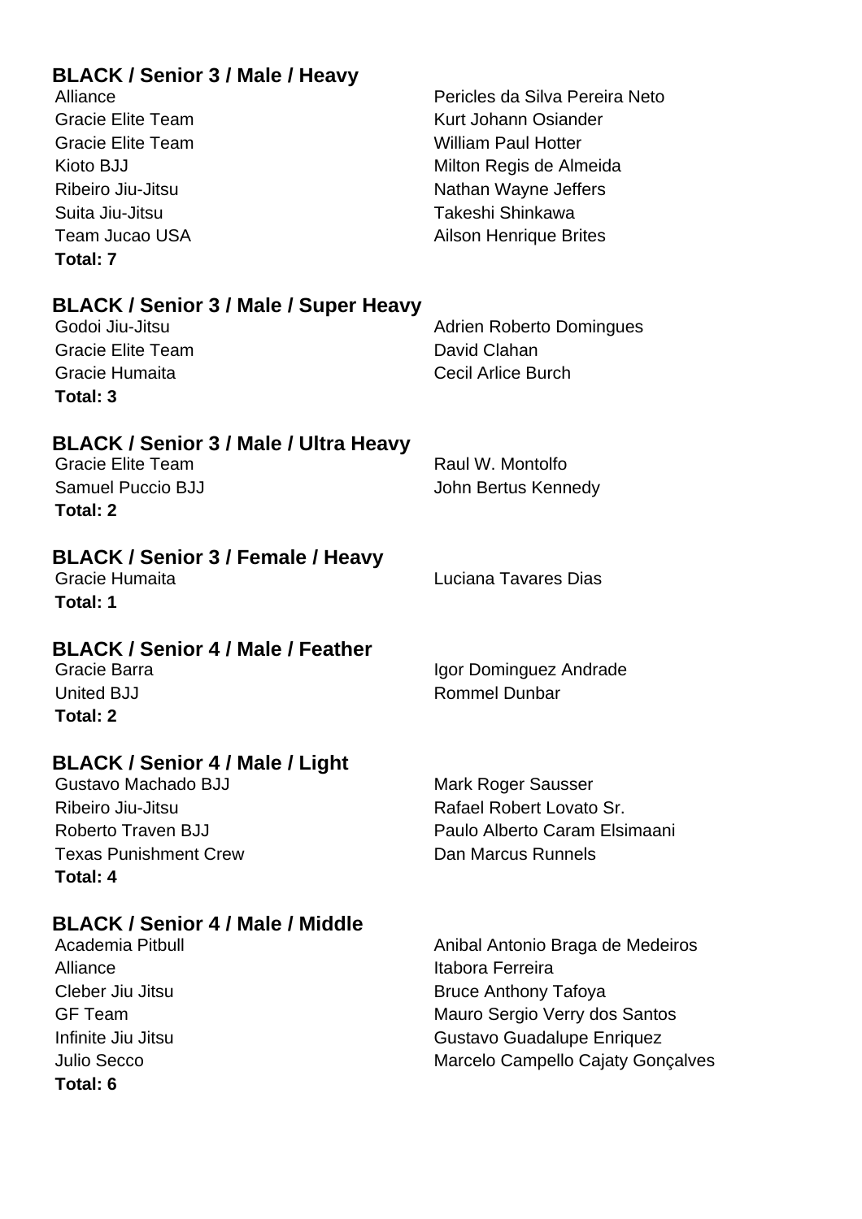### BLACK / Senior 3 / Male / Heavy

| | |
|---|---|
| Alliance | Pericles da Silva Pereira Neto |
| Gracie Elite Team | Kurt Johann Osiander |
| Gracie Elite Team | William Paul Hotter |
| Kioto BJJ | Milton Regis de Almeida |
| Ribeiro Jiu-Jitsu | Nathan Wayne Jeffers |
| Suita Jiu-Jitsu | Takeshi Shinkawa |
| Team Jucao USA | Ailson Henrique Brites |

**Total: 7**

### BLACK / Senior 3 / Male / Super Heavy

| | |
|---|---|
| Godoi Jiu-Jitsu | Adrien Roberto Domingues |
| Gracie Elite Team | David Clahan |
| Gracie Humaita | Cecil Arlice Burch |

**Total: 3**

### BLACK / Senior 3 / Male / Ultra Heavy

| | |
|---|---|
| Gracie Elite Team | Raul W. Montolfo |
| Samuel Puccio BJJ | John Bertus Kennedy |

**Total: 2**

### BLACK / Senior 3 / Female / Heavy

| | |
|---|---|
| Gracie Humaita | Luciana Tavares Dias |

**Total: 1**

### BLACK / Senior 4 / Male / Feather

| | |
|---|---|
| Gracie Barra | Igor Dominguez Andrade |
| United BJJ | Rommel Dunbar |

**Total: 2**

### BLACK / Senior 4 / Male / Light

| | |
|---|---|
| Gustavo Machado BJJ | Mark Roger Sausser |
| Ribeiro Jiu-Jitsu | Rafael Robert Lovato Sr. |
| Roberto Traven BJJ | Paulo Alberto Caram Elsimaani |
| Texas Punishment Crew | Dan Marcus Runnels |

**Total: 4**

### BLACK / Senior 4 / Male / Middle

| | |
|---|---|
| Academia Pitbull | Anibal Antonio Braga de Medeiros |
| Alliance | Itabora Ferreira |
| Cleber Jiu Jitsu | Bruce Anthony Tafoya |
| GF Team | Mauro Sergio Verry dos Santos |
| Infinite Jiu Jitsu | Gustavo Guadalupe Enriquez |
| Julio Secco | Marcelo Campello Cajaty Gonçalves |

**Total: 6**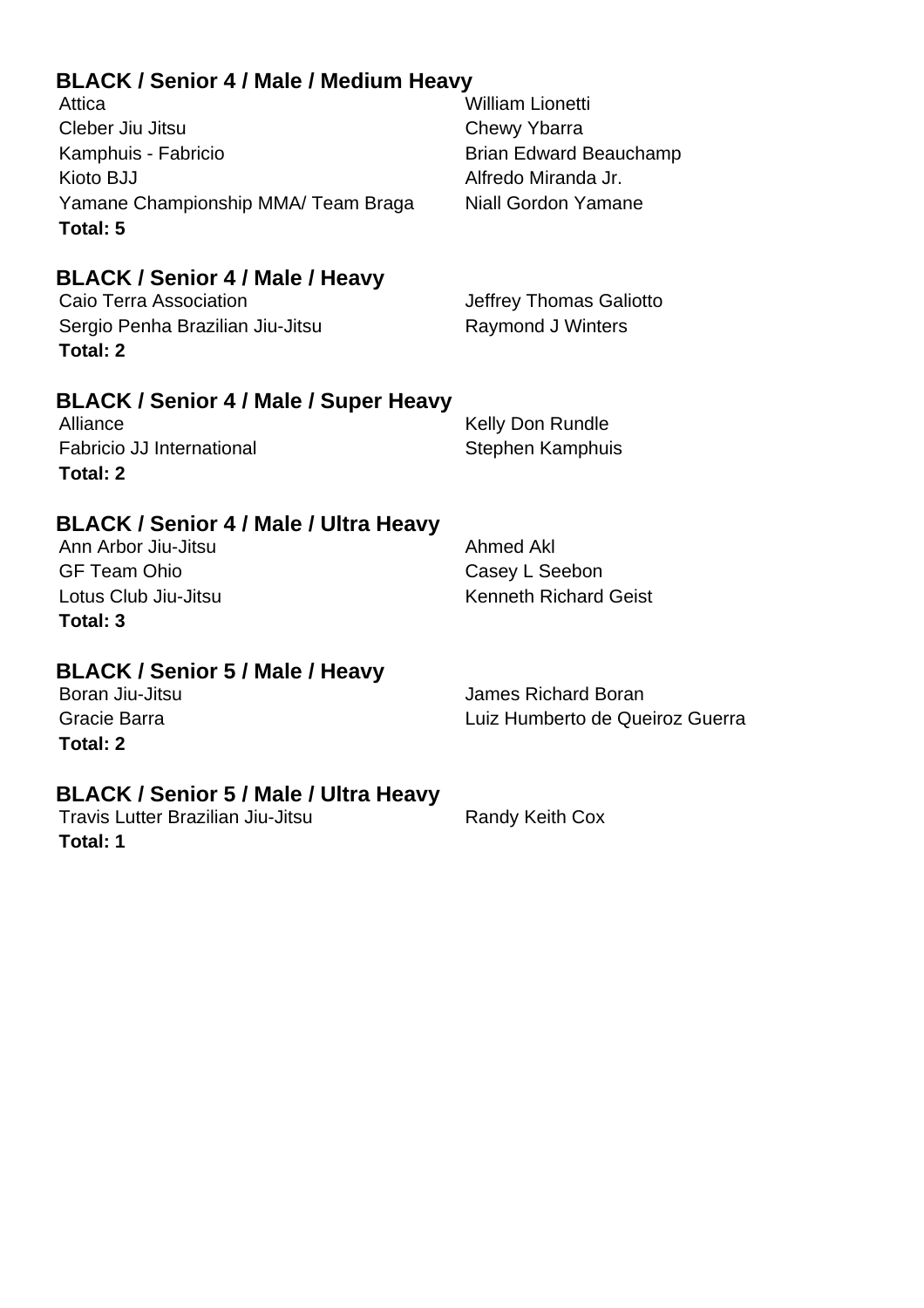## BLACK / Senior 4 / Male / Medium Heavy

| | |
|---|---|
| Attica | William Lionetti |
| Cleber Jiu Jitsu | Chewy Ybarra |
| Kamphuis - Fabricio | Brian Edward Beauchamp |
| Kioto BJJ | Alfredo Miranda Jr. |
| Yamane Championship MMA/ Team Braga | Niall Gordon Yamane |

**Total: 5**

## BLACK / Senior 4 / Male / Heavy

| | |
|---|---|
| Caio Terra Association | Jeffrey Thomas Galiotto |
| Sergio Penha Brazilian Jiu-Jitsu | Raymond J Winters |

**Total: 2**

## BLACK / Senior 4 / Male / Super Heavy

| | |
|---|---|
| Alliance | Kelly Don Rundle |
| Fabricio JJ International | Stephen Kamphuis |

**Total: 2**

## BLACK / Senior 4 / Male / Ultra Heavy

| | |
|---|---|
| Ann Arbor Jiu-Jitsu | Ahmed Akl |
| GF Team Ohio | Casey L Seebon |
| Lotus Club Jiu-Jitsu | Kenneth Richard Geist |

**Total: 3**

## BLACK / Senior 5 / Male / Heavy

| | |
|---|---|
| Boran Jiu-Jitsu | James Richard Boran |
| Gracie Barra | Luiz Humberto de Queiroz Guerra |

**Total: 2**

## BLACK / Senior 5 / Male / Ultra Heavy

| | |
|---|---|
| Travis Lutter Brazilian Jiu-Jitsu | Randy Keith Cox |

**Total: 1**